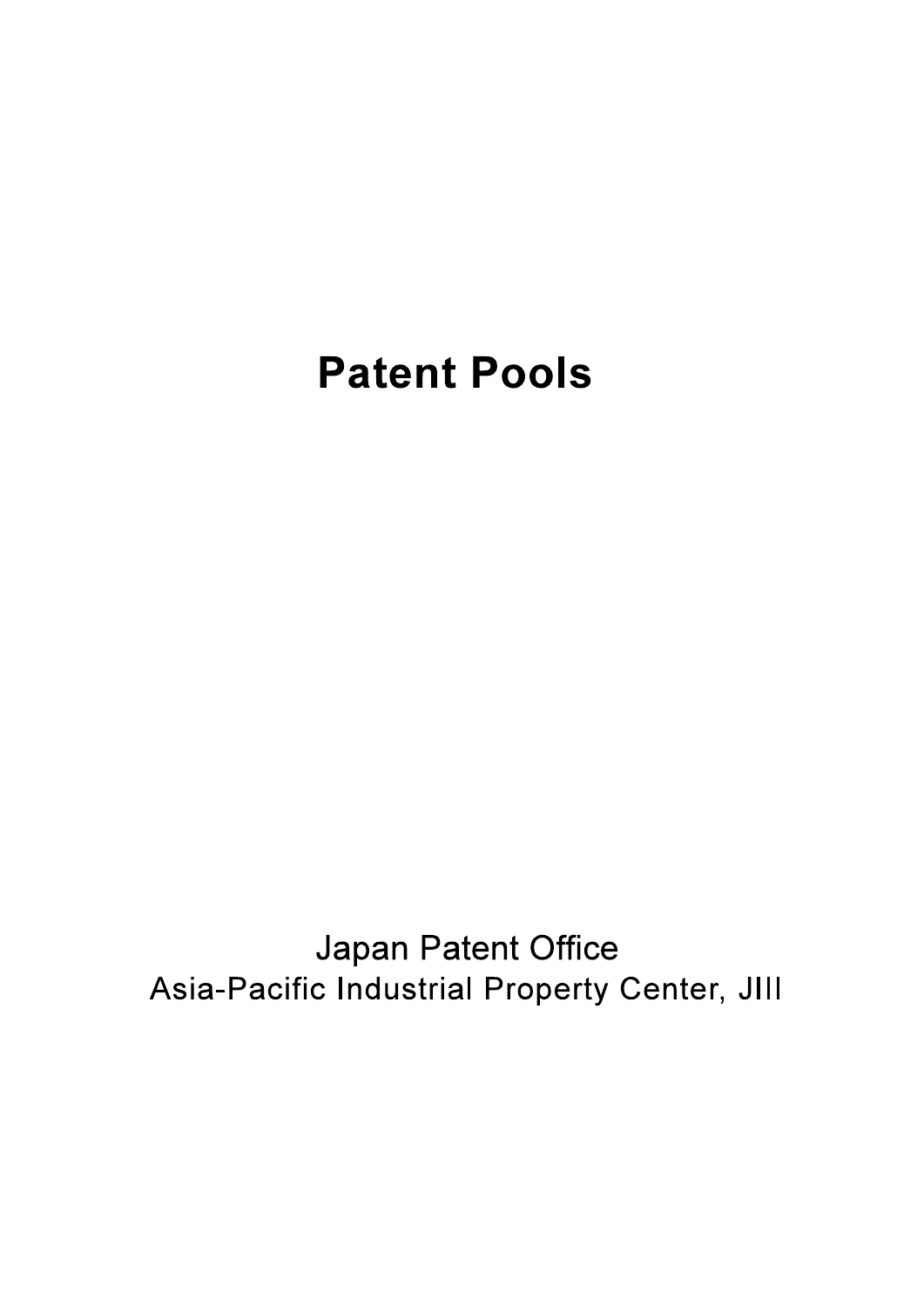# Patent Pools

Japan Patent Office

Asia-Pacific Industrial Property Center, JIII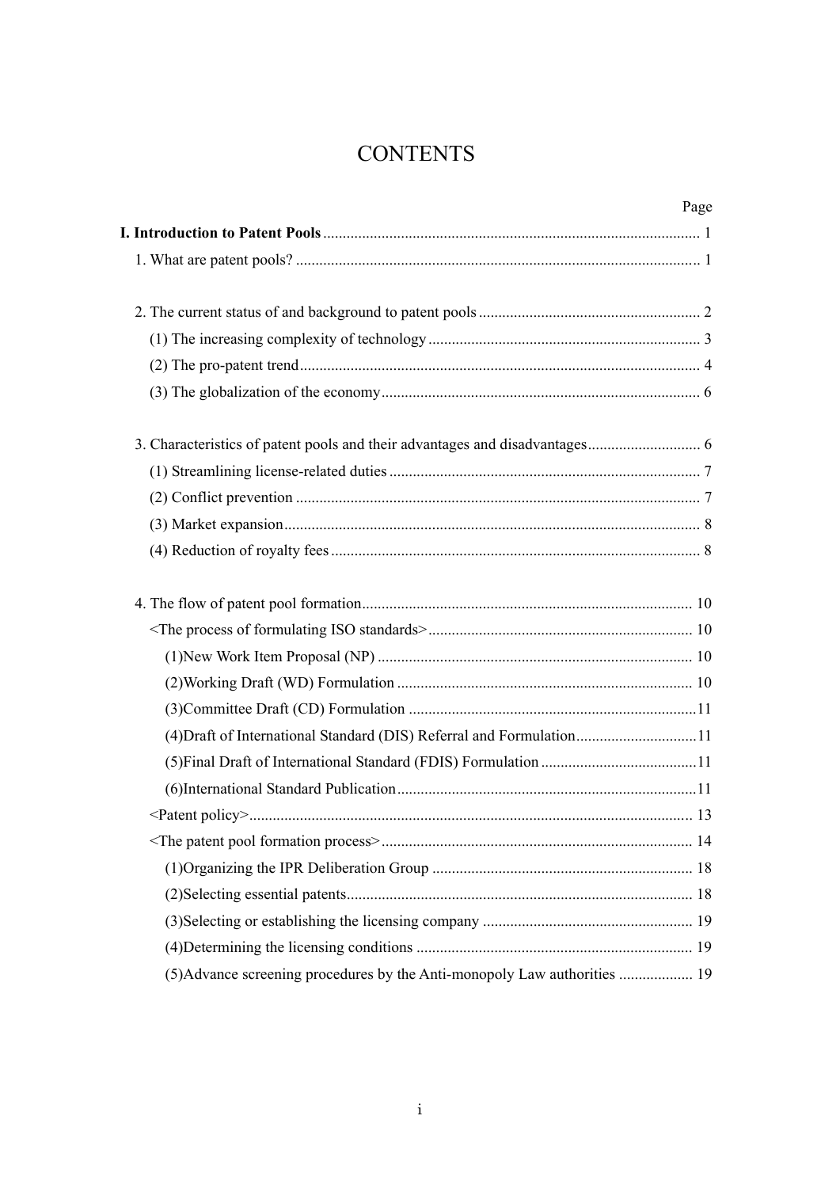# CONTENTS

Page

**I. Introduction to Patent Pools** ... 1

1. What are patent pools? ... 1

2. The current status of and background to patent pools ... 2

(1) The increasing complexity of technology ... 3

(2) The pro-patent trend ... 4

(3) The globalization of the economy ... 6

3. Characteristics of patent pools and their advantages and disadvantages ... 6

(1) Streamlining license-related duties ... 7

(2) Conflict prevention ... 7

(3) Market expansion ... 8

(4) Reduction of royalty fees ... 8

4. The flow of patent pool formation ... 10

<The process of formulating ISO standards> ... 10

(1)New Work Item Proposal (NP) ... 10

(2)Working Draft (WD) Formulation ... 10

(3)Committee Draft (CD) Formulation ... 11

(4)Draft of International Standard (DIS) Referral and Formulation ... 11

(5)Final Draft of International Standard (FDIS) Formulation ... 11

(6)International Standard Publication ... 11

<Patent policy> ... 13

<The patent pool formation process> ... 14

(1)Organizing the IPR Deliberation Group ... 18

(2)Selecting essential patents ... 18

(3)Selecting or establishing the licensing company ... 19

(4)Determining the licensing conditions ... 19

(5)Advance screening procedures by the Anti-monopoly Law authorities ... 19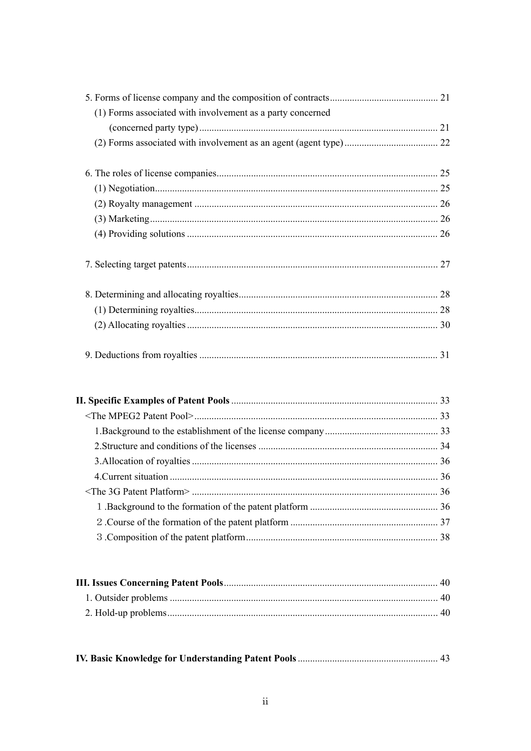5. Forms of license company and the composition of contracts ........................................... 21
   (1) Forms associated with involvement as a party concerned (concerned party type) ........................................................................................ 21
   (2) Forms associated with involvement as an agent (agent type) ...................................... 22

6. The roles of license companies ........................................................................................ 25
   (1) Negotiation ................................................................................................................. 25
   (2) Royalty management .................................................................................................. 26
   (3) Marketing .................................................................................................................... 26
   (4) Providing solutions ..................................................................................................... 26

7. Selecting target patents ..................................................................................................... 27

8. Determining and allocating royalties ................................................................................ 28
   (1) Determining royalties .................................................................................................. 28
   (2) Allocating royalties ..................................................................................................... 30

9. Deductions from royalties ................................................................................................ 31

**II. Specific Examples of Patent Pools** ................................................................................ 33

<The MPEG2 Patent Pool> .................................................................................................. 33
   1.Background to the establishment of the license company ............................................. 33
   2.Structure and conditions of the licenses ........................................................................ 34
   3.Allocation of royalties .................................................................................................... 36
   4.Current situation ............................................................................................................ 36

<The 3G Patent Platform> ................................................................................................... 36
   １.Background to the formation of the patent platform .................................................... 36
   ２.Course of the formation of the patent platform ............................................................ 37
   ３.Composition of the patent platform ............................................................................. 38

**III. Issues Concerning Patent Pools** ................................................................................... 40

1. Outsider problems ............................................................................................................ 40
2. Hold-up problems ............................................................................................................. 40

**IV. Basic Knowledge for Understanding Patent Pools** ....................................................... 43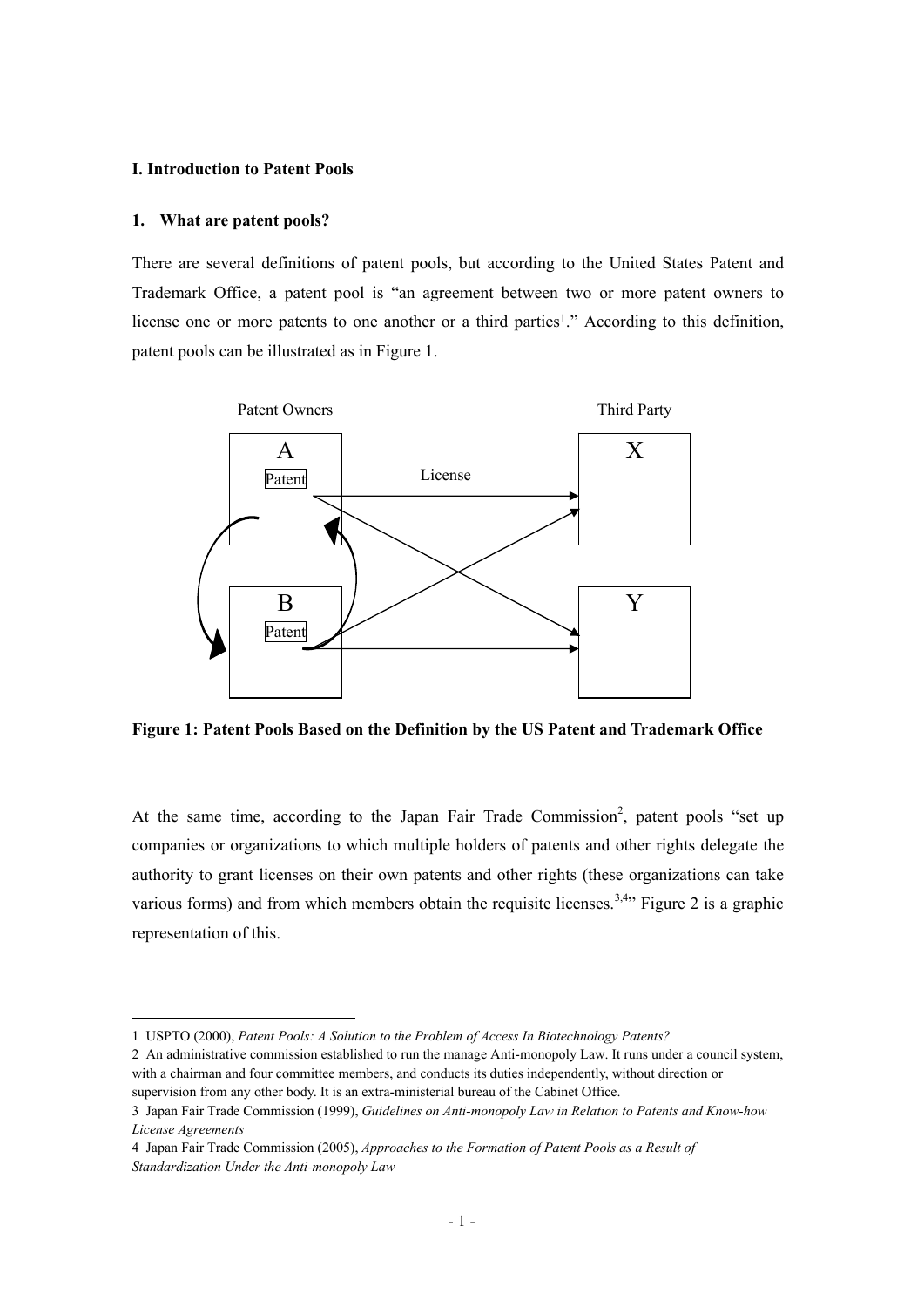### I. Introduction to Patent Pools

#### 1. What are patent pools?

There are several definitions of patent pools, but according to the United States Patent and Trademark Office, a patent pool is "an agreement between two or more patent owners to license one or more patents to one another or a third parties[1]." According to this definition, patent pools can be illustrated as in Figure 1.

Patent Owners

Third Party

A

Patent

License

X

B

Patent

Y

**Figure 1: Patent Pools Based on the Definition by the US Patent and Trademark Office**

At the same time, according to the Japan Fair Trade Commission[2], patent pools "set up companies or organizations to which multiple holders of patents and other rights delegate the authority to grant licenses on their own patents and other rights (these organizations can take various forms) and from which members obtain the requisite licenses.[3,4]" Figure 2 is a graphic representation of this.

---

1 USPTO (2000), *Patent Pools: A Solution to the Problem of Access In Biotechnology Patents?*

2 An administrative commission established to run the manage Anti-monopoly Law. It runs under a council system, with a chairman and four committee members, and conducts its duties independently, without direction or supervision from any other body. It is an extra-ministerial bureau of the Cabinet Office.

3 Japan Fair Trade Commission (1999), *Guidelines on Anti-monopoly Law in Relation to Patents and Know-how License Agreements*

4 Japan Fair Trade Commission (2005), *Approaches to the Formation of Patent Pools as a Result of Standardization Under the Anti-monopoly Law*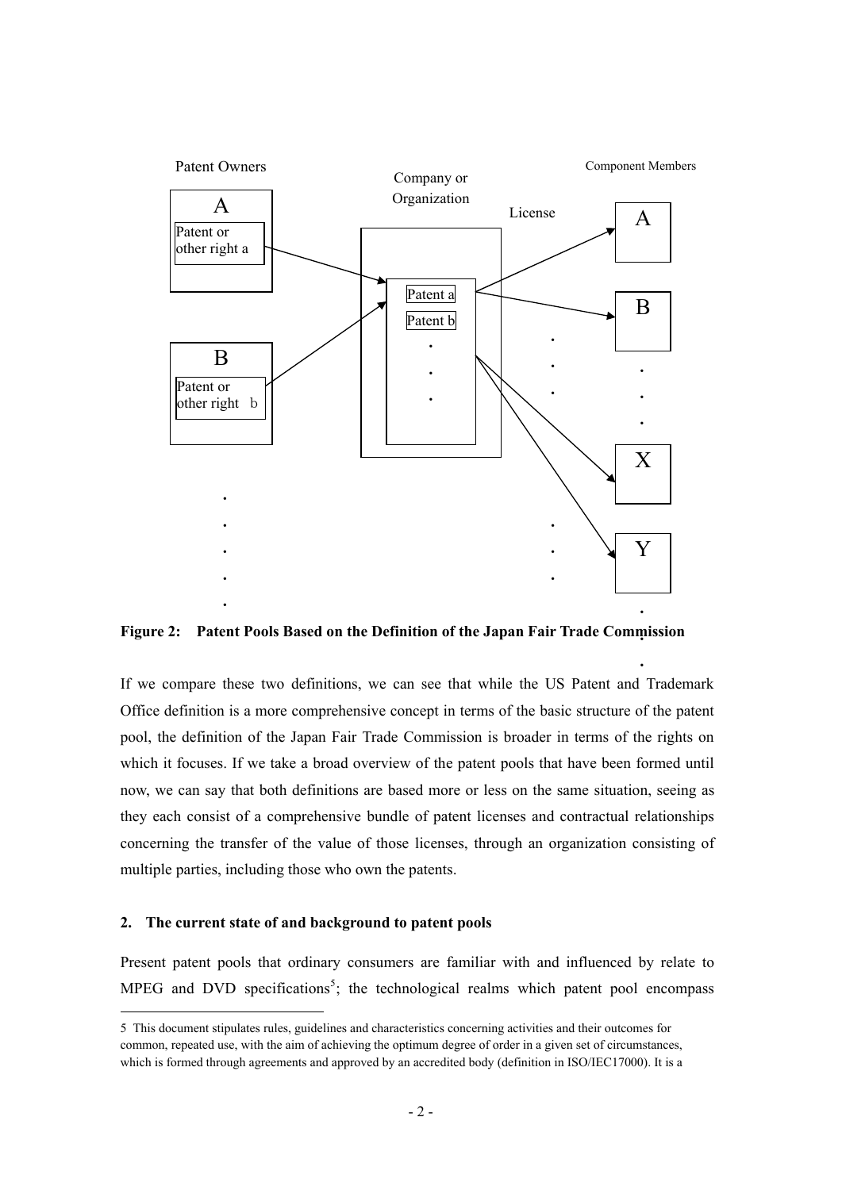Patent Owners

Company or Organization

License

Component Members

A

Patent or other right a

Patent a

Patent b

A

B

B

Patent or other right b

X

Y

**Figure 2: Patent Pools Based on the Definition of the Japan Fair Trade Commission**

If we compare these two definitions, we can see that while the US Patent and Trademark Office definition is a more comprehensive concept in terms of the basic structure of the patent pool, the definition of the Japan Fair Trade Commission is broader in terms of the rights on which it focuses. If we take a broad overview of the patent pools that have been formed until now, we can say that both definitions are based more or less on the same situation, seeing as they each consist of a comprehensive bundle of patent licenses and contractual relationships concerning the transfer of the value of those licenses, through an organization consisting of multiple parties, including those who own the patents.

### 2. The current state of and background to patent pools

Present patent pools that ordinary consumers are familiar with and influenced by relate to MPEG and DVD specifications[5]; the technological realms which patent pool encompass

---

5 This document stipulates rules, guidelines and characteristics concerning activities and their outcomes for common, repeated use, with the aim of achieving the optimum degree of order in a given set of circumstances, which is formed through agreements and approved by an accredited body (definition in ISO/IEC17000). It is a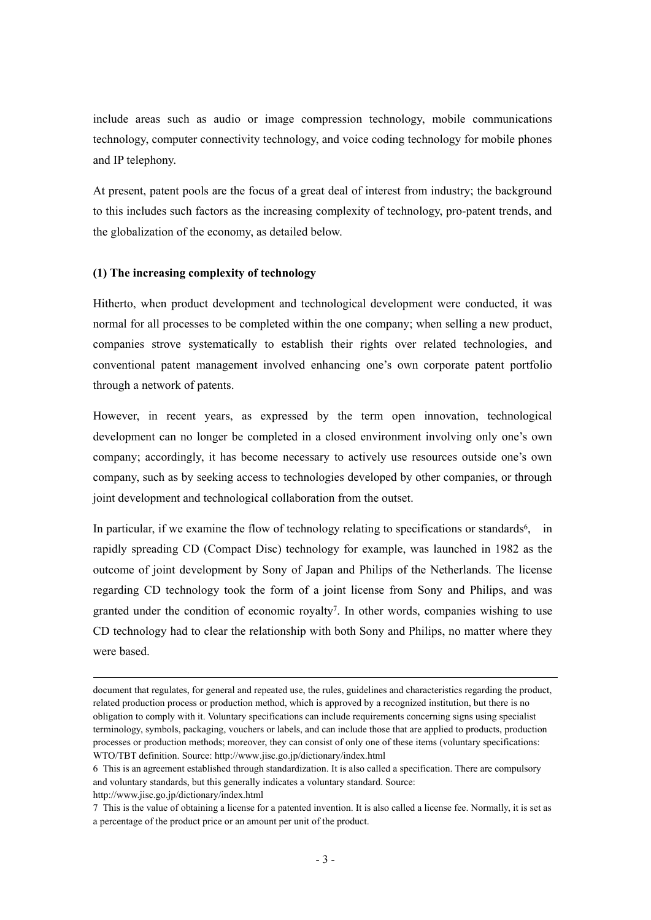include areas such as audio or image compression technology, mobile communications technology, computer connectivity technology, and voice coding technology for mobile phones and IP telephony.

At present, patent pools are the focus of a great deal of interest from industry; the background to this includes such factors as the increasing complexity of technology, pro-patent trends, and the globalization of the economy, as detailed below.

**(1) The increasing complexity of technology**

Hitherto, when product development and technological development were conducted, it was normal for all processes to be completed within the one company; when selling a new product, companies strove systematically to establish their rights over related technologies, and conventional patent management involved enhancing one's own corporate patent portfolio through a network of patents.

However, in recent years, as expressed by the term open innovation, technological development can no longer be completed in a closed environment involving only one's own company; accordingly, it has become necessary to actively use resources outside one's own company, such as by seeking access to technologies developed by other companies, or through joint development and technological collaboration from the outset.

In particular, if we examine the flow of technology relating to specifications or standards[6], in rapidly spreading CD (Compact Disc) technology for example, was launched in 1982 as the outcome of joint development by Sony of Japan and Philips of the Netherlands. The license regarding CD technology took the form of a joint license from Sony and Philips, and was granted under the condition of economic royalty[7]. In other words, companies wishing to use CD technology had to clear the relationship with both Sony and Philips, no matter where they were based.

---

document that regulates, for general and repeated use, the rules, guidelines and characteristics regarding the product, related production process or production method, which is approved by a recognized institution, but there is no obligation to comply with it. Voluntary specifications can include requirements concerning signs using specialist terminology, symbols, packaging, vouchers or labels, and can include those that are applied to products, production processes or production methods; moreover, they can consist of only one of these items (voluntary specifications: WTO/TBT definition. Source: http://www.jisc.go.jp/dictionary/index.html

6 This is an agreement established through standardization. It is also called a specification. There are compulsory and voluntary standards, but this generally indicates a voluntary standard. Source: http://www.jisc.go.jp/dictionary/index.html

7 This is the value of obtaining a license for a patented invention. It is also called a license fee. Normally, it is set as a percentage of the product price or an amount per unit of the product.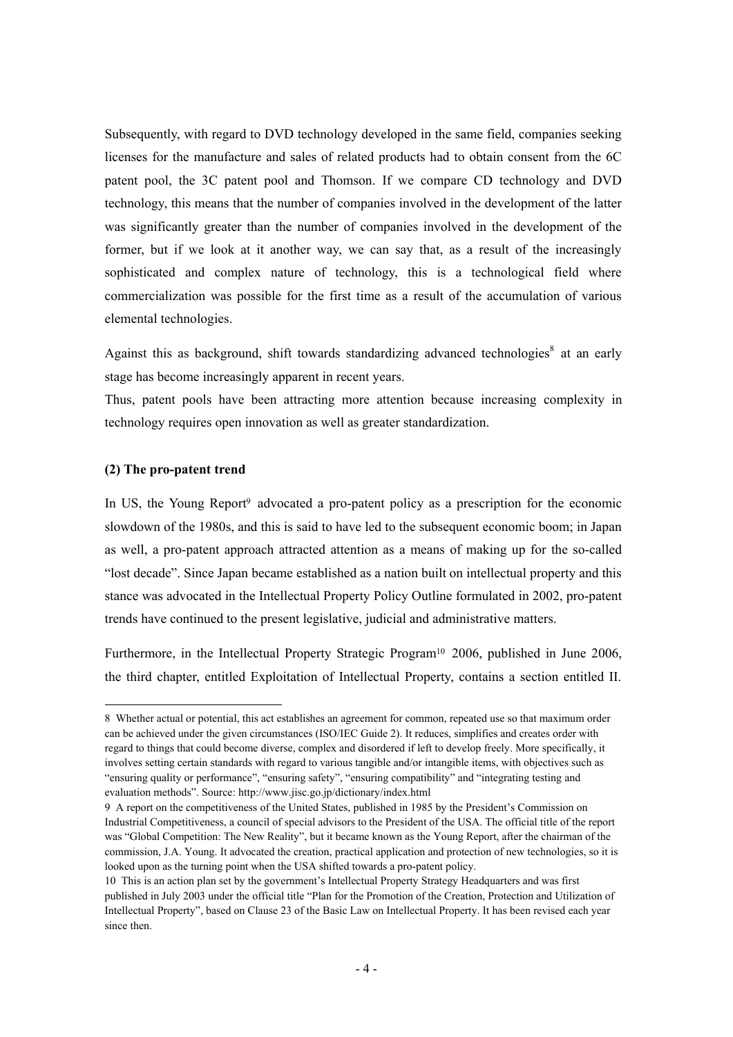Subsequently, with regard to DVD technology developed in the same field, companies seeking licenses for the manufacture and sales of related products had to obtain consent from the 6C patent pool, the 3C patent pool and Thomson. If we compare CD technology and DVD technology, this means that the number of companies involved in the development of the latter was significantly greater than the number of companies involved in the development of the former, but if we look at it another way, we can say that, as a result of the increasingly sophisticated and complex nature of technology, this is a technological field where commercialization was possible for the first time as a result of the accumulation of various elemental technologies.

Against this as background, shift towards standardizing advanced technologies[8] at an early stage has become increasingly apparent in recent years.

Thus, patent pools have been attracting more attention because increasing complexity in technology requires open innovation as well as greater standardization.

**(2) The pro-patent trend**

In US, the Young Report[9] advocated a pro-patent policy as a prescription for the economic slowdown of the 1980s, and this is said to have led to the subsequent economic boom; in Japan as well, a pro-patent approach attracted attention as a means of making up for the so-called "lost decade". Since Japan became established as a nation built on intellectual property and this stance was advocated in the Intellectual Property Policy Outline formulated in 2002, pro-patent trends have continued to the present legislative, judicial and administrative matters.

Furthermore, in the Intellectual Property Strategic Program[10] 2006, published in June 2006, the third chapter, entitled Exploitation of Intellectual Property, contains a section entitled II.

---

8 Whether actual or potential, this act establishes an agreement for common, repeated use so that maximum order can be achieved under the given circumstances (ISO/IEC Guide 2). It reduces, simplifies and creates order with regard to things that could become diverse, complex and disordered if left to develop freely. More specifically, it involves setting certain standards with regard to various tangible and/or intangible items, with objectives such as "ensuring quality or performance", "ensuring safety", "ensuring compatibility" and "integrating testing and evaluation methods". Source: http://www.jisc.go.jp/dictionary/index.html

9 A report on the competitiveness of the United States, published in 1985 by the President's Commission on Industrial Competitiveness, a council of special advisors to the President of the USA. The official title of the report was "Global Competition: The New Reality", but it became known as the Young Report, after the chairman of the commission, J.A. Young. It advocated the creation, practical application and protection of new technologies, so it is looked upon as the turning point when the USA shifted towards a pro-patent policy.

10 This is an action plan set by the government's Intellectual Property Strategy Headquarters and was first published in July 2003 under the official title "Plan for the Promotion of the Creation, Protection and Utilization of Intellectual Property", based on Clause 23 of the Basic Law on Intellectual Property. It has been revised each year since then.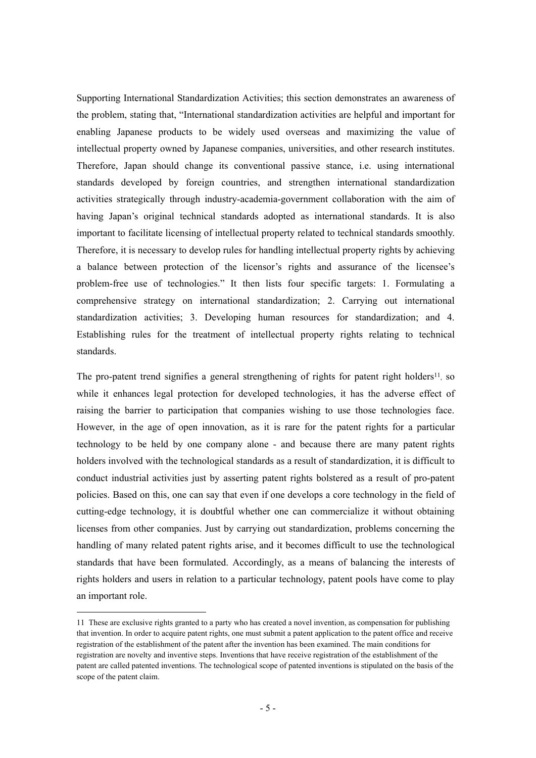Supporting International Standardization Activities; this section demonstrates an awareness of the problem, stating that, "International standardization activities are helpful and important for enabling Japanese products to be widely used overseas and maximizing the value of intellectual property owned by Japanese companies, universities, and other research institutes. Therefore, Japan should change its conventional passive stance, i.e. using international standards developed by foreign countries, and strengthen international standardization activities strategically through industry-academia-government collaboration with the aim of having Japan's original technical standards adopted as international standards. It is also important to facilitate licensing of intellectual property related to technical standards smoothly. Therefore, it is necessary to develop rules for handling intellectual property rights by achieving a balance between protection of the licensor's rights and assurance of the licensee's problem-free use of technologies." It then lists four specific targets: 1. Formulating a comprehensive strategy on international standardization; 2. Carrying out international standardization activities; 3. Developing human resources for standardization; and 4. Establishing rules for the treatment of intellectual property rights relating to technical standards.

The pro-patent trend signifies a general strengthening of rights for patent right holders[11], so while it enhances legal protection for developed technologies, it has the adverse effect of raising the barrier to participation that companies wishing to use those technologies face. However, in the age of open innovation, as it is rare for the patent rights for a particular technology to be held by one company alone - and because there are many patent rights holders involved with the technological standards as a result of standardization, it is difficult to conduct industrial activities just by asserting patent rights bolstered as a result of pro-patent policies. Based on this, one can say that even if one develops a core technology in the field of cutting-edge technology, it is doubtful whether one can commercialize it without obtaining licenses from other companies. Just by carrying out standardization, problems concerning the handling of many related patent rights arise, and it becomes difficult to use the technological standards that have been formulated. Accordingly, as a means of balancing the interests of rights holders and users in relation to a particular technology, patent pools have come to play an important role.

11 These are exclusive rights granted to a party who has created a novel invention, as compensation for publishing that invention. In order to acquire patent rights, one must submit a patent application to the patent office and receive registration of the establishment of the patent after the invention has been examined. The main conditions for registration are novelty and inventive steps. Inventions that have receive registration of the establishment of the patent are called patented inventions. The technological scope of patented inventions is stipulated on the basis of the scope of the patent claim.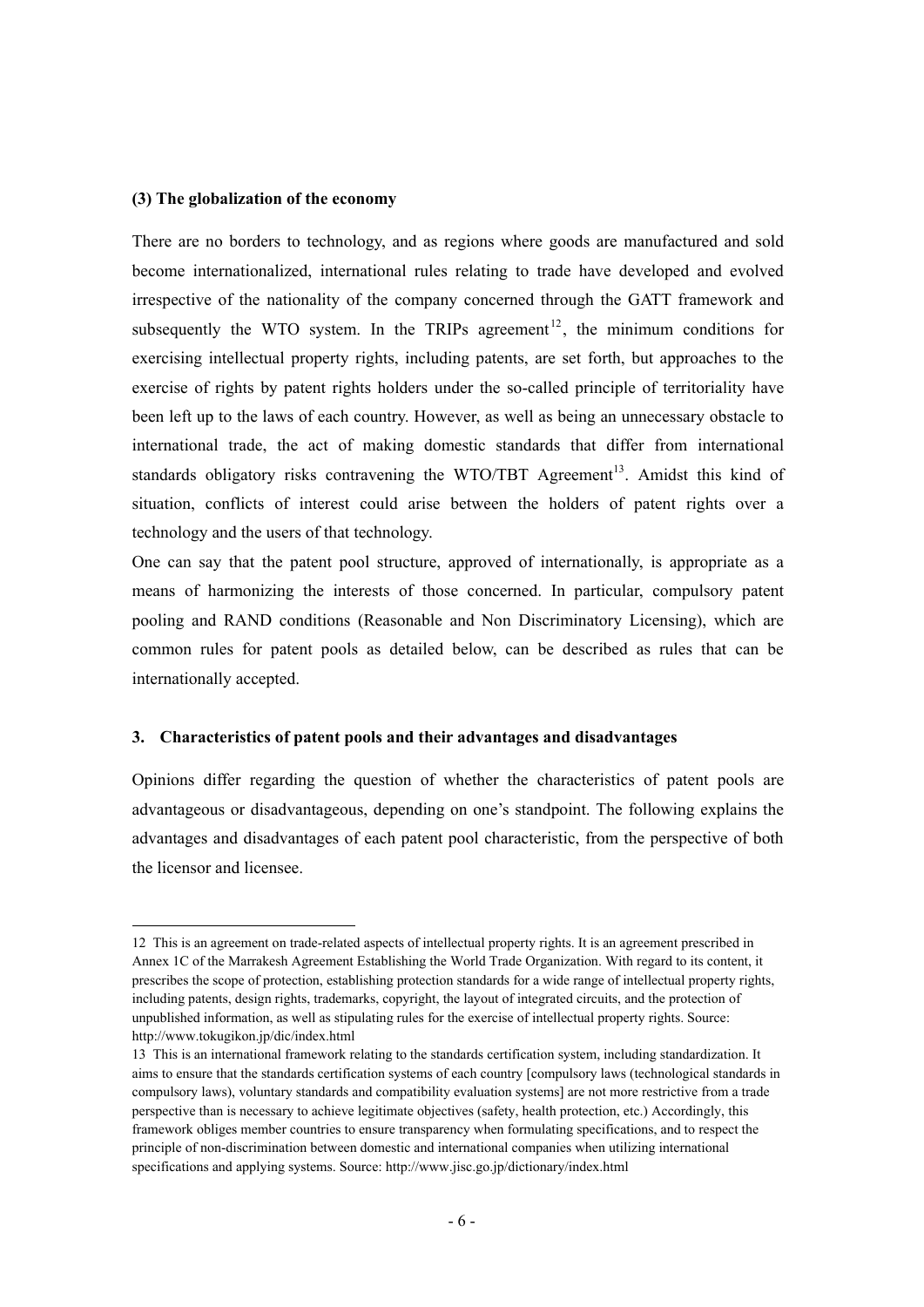**(3) The globalization of the economy**

There are no borders to technology, and as regions where goods are manufactured and sold become internationalized, international rules relating to trade have developed and evolved irrespective of the nationality of the company concerned through the GATT framework and subsequently the WTO system. In the TRIPs agreement[12], the minimum conditions for exercising intellectual property rights, including patents, are set forth, but approaches to the exercise of rights by patent rights holders under the so-called principle of territoriality have been left up to the laws of each country. However, as well as being an unnecessary obstacle to international trade, the act of making domestic standards that differ from international standards obligatory risks contravening the WTO/TBT Agreement[13]. Amidst this kind of situation, conflicts of interest could arise between the holders of patent rights over a technology and the users of that technology.

One can say that the patent pool structure, approved of internationally, is appropriate as a means of harmonizing the interests of those concerned. In particular, compulsory patent pooling and RAND conditions (Reasonable and Non Discriminatory Licensing), which are common rules for patent pools as detailed below, can be described as rules that can be internationally accepted.

## 3. Characteristics of patent pools and their advantages and disadvantages

Opinions differ regarding the question of whether the characteristics of patent pools are advantageous or disadvantageous, depending on one's standpoint. The following explains the advantages and disadvantages of each patent pool characteristic, from the perspective of both the licensor and licensee.

---

12 This is an agreement on trade-related aspects of intellectual property rights. It is an agreement prescribed in Annex 1C of the Marrakesh Agreement Establishing the World Trade Organization. With regard to its content, it prescribes the scope of protection, establishing protection standards for a wide range of intellectual property rights, including patents, design rights, trademarks, copyright, the layout of integrated circuits, and the protection of unpublished information, as well as stipulating rules for the exercise of intellectual property rights. Source: http://www.tokugikon.jp/dic/index.html

13 This is an international framework relating to the standards certification system, including standardization. It aims to ensure that the standards certification systems of each country [compulsory laws (technological standards in compulsory laws), voluntary standards and compatibility evaluation systems] are not more restrictive from a trade perspective than is necessary to achieve legitimate objectives (safety, health protection, etc.) Accordingly, this framework obliges member countries to ensure transparency when formulating specifications, and to respect the principle of non-discrimination between domestic and international companies when utilizing international specifications and applying systems. Source: http://www.jisc.go.jp/dictionary/index.html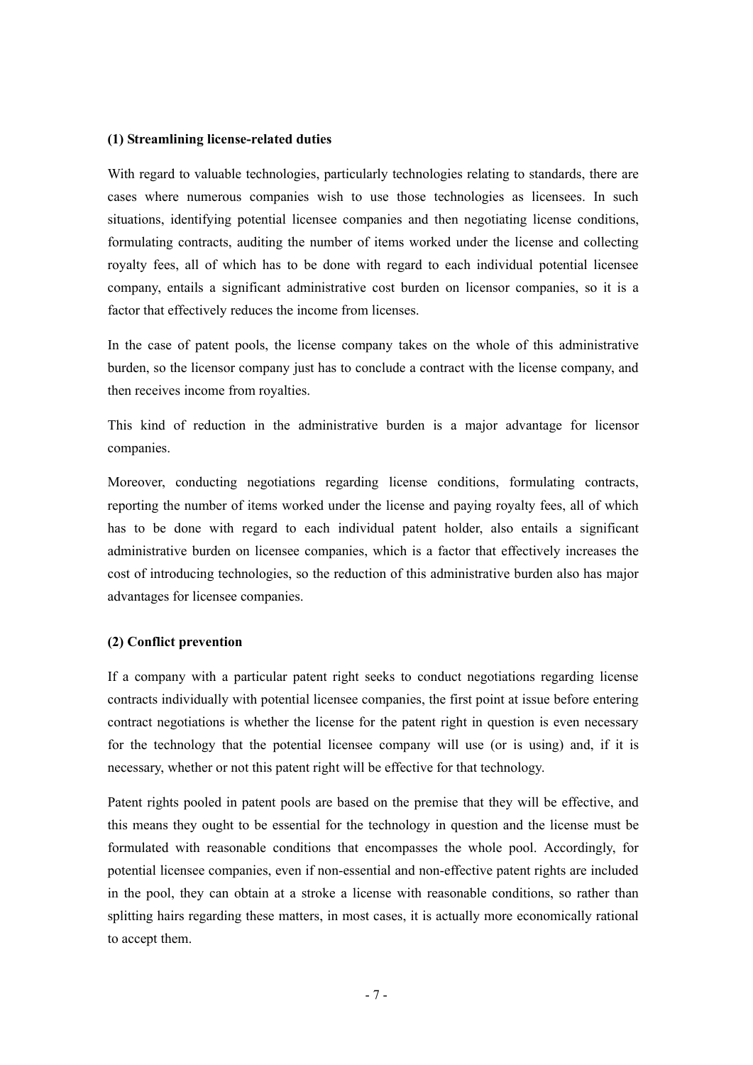**(1) Streamlining license-related duties**

With regard to valuable technologies, particularly technologies relating to standards, there are cases where numerous companies wish to use those technologies as licensees. In such situations, identifying potential licensee companies and then negotiating license conditions, formulating contracts, auditing the number of items worked under the license and collecting royalty fees, all of which has to be done with regard to each individual potential licensee company, entails a significant administrative cost burden on licensor companies, so it is a factor that effectively reduces the income from licenses.

In the case of patent pools, the license company takes on the whole of this administrative burden, so the licensor company just has to conclude a contract with the license company, and then receives income from royalties.

This kind of reduction in the administrative burden is a major advantage for licensor companies.

Moreover, conducting negotiations regarding license conditions, formulating contracts, reporting the number of items worked under the license and paying royalty fees, all of which has to be done with regard to each individual patent holder, also entails a significant administrative burden on licensee companies, which is a factor that effectively increases the cost of introducing technologies, so the reduction of this administrative burden also has major advantages for licensee companies.

**(2) Conflict prevention**

If a company with a particular patent right seeks to conduct negotiations regarding license contracts individually with potential licensee companies, the first point at issue before entering contract negotiations is whether the license for the patent right in question is even necessary for the technology that the potential licensee company will use (or is using) and, if it is necessary, whether or not this patent right will be effective for that technology.

Patent rights pooled in patent pools are based on the premise that they will be effective, and this means they ought to be essential for the technology in question and the license must be formulated with reasonable conditions that encompasses the whole pool. Accordingly, for potential licensee companies, even if non-essential and non-effective patent rights are included in the pool, they can obtain at a stroke a license with reasonable conditions, so rather than splitting hairs regarding these matters, in most cases, it is actually more economically rational to accept them.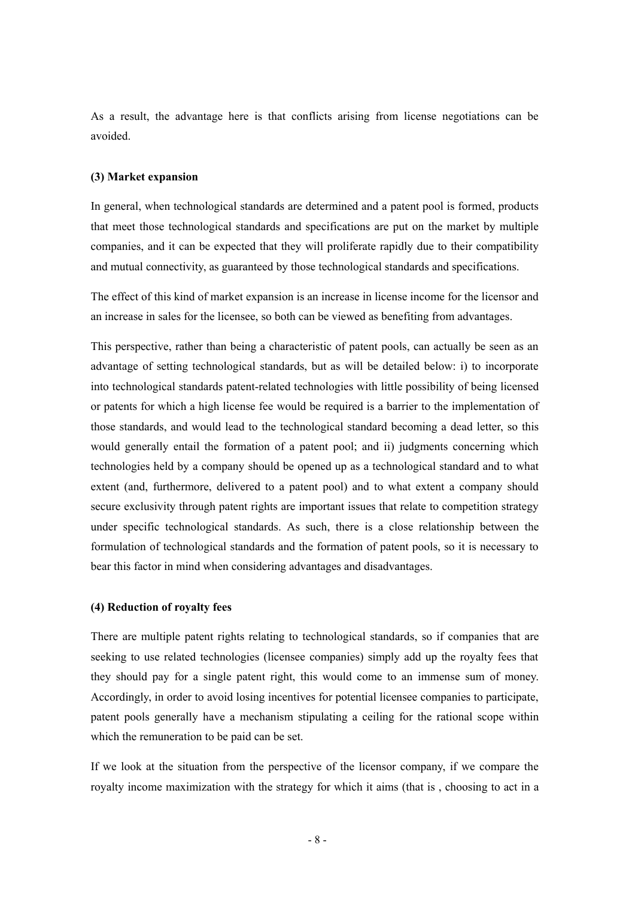As a result, the advantage here is that conflicts arising from license negotiations can be avoided.

**(3) Market expansion**

In general, when technological standards are determined and a patent pool is formed, products that meet those technological standards and specifications are put on the market by multiple companies, and it can be expected that they will proliferate rapidly due to their compatibility and mutual connectivity, as guaranteed by those technological standards and specifications.

The effect of this kind of market expansion is an increase in license income for the licensor and an increase in sales for the licensee, so both can be viewed as benefiting from advantages.

This perspective, rather than being a characteristic of patent pools, can actually be seen as an advantage of setting technological standards, but as will be detailed below: i) to incorporate into technological standards patent-related technologies with little possibility of being licensed or patents for which a high license fee would be required is a barrier to the implementation of those standards, and would lead to the technological standard becoming a dead letter, so this would generally entail the formation of a patent pool; and ii) judgments concerning which technologies held by a company should be opened up as a technological standard and to what extent (and, furthermore, delivered to a patent pool) and to what extent a company should secure exclusivity through patent rights are important issues that relate to competition strategy under specific technological standards. As such, there is a close relationship between the formulation of technological standards and the formation of patent pools, so it is necessary to bear this factor in mind when considering advantages and disadvantages.

**(4) Reduction of royalty fees**

There are multiple patent rights relating to technological standards, so if companies that are seeking to use related technologies (licensee companies) simply add up the royalty fees that they should pay for a single patent right, this would come to an immense sum of money. Accordingly, in order to avoid losing incentives for potential licensee companies to participate, patent pools generally have a mechanism stipulating a ceiling for the rational scope within which the remuneration to be paid can be set.

If we look at the situation from the perspective of the licensor company, if we compare the royalty income maximization with the strategy for which it aims (that is , choosing to act in a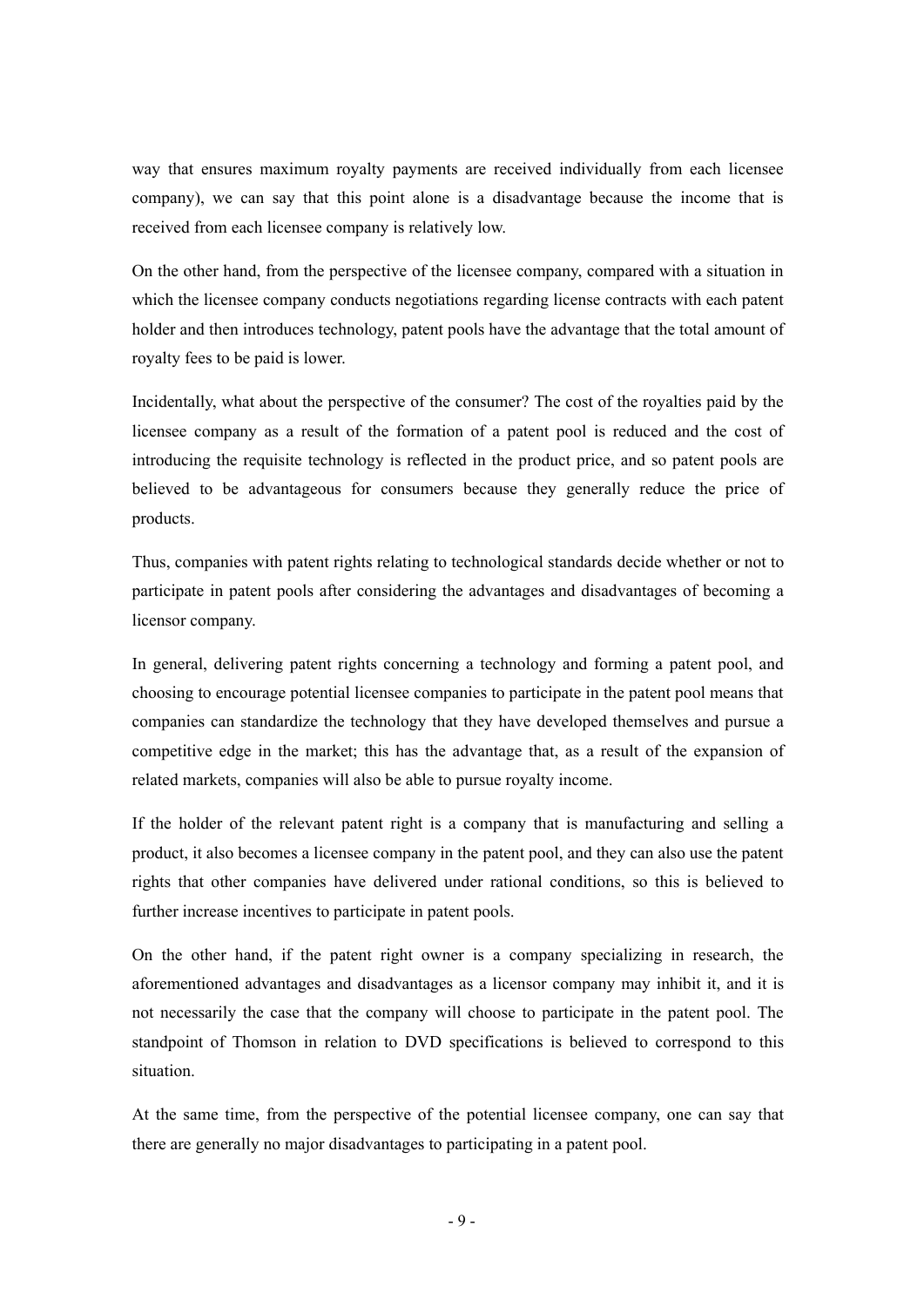way that ensures maximum royalty payments are received individually from each licensee company), we can say that this point alone is a disadvantage because the income that is received from each licensee company is relatively low.

On the other hand, from the perspective of the licensee company, compared with a situation in which the licensee company conducts negotiations regarding license contracts with each patent holder and then introduces technology, patent pools have the advantage that the total amount of royalty fees to be paid is lower.

Incidentally, what about the perspective of the consumer? The cost of the royalties paid by the licensee company as a result of the formation of a patent pool is reduced and the cost of introducing the requisite technology is reflected in the product price, and so patent pools are believed to be advantageous for consumers because they generally reduce the price of products.

Thus, companies with patent rights relating to technological standards decide whether or not to participate in patent pools after considering the advantages and disadvantages of becoming a licensor company.

In general, delivering patent rights concerning a technology and forming a patent pool, and choosing to encourage potential licensee companies to participate in the patent pool means that companies can standardize the technology that they have developed themselves and pursue a competitive edge in the market; this has the advantage that, as a result of the expansion of related markets, companies will also be able to pursue royalty income.

If the holder of the relevant patent right is a company that is manufacturing and selling a product, it also becomes a licensee company in the patent pool, and they can also use the patent rights that other companies have delivered under rational conditions, so this is believed to further increase incentives to participate in patent pools.

On the other hand, if the patent right owner is a company specializing in research, the aforementioned advantages and disadvantages as a licensor company may inhibit it, and it is not necessarily the case that the company will choose to participate in the patent pool. The standpoint of Thomson in relation to DVD specifications is believed to correspond to this situation.

At the same time, from the perspective of the potential licensee company, one can say that there are generally no major disadvantages to participating in a patent pool.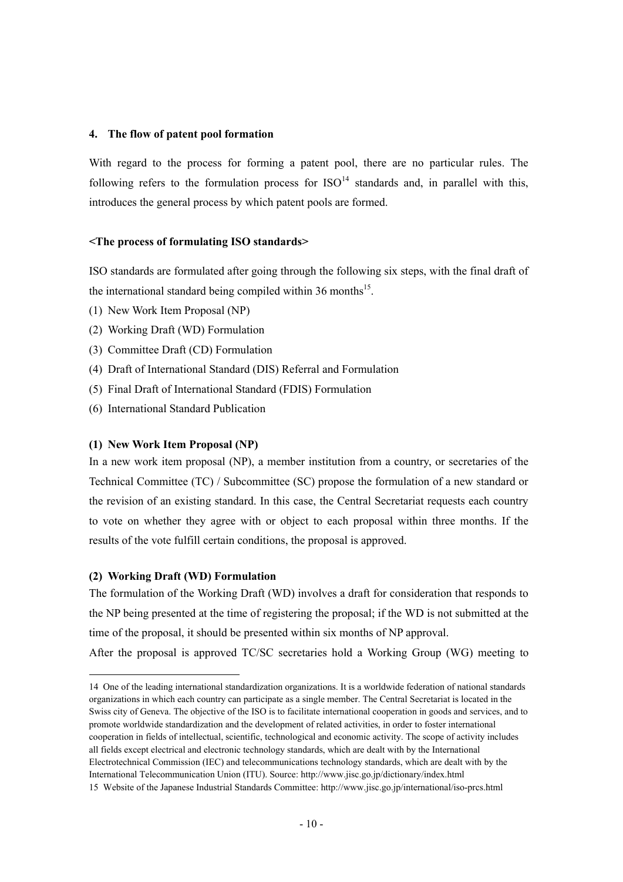### 4. The flow of patent pool formation

With regard to the process for forming a patent pool, there are no particular rules. The following refers to the formulation process for ISO[14] standards and, in parallel with this, introduces the general process by which patent pools are formed.

**<The process of formulating ISO standards>**

ISO standards are formulated after going through the following six steps, with the final draft of the international standard being compiled within 36 months[15].

(1) New Work Item Proposal (NP)
(2) Working Draft (WD) Formulation
(3) Committee Draft (CD) Formulation
(4) Draft of International Standard (DIS) Referral and Formulation
(5) Final Draft of International Standard (FDIS) Formulation
(6) International Standard Publication

**(1) New Work Item Proposal (NP)**

In a new work item proposal (NP), a member institution from a country, or secretaries of the Technical Committee (TC) / Subcommittee (SC) propose the formulation of a new standard or the revision of an existing standard. In this case, the Central Secretariat requests each country to vote on whether they agree with or object to each proposal within three months. If the results of the vote fulfill certain conditions, the proposal is approved.

**(2) Working Draft (WD) Formulation**

The formulation of the Working Draft (WD) involves a draft for consideration that responds to the NP being presented at the time of registering the proposal; if the WD is not submitted at the time of the proposal, it should be presented within six months of NP approval.

After the proposal is approved TC/SC secretaries hold a Working Group (WG) meeting to

---

14 One of the leading international standardization organizations. It is a worldwide federation of national standards organizations in which each country can participate as a single member. The Central Secretariat is located in the Swiss city of Geneva. The objective of the ISO is to facilitate international cooperation in goods and services, and to promote worldwide standardization and the development of related activities, in order to foster international cooperation in fields of intellectual, scientific, technological and economic activity. The scope of activity includes all fields except electrical and electronic technology standards, which are dealt with by the International Electrotechnical Commission (IEC) and telecommunications technology standards, which are dealt with by the International Telecommunication Union (ITU). Source: http://www.jisc.go.jp/dictionary/index.html

15 Website of the Japanese Industrial Standards Committee: http://www.jisc.go.jp/international/iso-prcs.html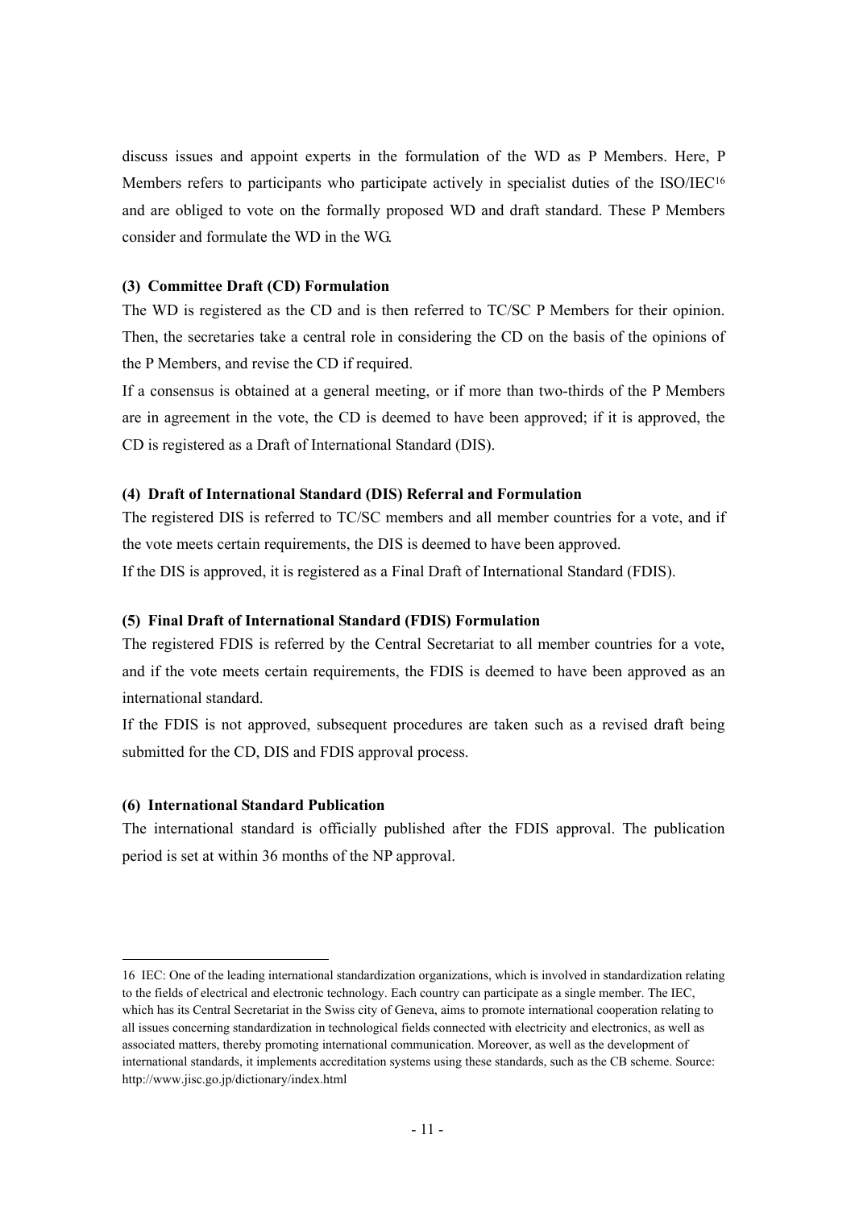discuss issues and appoint experts in the formulation of the WD as P Members. Here, P Members refers to participants who participate actively in specialist duties of the ISO/IEC[16] and are obliged to vote on the formally proposed WD and draft standard. These P Members consider and formulate the WD in the WG.

#### (3) Committee Draft (CD) Formulation

The WD is registered as the CD and is then referred to TC/SC P Members for their opinion. Then, the secretaries take a central role in considering the CD on the basis of the opinions of the P Members, and revise the CD if required.

If a consensus is obtained at a general meeting, or if more than two-thirds of the P Members are in agreement in the vote, the CD is deemed to have been approved; if it is approved, the CD is registered as a Draft of International Standard (DIS).

#### (4) Draft of International Standard (DIS) Referral and Formulation

The registered DIS is referred to TC/SC members and all member countries for a vote, and if the vote meets certain requirements, the DIS is deemed to have been approved.

If the DIS is approved, it is registered as a Final Draft of International Standard (FDIS).

#### (5) Final Draft of International Standard (FDIS) Formulation

The registered FDIS is referred by the Central Secretariat to all member countries for a vote, and if the vote meets certain requirements, the FDIS is deemed to have been approved as an international standard.

If the FDIS is not approved, subsequent procedures are taken such as a revised draft being submitted for the CD, DIS and FDIS approval process.

#### (6) International Standard Publication

The international standard is officially published after the FDIS approval. The publication period is set at within 36 months of the NP approval.

---

16 IEC: One of the leading international standardization organizations, which is involved in standardization relating to the fields of electrical and electronic technology. Each country can participate as a single member. The IEC, which has its Central Secretariat in the Swiss city of Geneva, aims to promote international cooperation relating to all issues concerning standardization in technological fields connected with electricity and electronics, as well as associated matters, thereby promoting international communication. Moreover, as well as the development of international standards, it implements accreditation systems using these standards, such as the CB scheme. Source: http://www.jisc.go.jp/dictionary/index.html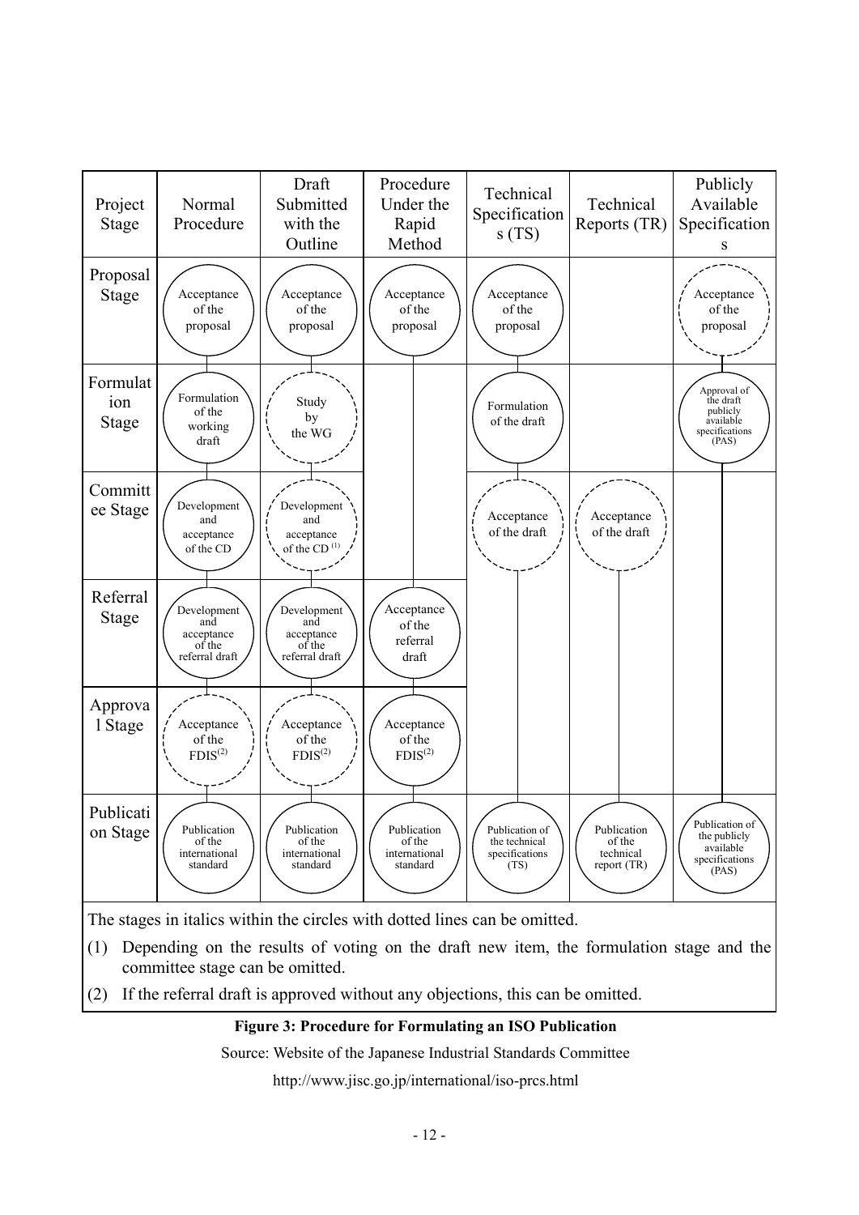| Project Stage | Normal Procedure | Draft Submitted with the Outline | Procedure Under the Rapid Method | Technical Specifications (TS) | Technical Reports (TR) | Publicly Available Specifications |
|---|---|---|---|---|---|---|
| Proposal Stage | Acceptance of the proposal | Acceptance of the proposal | Acceptance of the proposal | Acceptance of the proposal | | *Acceptance of the proposal* |
| Formulation Stage | Formulation of the working draft | *Study by the WG* | | Formulation of the draft | | Approval of the draft publicly available specifications (PAS) |
| Committee Stage | Development and acceptance of the CD | *Development and acceptance of the CD* (1) | | *Acceptance of the draft* | *Acceptance of the draft* | |
| Referral Stage | Development and acceptance of the referral draft | Development and acceptance of the referral draft | Acceptance of the referral draft | | | |
| Approval Stage | *Acceptance of the FDIS*(2) | *Acceptance of the FDIS*(2) | Acceptance of the FDIS(2) | | | |
| Publication Stage | Publication of the international standard | Publication of the international standard | Publication of the international standard | Publication of the technical specifications (TS) | Publication of the technical report (TR) | Publication of the publicly available specifications (PAS) |

The stages in italics within the circles with dotted lines can be omitted.

(1) Depending on the results of voting on the draft new item, the formulation stage and the committee stage can be omitted.

(2) If the referral draft is approved without any objections, this can be omitted.

**Figure 3: Procedure for Formulating an ISO Publication**

Source: Website of the Japanese Industrial Standards Committee

http://www.jisc.go.jp/international/iso-prcs.html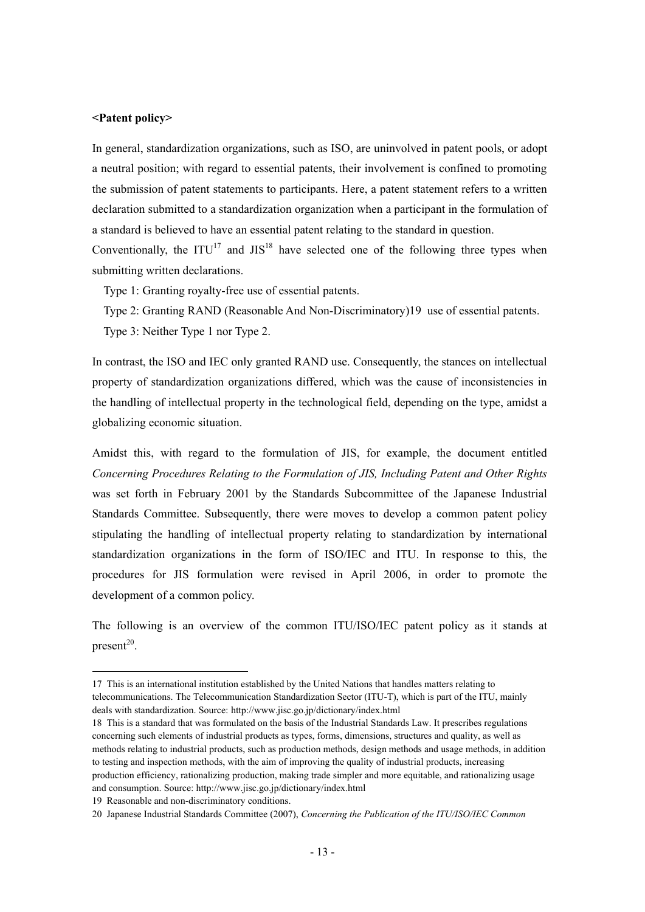**<Patent policy>**

In general, standardization organizations, such as ISO, are uninvolved in patent pools, or adopt a neutral position; with regard to essential patents, their involvement is confined to promoting the submission of patent statements to participants. Here, a patent statement refers to a written declaration submitted to a standardization organization when a participant in the formulation of a standard is believed to have an essential patent relating to the standard in question.

Conventionally, the ITU[17] and JIS[18] have selected one of the following three types when submitting written declarations.

Type 1: Granting royalty-free use of essential patents.

Type 2: Granting RAND (Reasonable And Non-Discriminatory)19 use of essential patents.

Type 3: Neither Type 1 nor Type 2.

In contrast, the ISO and IEC only granted RAND use. Consequently, the stances on intellectual property of standardization organizations differed, which was the cause of inconsistencies in the handling of intellectual property in the technological field, depending on the type, amidst a globalizing economic situation.

Amidst this, with regard to the formulation of JIS, for example, the document entitled *Concerning Procedures Relating to the Formulation of JIS, Including Patent and Other Rights* was set forth in February 2001 by the Standards Subcommittee of the Japanese Industrial Standards Committee. Subsequently, there were moves to develop a common patent policy stipulating the handling of intellectual property relating to standardization by international standardization organizations in the form of ISO/IEC and ITU. In response to this, the procedures for JIS formulation were revised in April 2006, in order to promote the development of a common policy.

The following is an overview of the common ITU/ISO/IEC patent policy as it stands at present[20].

---

17 This is an international institution established by the United Nations that handles matters relating to telecommunications. The Telecommunication Standardization Sector (ITU-T), which is part of the ITU, mainly deals with standardization. Source: http://www.jisc.go.jp/dictionary/index.html

18 This is a standard that was formulated on the basis of the Industrial Standards Law. It prescribes regulations concerning such elements of industrial products as types, forms, dimensions, structures and quality, as well as methods relating to industrial products, such as production methods, design methods and usage methods, in addition to testing and inspection methods, with the aim of improving the quality of industrial products, increasing production efficiency, rationalizing production, making trade simpler and more equitable, and rationalizing usage and consumption. Source: http://www.jisc.go.jp/dictionary/index.html

19 Reasonable and non-discriminatory conditions.

20 Japanese Industrial Standards Committee (2007), *Concerning the Publication of the ITU/ISO/IEC Common*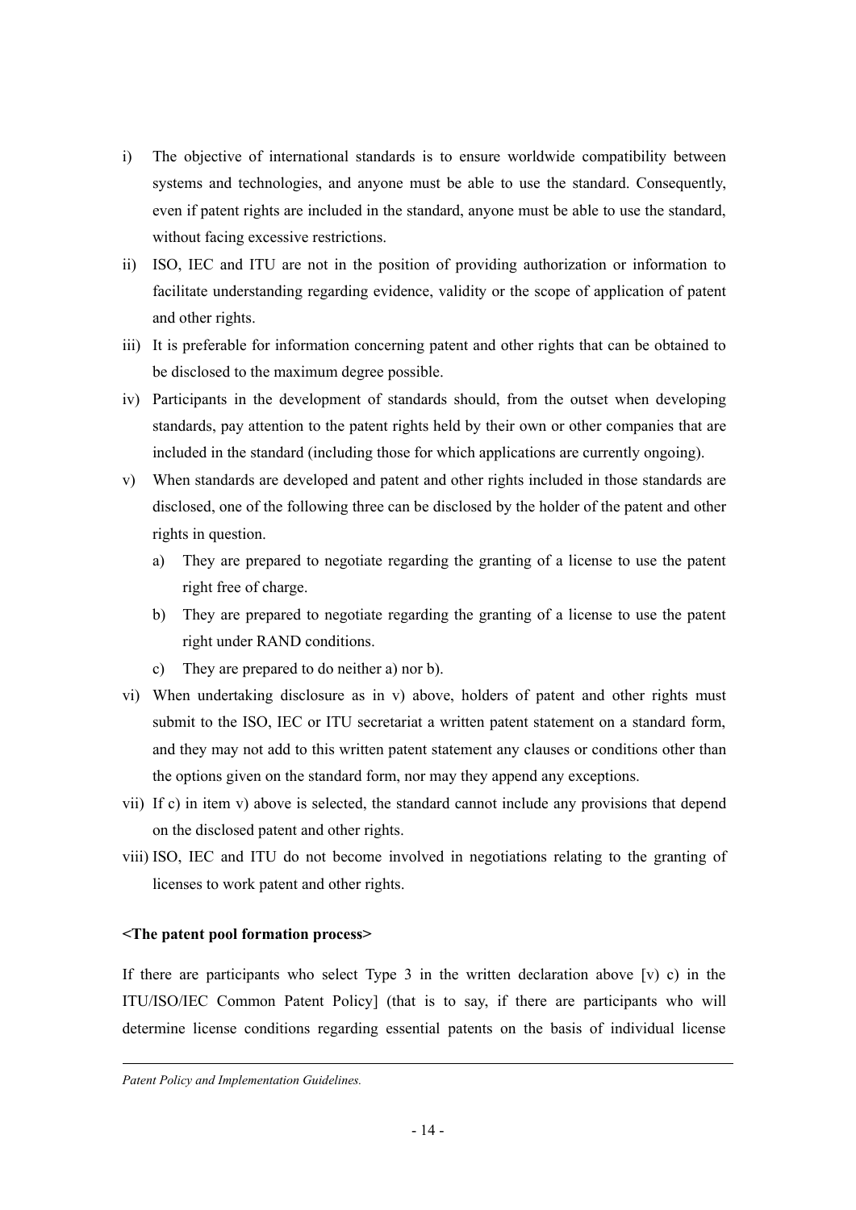i) The objective of international standards is to ensure worldwide compatibility between systems and technologies, and anyone must be able to use the standard. Consequently, even if patent rights are included in the standard, anyone must be able to use the standard, without facing excessive restrictions.
ii) ISO, IEC and ITU are not in the position of providing authorization or information to facilitate understanding regarding evidence, validity or the scope of application of patent and other rights.
iii) It is preferable for information concerning patent and other rights that can be obtained to be disclosed to the maximum degree possible.
iv) Participants in the development of standards should, from the outset when developing standards, pay attention to the patent rights held by their own or other companies that are included in the standard (including those for which applications are currently ongoing).
v) When standards are developed and patent and other rights included in those standards are disclosed, one of the following three can be disclosed by the holder of the patent and other rights in question.
   a) They are prepared to negotiate regarding the granting of a license to use the patent right free of charge.
   b) They are prepared to negotiate regarding the granting of a license to use the patent right under RAND conditions.
   c) They are prepared to do neither a) nor b).
vi) When undertaking disclosure as in v) above, holders of patent and other rights must submit to the ISO, IEC or ITU secretariat a written patent statement on a standard form, and they may not add to this written patent statement any clauses or conditions other than the options given on the standard form, nor may they append any exceptions.
vii) If c) in item v) above is selected, the standard cannot include any provisions that depend on the disclosed patent and other rights.
viii) ISO, IEC and ITU do not become involved in negotiations relating to the granting of licenses to work patent and other rights.

**<The patent pool formation process>**

If there are participants who select Type 3 in the written declaration above [v) c) in the ITU/ISO/IEC Common Patent Policy] (that is to say, if there are participants who will determine license conditions regarding essential patents on the basis of individual license

---

*Patent Policy and Implementation Guidelines.*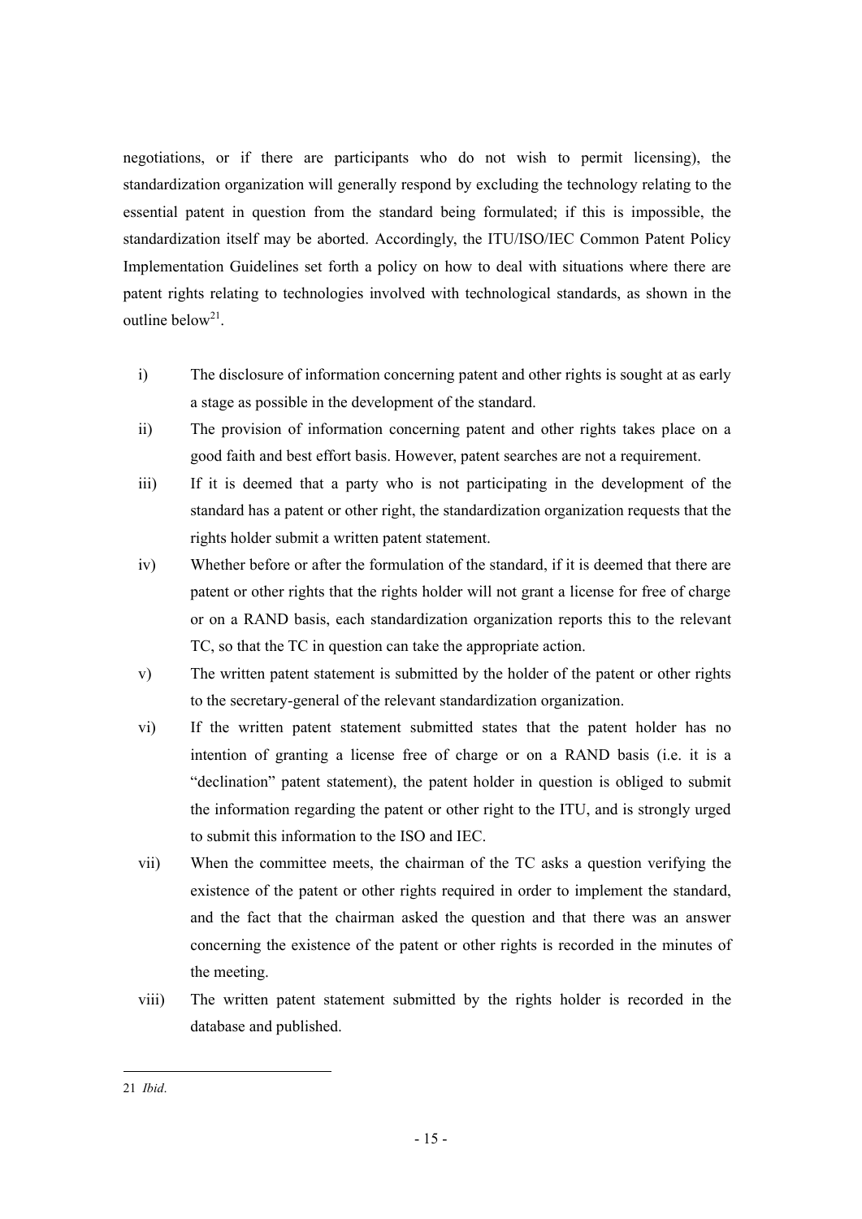negotiations, or if there are participants who do not wish to permit licensing), the standardization organization will generally respond by excluding the technology relating to the essential patent in question from the standard being formulated; if this is impossible, the standardization itself may be aborted. Accordingly, the ITU/ISO/IEC Common Patent Policy Implementation Guidelines set forth a policy on how to deal with situations where there are patent rights relating to technologies involved with technological standards, as shown in the outline below[21].

i) The disclosure of information concerning patent and other rights is sought at as early a stage as possible in the development of the standard.

ii) The provision of information concerning patent and other rights takes place on a good faith and best effort basis. However, patent searches are not a requirement.

iii) If it is deemed that a party who is not participating in the development of the standard has a patent or other right, the standardization organization requests that the rights holder submit a written patent statement.

iv) Whether before or after the formulation of the standard, if it is deemed that there are patent or other rights that the rights holder will not grant a license for free of charge or on a RAND basis, each standardization organization reports this to the relevant TC, so that the TC in question can take the appropriate action.

v) The written patent statement is submitted by the holder of the patent or other rights to the secretary-general of the relevant standardization organization.

vi) If the written patent statement submitted states that the patent holder has no intention of granting a license free of charge or on a RAND basis (i.e. it is a "declination" patent statement), the patent holder in question is obliged to submit the information regarding the patent or other right to the ITU, and is strongly urged to submit this information to the ISO and IEC.

vii) When the committee meets, the chairman of the TC asks a question verifying the existence of the patent or other rights required in order to implement the standard, and the fact that the chairman asked the question and that there was an answer concerning the existence of the patent or other rights is recorded in the minutes of the meeting.

viii) The written patent statement submitted by the rights holder is recorded in the database and published.

---

21 *Ibid*.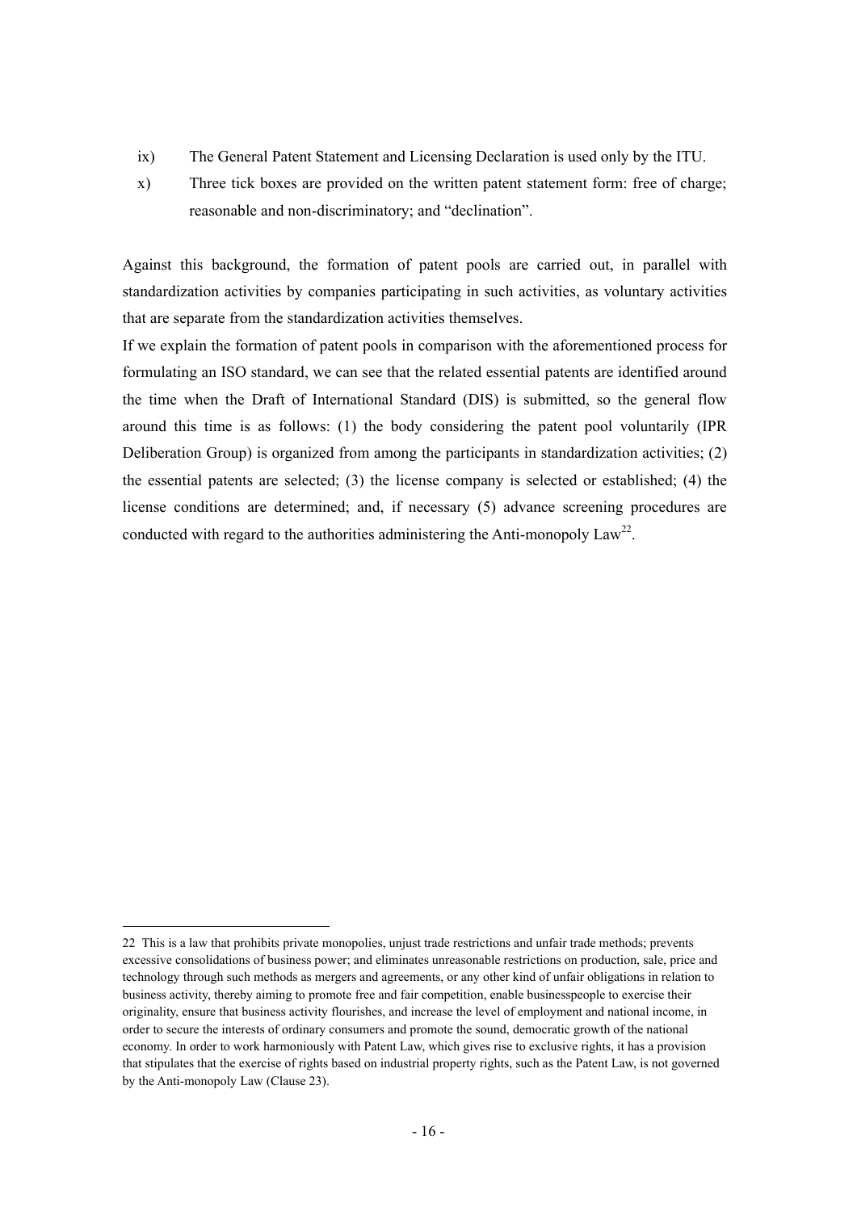ix) The General Patent Statement and Licensing Declaration is used only by the ITU.

x) Three tick boxes are provided on the written patent statement form: free of charge; reasonable and non-discriminatory; and "declination".

Against this background, the formation of patent pools are carried out, in parallel with standardization activities by companies participating in such activities, as voluntary activities that are separate from the standardization activities themselves.

If we explain the formation of patent pools in comparison with the aforementioned process for formulating an ISO standard, we can see that the related essential patents are identified around the time when the Draft of International Standard (DIS) is submitted, so the general flow around this time is as follows: (1) the body considering the patent pool voluntarily (IPR Deliberation Group) is organized from among the participants in standardization activities; (2) the essential patents are selected; (3) the license company is selected or established; (4) the license conditions are determined; and, if necessary (5) advance screening procedures are conducted with regard to the authorities administering the Anti-monopoly Law[22].

---

22 This is a law that prohibits private monopolies, unjust trade restrictions and unfair trade methods; prevents excessive consolidations of business power; and eliminates unreasonable restrictions on production, sale, price and technology through such methods as mergers and agreements, or any other kind of unfair obligations in relation to business activity, thereby aiming to promote free and fair competition, enable businesspeople to exercise their originality, ensure that business activity flourishes, and increase the level of employment and national income, in order to secure the interests of ordinary consumers and promote the sound, democratic growth of the national economy. In order to work harmoniously with Patent Law, which gives rise to exclusive rights, it has a provision that stipulates that the exercise of rights based on industrial property rights, such as the Patent Law, is not governed by the Anti-monopoly Law (Clause 23).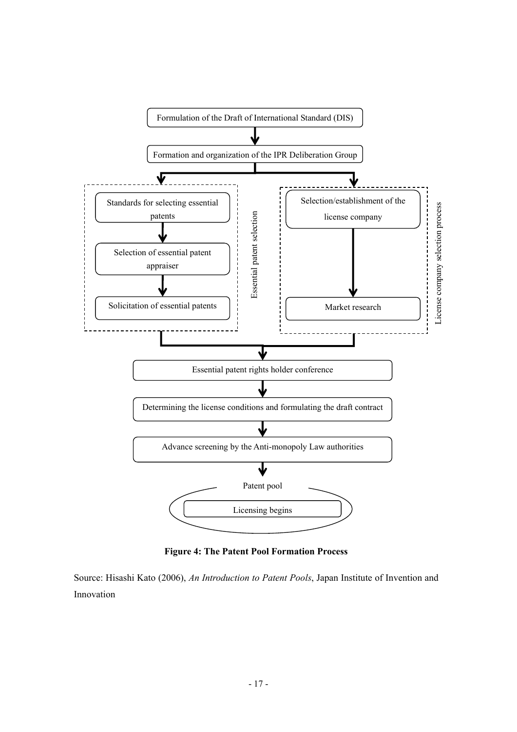Formulation of the Draft of International Standard (DIS)

Formation and organization of the IPR Deliberation Group

Essential patent selection

Standards for selecting essential patents

Selection of essential patent appraiser

Solicitation of essential patents

License company selection process

Selection/establishment of the license company

Market research

Essential patent rights holder conference

Determining the license conditions and formulating the draft contract

Advance screening by the Anti-monopoly Law authorities

Patent pool

Licensing begins

**Figure 4: The Patent Pool Formation Process**

Source: Hisashi Kato (2006), *An Introduction to Patent Pools*, Japan Institute of Invention and Innovation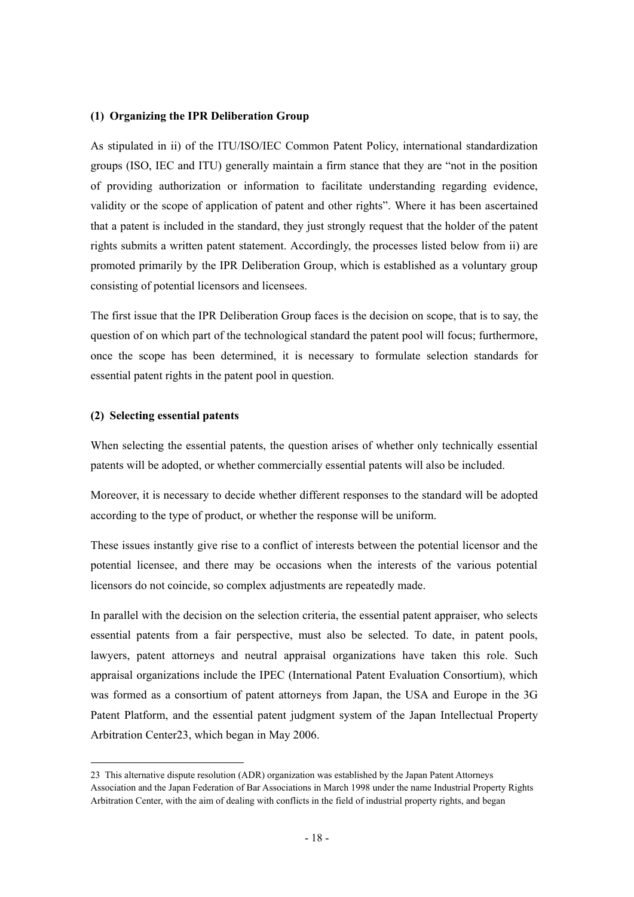### (1) Organizing the IPR Deliberation Group

As stipulated in ii) of the ITU/ISO/IEC Common Patent Policy, international standardization groups (ISO, IEC and ITU) generally maintain a firm stance that they are "not in the position of providing authorization or information to facilitate understanding regarding evidence, validity or the scope of application of patent and other rights". Where it has been ascertained that a patent is included in the standard, they just strongly request that the holder of the patent rights submits a written patent statement. Accordingly, the processes listed below from ii) are promoted primarily by the IPR Deliberation Group, which is established as a voluntary group consisting of potential licensors and licensees.

The first issue that the IPR Deliberation Group faces is the decision on scope, that is to say, the question of on which part of the technological standard the patent pool will focus; furthermore, once the scope has been determined, it is necessary to formulate selection standards for essential patent rights in the patent pool in question.

### (2) Selecting essential patents

When selecting the essential patents, the question arises of whether only technically essential patents will be adopted, or whether commercially essential patents will also be included.

Moreover, it is necessary to decide whether different responses to the standard will be adopted according to the type of product, or whether the response will be uniform.

These issues instantly give rise to a conflict of interests between the potential licensor and the potential licensee, and there may be occasions when the interests of the various potential licensors do not coincide, so complex adjustments are repeatedly made.

In parallel with the decision on the selection criteria, the essential patent appraiser, who selects essential patents from a fair perspective, must also be selected. To date, in patent pools, lawyers, patent attorneys and neutral appraisal organizations have taken this role. Such appraisal organizations include the IPEC (International Patent Evaluation Consortium), which was formed as a consortium of patent attorneys from Japan, the USA and Europe in the 3G Patent Platform, and the essential patent judgment system of the Japan Intellectual Property Arbitration Center[23], which began in May 2006.

---

23 This alternative dispute resolution (ADR) organization was established by the Japan Patent Attorneys Association and the Japan Federation of Bar Associations in March 1998 under the name Industrial Property Rights Arbitration Center, with the aim of dealing with conflicts in the field of industrial property rights, and began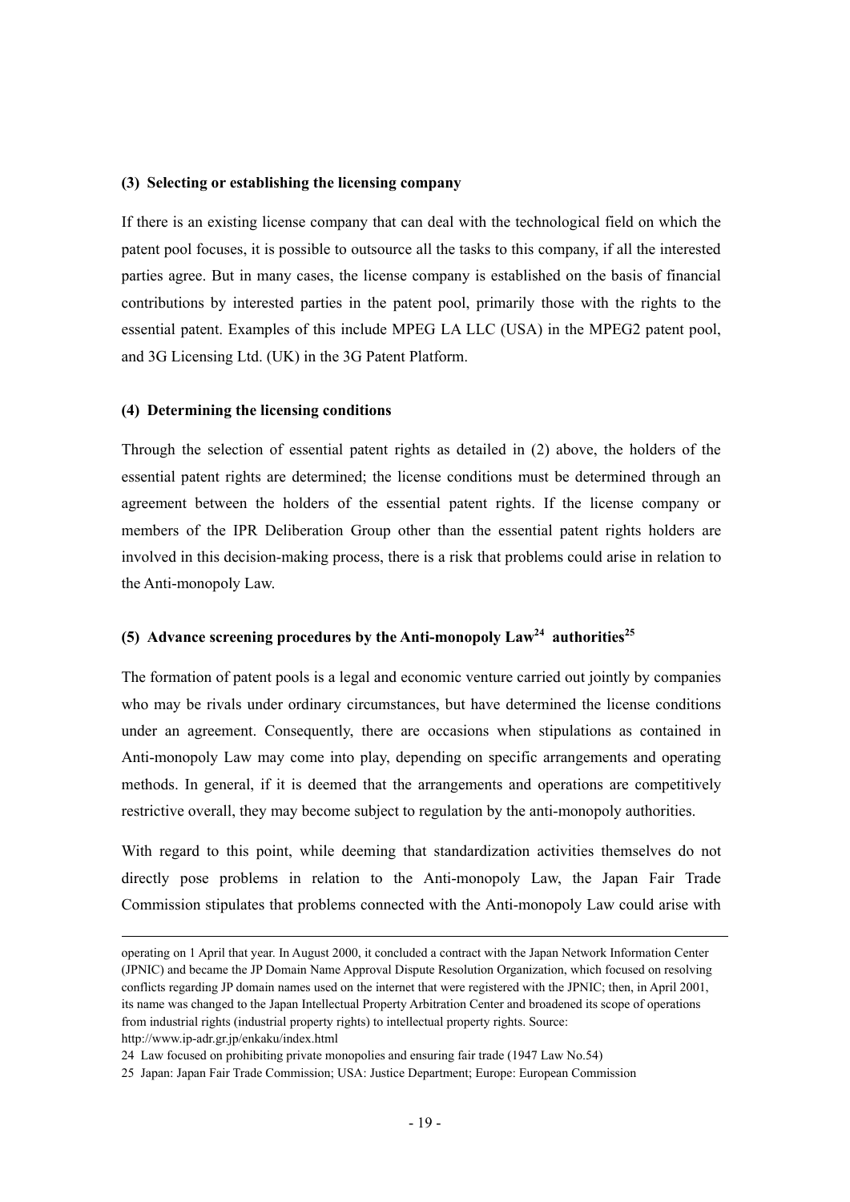### (3) Selecting or establishing the licensing company

If there is an existing license company that can deal with the technological field on which the patent pool focuses, it is possible to outsource all the tasks to this company, if all the interested parties agree. But in many cases, the license company is established on the basis of financial contributions by interested parties in the patent pool, primarily those with the rights to the essential patent. Examples of this include MPEG LA LLC (USA) in the MPEG2 patent pool, and 3G Licensing Ltd. (UK) in the 3G Patent Platform.

### (4) Determining the licensing conditions

Through the selection of essential patent rights as detailed in (2) above, the holders of the essential patent rights are determined; the license conditions must be determined through an agreement between the holders of the essential patent rights. If the license company or members of the IPR Deliberation Group other than the essential patent rights holders are involved in this decision-making process, there is a risk that problems could arise in relation to the Anti-monopoly Law.

### (5) Advance screening procedures by the Anti-monopoly Law[24] authorities[25]

The formation of patent pools is a legal and economic venture carried out jointly by companies who may be rivals under ordinary circumstances, but have determined the license conditions under an agreement. Consequently, there are occasions when stipulations as contained in Anti-monopoly Law may come into play, depending on specific arrangements and operating methods. In general, if it is deemed that the arrangements and operations are competitively restrictive overall, they may become subject to regulation by the anti-monopoly authorities.

With regard to this point, while deeming that standardization activities themselves do not directly pose problems in relation to the Anti-monopoly Law, the Japan Fair Trade Commission stipulates that problems connected with the Anti-monopoly Law could arise with

---

operating on 1 April that year. In August 2000, it concluded a contract with the Japan Network Information Center (JPNIC) and became the JP Domain Name Approval Dispute Resolution Organization, which focused on resolving conflicts regarding JP domain names used on the internet that were registered with the JPNIC; then, in April 2001, its name was changed to the Japan Intellectual Property Arbitration Center and broadened its scope of operations from industrial rights (industrial property rights) to intellectual property rights. Source: http://www.ip-adr.gr.jp/enkaku/index.html

24 Law focused on prohibiting private monopolies and ensuring fair trade (1947 Law No.54)

25 Japan: Japan Fair Trade Commission; USA: Justice Department; Europe: European Commission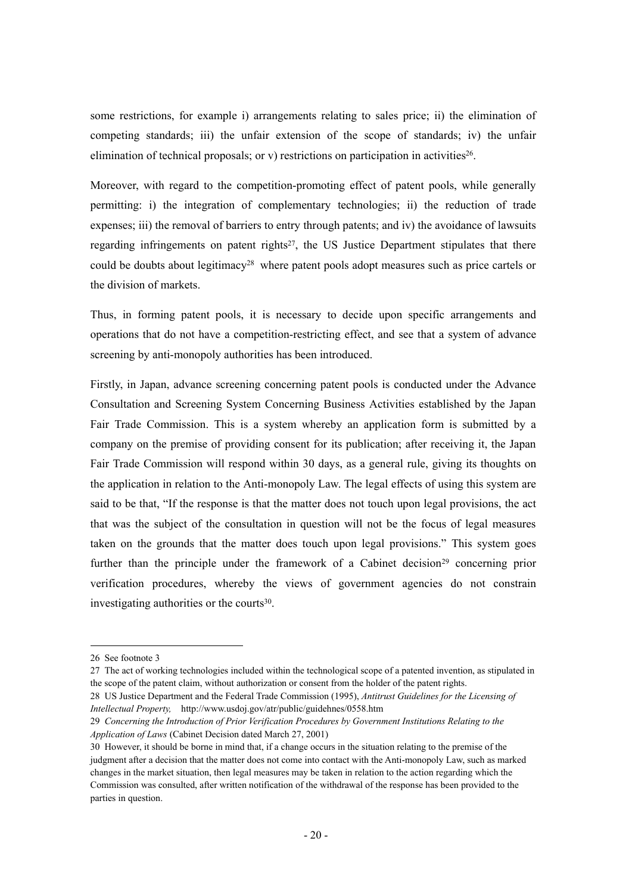some restrictions, for example i) arrangements relating to sales price; ii) the elimination of competing standards; iii) the unfair extension of the scope of standards; iv) the unfair elimination of technical proposals; or v) restrictions on participation in activities[26].

Moreover, with regard to the competition-promoting effect of patent pools, while generally permitting: i) the integration of complementary technologies; ii) the reduction of trade expenses; iii) the removal of barriers to entry through patents; and iv) the avoidance of lawsuits regarding infringements on patent rights[27], the US Justice Department stipulates that there could be doubts about legitimacy[28] where patent pools adopt measures such as price cartels or the division of markets.

Thus, in forming patent pools, it is necessary to decide upon specific arrangements and operations that do not have a competition-restricting effect, and see that a system of advance screening by anti-monopoly authorities has been introduced.

Firstly, in Japan, advance screening concerning patent pools is conducted under the Advance Consultation and Screening System Concerning Business Activities established by the Japan Fair Trade Commission. This is a system whereby an application form is submitted by a company on the premise of providing consent for its publication; after receiving it, the Japan Fair Trade Commission will respond within 30 days, as a general rule, giving its thoughts on the application in relation to the Anti-monopoly Law. The legal effects of using this system are said to be that, "If the response is that the matter does not touch upon legal provisions, the act that was the subject of the consultation in question will not be the focus of legal measures taken on the grounds that the matter does touch upon legal provisions." This system goes further than the principle under the framework of a Cabinet decision[29] concerning prior verification procedures, whereby the views of government agencies do not constrain investigating authorities or the courts[30].

---

26 See footnote 3

27 The act of working technologies included within the technological scope of a patented invention, as stipulated in the scope of the patent claim, without authorization or consent from the holder of the patent rights.

28 US Justice Department and the Federal Trade Commission (1995), *Antitrust Guidelines for the Licensing of Intellectual Property,* http://www.usdoj.gov/atr/public/guidehnes/0558.htm

29 *Concerning the Introduction of Prior Verification Procedures by Government Institutions Relating to the Application of Laws* (Cabinet Decision dated March 27, 2001)

30 However, it should be borne in mind that, if a change occurs in the situation relating to the premise of the judgment after a decision that the matter does not come into contact with the Anti-monopoly Law, such as marked changes in the market situation, then legal measures may be taken in relation to the action regarding which the Commission was consulted, after written notification of the withdrawal of the response has been provided to the parties in question.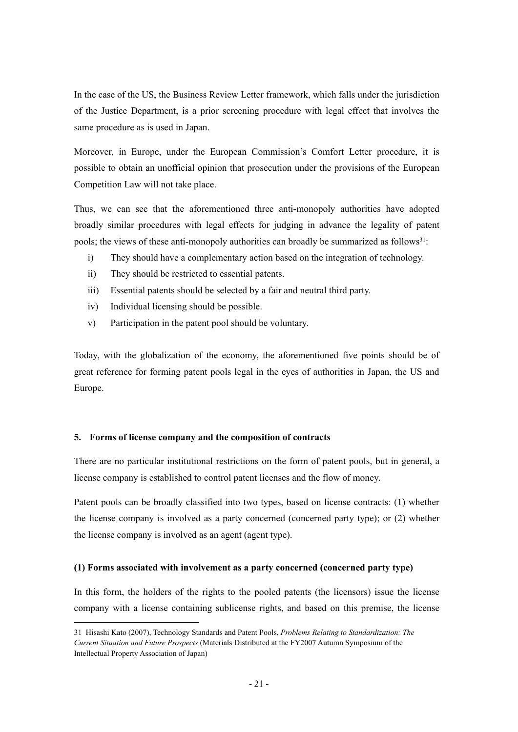In the case of the US, the Business Review Letter framework, which falls under the jurisdiction of the Justice Department, is a prior screening procedure with legal effect that involves the same procedure as is used in Japan.

Moreover, in Europe, under the European Commission's Comfort Letter procedure, it is possible to obtain an unofficial opinion that prosecution under the provisions of the European Competition Law will not take place.

Thus, we can see that the aforementioned three anti-monopoly authorities have adopted broadly similar procedures with legal effects for judging in advance the legality of patent pools; the views of these anti-monopoly authorities can broadly be summarized as follows[31]:

i) They should have a complementary action based on the integration of technology.
ii) They should be restricted to essential patents.
iii) Essential patents should be selected by a fair and neutral third party.
iv) Individual licensing should be possible.
v) Participation in the patent pool should be voluntary.

Today, with the globalization of the economy, the aforementioned five points should be of great reference for forming patent pools legal in the eyes of authorities in Japan, the US and Europe.

### 5. Forms of license company and the composition of contracts

There are no particular institutional restrictions on the form of patent pools, but in general, a license company is established to control patent licenses and the flow of money.

Patent pools can be broadly classified into two types, based on license contracts: (1) whether the license company is involved as a party concerned (concerned party type); or (2) whether the license company is involved as an agent (agent type).

#### (1) Forms associated with involvement as a party concerned (concerned party type)

In this form, the holders of the rights to the pooled patents (the licensors) issue the license company with a license containing sublicense rights, and based on this premise, the license

---

31 Hisashi Kato (2007), Technology Standards and Patent Pools, *Problems Relating to Standardization: The Current Situation and Future Prospects* (Materials Distributed at the FY2007 Autumn Symposium of the Intellectual Property Association of Japan)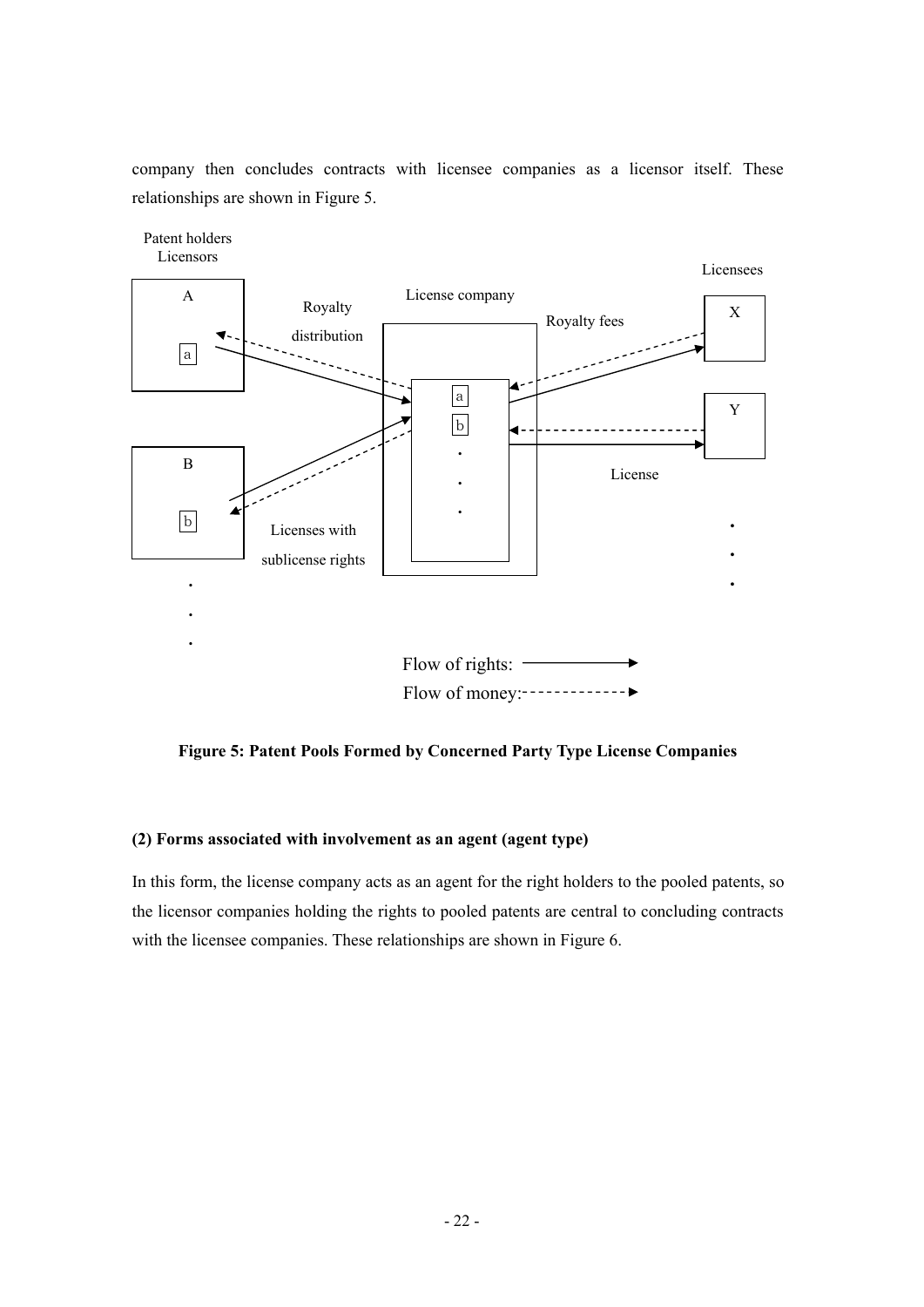company then concludes contracts with licensee companies as a licensor itself. These relationships are shown in Figure 5.

Patent holders
Licensors

Licensees

A

a

Royalty distribution

License company

a

b

Royalty fees

X

Y

License

B

b

Licenses with sublicense rights

Flow of rights:

Flow of money:

**Figure 5: Patent Pools Formed by Concerned Party Type License Companies**

**(2) Forms associated with involvement as an agent (agent type)**

In this form, the license company acts as an agent for the right holders to the pooled patents, so the licensor companies holding the rights to pooled patents are central to concluding contracts with the licensee companies. These relationships are shown in Figure 6.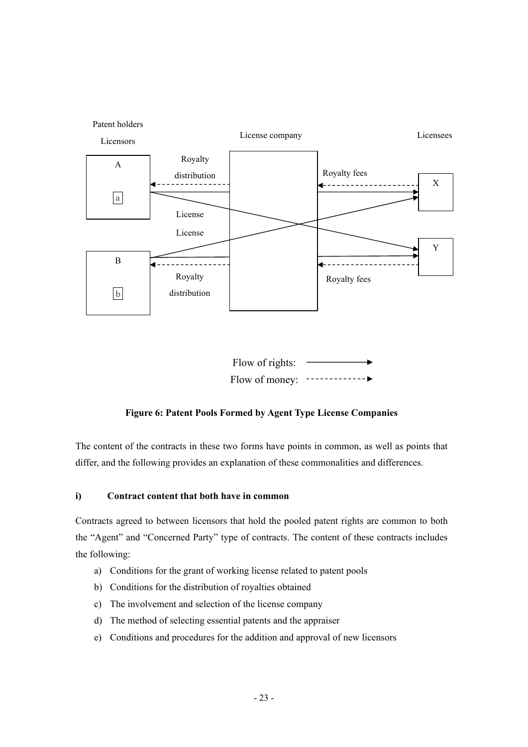Patent holders

Licensors

License company

Licensees

A

a

Royalty

distribution

License

License

B

b

Royalty

distribution

Royalty fees

X

Y

Royalty fees

Flow of rights:

Flow of money:

**Figure 6: Patent Pools Formed by Agent Type License Companies**

The content of the contracts in these two forms have points in common, as well as points that differ, and the following provides an explanation of these commonalities and differences.

**i) Contract content that both have in common**

Contracts agreed to between licensors that hold the pooled patent rights are common to both the "Agent" and "Concerned Party" type of contracts. The content of these contracts includes the following:

a) Conditions for the grant of working license related to patent pools
b) Conditions for the distribution of royalties obtained
c) The involvement and selection of the license company
d) The method of selecting essential patents and the appraiser
e) Conditions and procedures for the addition and approval of new licensors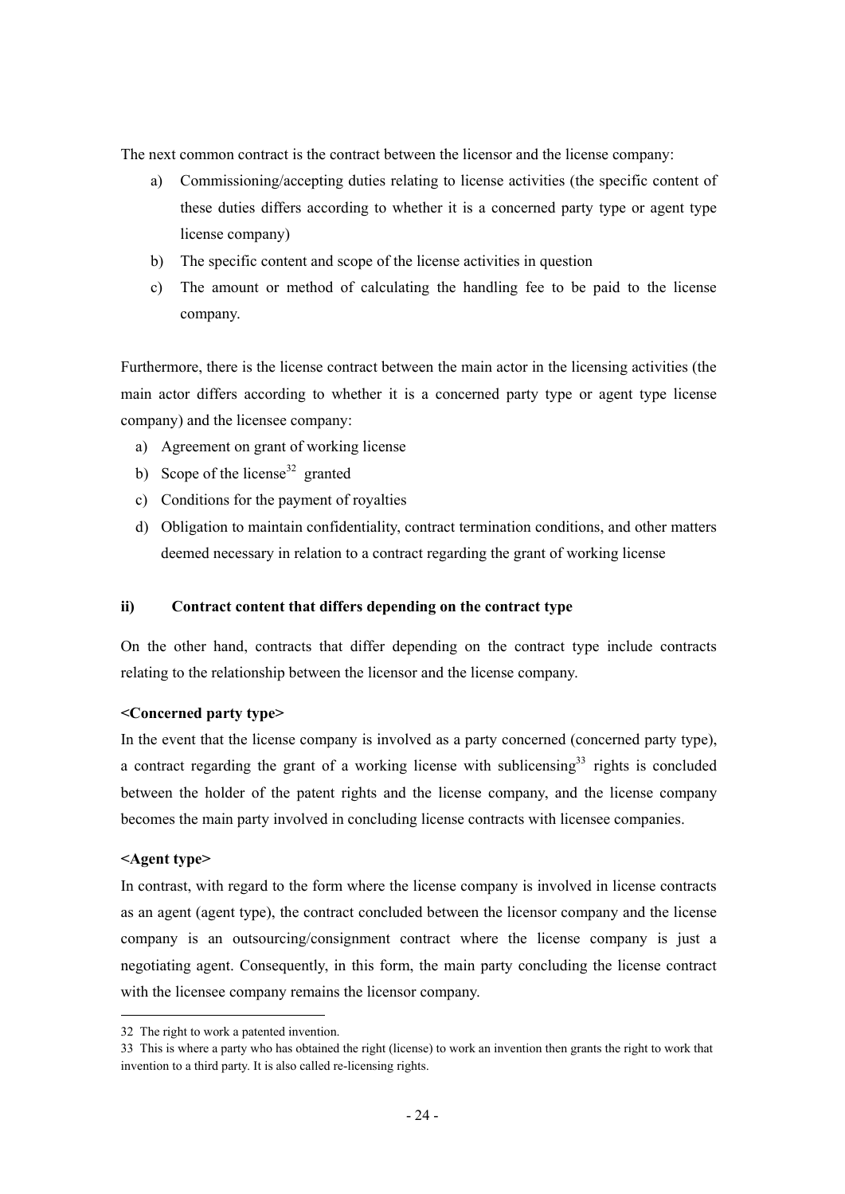The next common contract is the contract between the licensor and the license company:

a) Commissioning/accepting duties relating to license activities (the specific content of these duties differs according to whether it is a concerned party type or agent type license company)
b) The specific content and scope of the license activities in question
c) The amount or method of calculating the handling fee to be paid to the license company.

Furthermore, there is the license contract between the main actor in the licensing activities (the main actor differs according to whether it is a concerned party type or agent type license company) and the licensee company:

a) Agreement on grant of working license
b) Scope of the license[32] granted
c) Conditions for the payment of royalties
d) Obligation to maintain confidentiality, contract termination conditions, and other matters deemed necessary in relation to a contract regarding the grant of working license

**ii) Contract content that differs depending on the contract type**

On the other hand, contracts that differ depending on the contract type include contracts relating to the relationship between the licensor and the license company.

**<Concerned party type>**

In the event that the license company is involved as a party concerned (concerned party type), a contract regarding the grant of a working license with sublicensing[33] rights is concluded between the holder of the patent rights and the license company, and the license company becomes the main party involved in concluding license contracts with licensee companies.

**<Agent type>**

In contrast, with regard to the form where the license company is involved in license contracts as an agent (agent type), the contract concluded between the licensor company and the license company is an outsourcing/consignment contract where the license company is just a negotiating agent. Consequently, in this form, the main party concluding the license contract with the licensee company remains the licensor company.

---

32 The right to work a patented invention.

33 This is where a party who has obtained the right (license) to work an invention then grants the right to work that invention to a third party. It is also called re-licensing rights.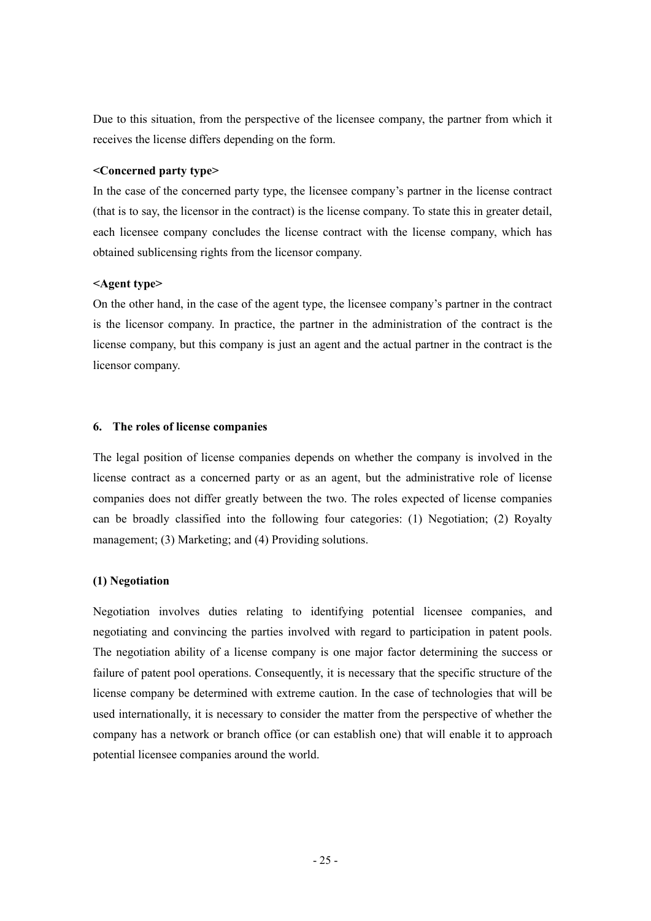Due to this situation, from the perspective of the licensee company, the partner from which it receives the license differs depending on the form.

**<Concerned party type>**

In the case of the concerned party type, the licensee company's partner in the license contract (that is to say, the licensor in the contract) is the license company. To state this in greater detail, each licensee company concludes the license contract with the license company, which has obtained sublicensing rights from the licensor company.

**<Agent type>**

On the other hand, in the case of the agent type, the licensee company's partner in the contract is the licensor company. In practice, the partner in the administration of the contract is the license company, but this company is just an agent and the actual partner in the contract is the licensor company.

### 6. The roles of license companies

The legal position of license companies depends on whether the company is involved in the license contract as a concerned party or as an agent, but the administrative role of license companies does not differ greatly between the two. The roles expected of license companies can be broadly classified into the following four categories: (1) Negotiation; (2) Royalty management; (3) Marketing; and (4) Providing solutions.

#### (1) Negotiation

Negotiation involves duties relating to identifying potential licensee companies, and negotiating and convincing the parties involved with regard to participation in patent pools. The negotiation ability of a license company is one major factor determining the success or failure of patent pool operations. Consequently, it is necessary that the specific structure of the license company be determined with extreme caution. In the case of technologies that will be used internationally, it is necessary to consider the matter from the perspective of whether the company has a network or branch office (or can establish one) that will enable it to approach potential licensee companies around the world.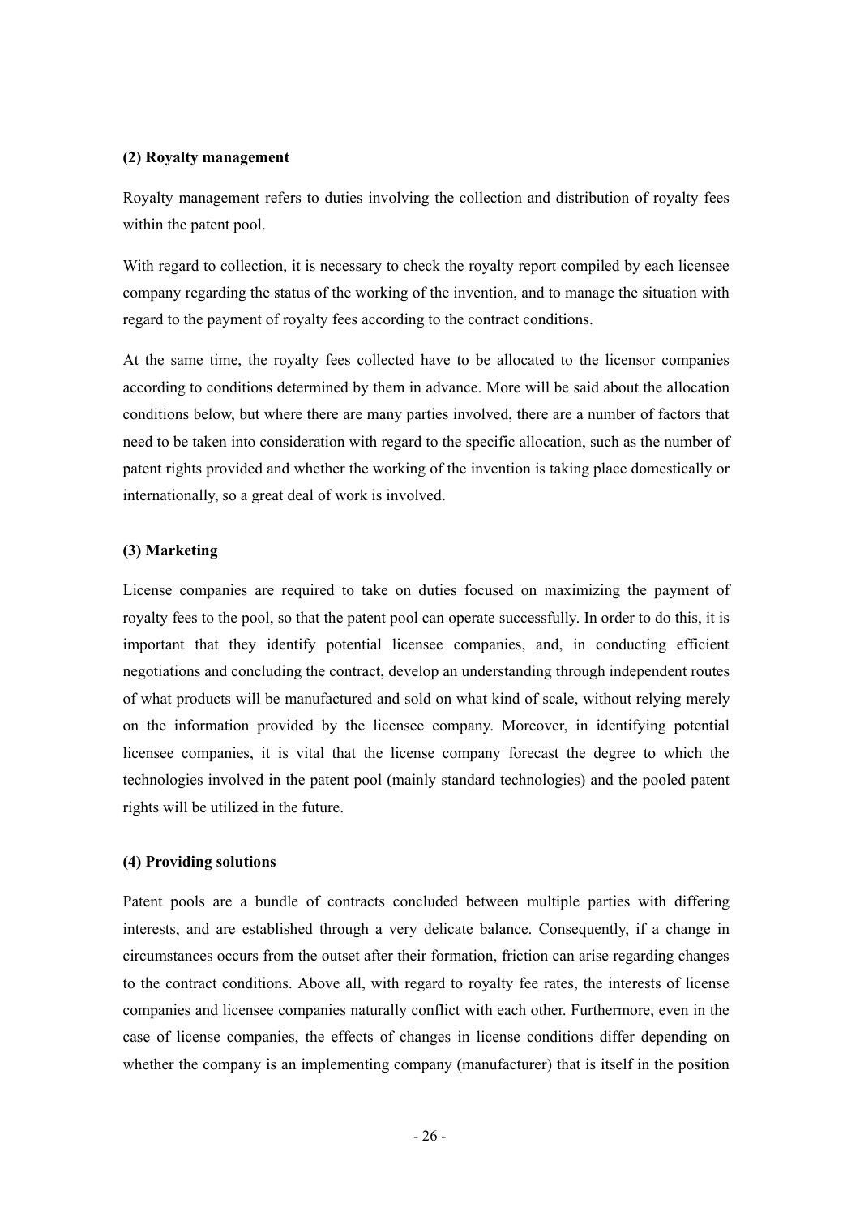**(2) Royalty management**

Royalty management refers to duties involving the collection and distribution of royalty fees within the patent pool.

With regard to collection, it is necessary to check the royalty report compiled by each licensee company regarding the status of the working of the invention, and to manage the situation with regard to the payment of royalty fees according to the contract conditions.

At the same time, the royalty fees collected have to be allocated to the licensor companies according to conditions determined by them in advance. More will be said about the allocation conditions below, but where there are many parties involved, there are a number of factors that need to be taken into consideration with regard to the specific allocation, such as the number of patent rights provided and whether the working of the invention is taking place domestically or internationally, so a great deal of work is involved.

**(3) Marketing**

License companies are required to take on duties focused on maximizing the payment of royalty fees to the pool, so that the patent pool can operate successfully. In order to do this, it is important that they identify potential licensee companies, and, in conducting efficient negotiations and concluding the contract, develop an understanding through independent routes of what products will be manufactured and sold on what kind of scale, without relying merely on the information provided by the licensee company. Moreover, in identifying potential licensee companies, it is vital that the license company forecast the degree to which the technologies involved in the patent pool (mainly standard technologies) and the pooled patent rights will be utilized in the future.

**(4) Providing solutions**

Patent pools are a bundle of contracts concluded between multiple parties with differing interests, and are established through a very delicate balance. Consequently, if a change in circumstances occurs from the outset after their formation, friction can arise regarding changes to the contract conditions. Above all, with regard to royalty fee rates, the interests of license companies and licensee companies naturally conflict with each other. Furthermore, even in the case of license companies, the effects of changes in license conditions differ depending on whether the company is an implementing company (manufacturer) that is itself in the position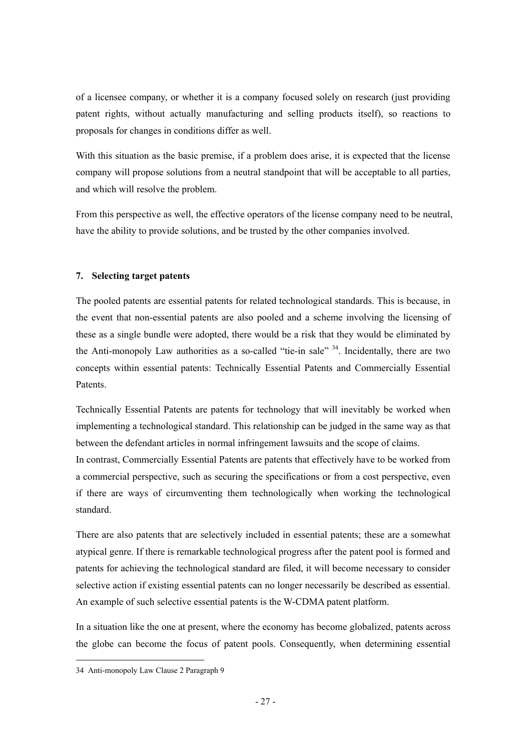of a licensee company, or whether it is a company focused solely on research (just providing patent rights, without actually manufacturing and selling products itself), so reactions to proposals for changes in conditions differ as well.

With this situation as the basic premise, if a problem does arise, it is expected that the license company will propose solutions from a neutral standpoint that will be acceptable to all parties, and which will resolve the problem.

From this perspective as well, the effective operators of the license company need to be neutral, have the ability to provide solutions, and be trusted by the other companies involved.

### 7. Selecting target patents

The pooled patents are essential patents for related technological standards. This is because, in the event that non-essential patents are also pooled and a scheme involving the licensing of these as a single bundle were adopted, there would be a risk that they would be eliminated by the Anti-monopoly Law authorities as a so-called "tie-in sale" [34]. Incidentally, there are two concepts within essential patents: Technically Essential Patents and Commercially Essential Patents.

Technically Essential Patents are patents for technology that will inevitably be worked when implementing a technological standard. This relationship can be judged in the same way as that between the defendant articles in normal infringement lawsuits and the scope of claims.
In contrast, Commercially Essential Patents are patents that effectively have to be worked from a commercial perspective, such as securing the specifications or from a cost perspective, even if there are ways of circumventing them technologically when working the technological standard.

There are also patents that are selectively included in essential patents; these are a somewhat atypical genre. If there is remarkable technological progress after the patent pool is formed and patents for achieving the technological standard are filed, it will become necessary to consider selective action if existing essential patents can no longer necessarily be described as essential. An example of such selective essential patents is the W-CDMA patent platform.

In a situation like the one at present, where the economy has become globalized, patents across the globe can become the focus of patent pools. Consequently, when determining essential

---

34 Anti-monopoly Law Clause 2 Paragraph 9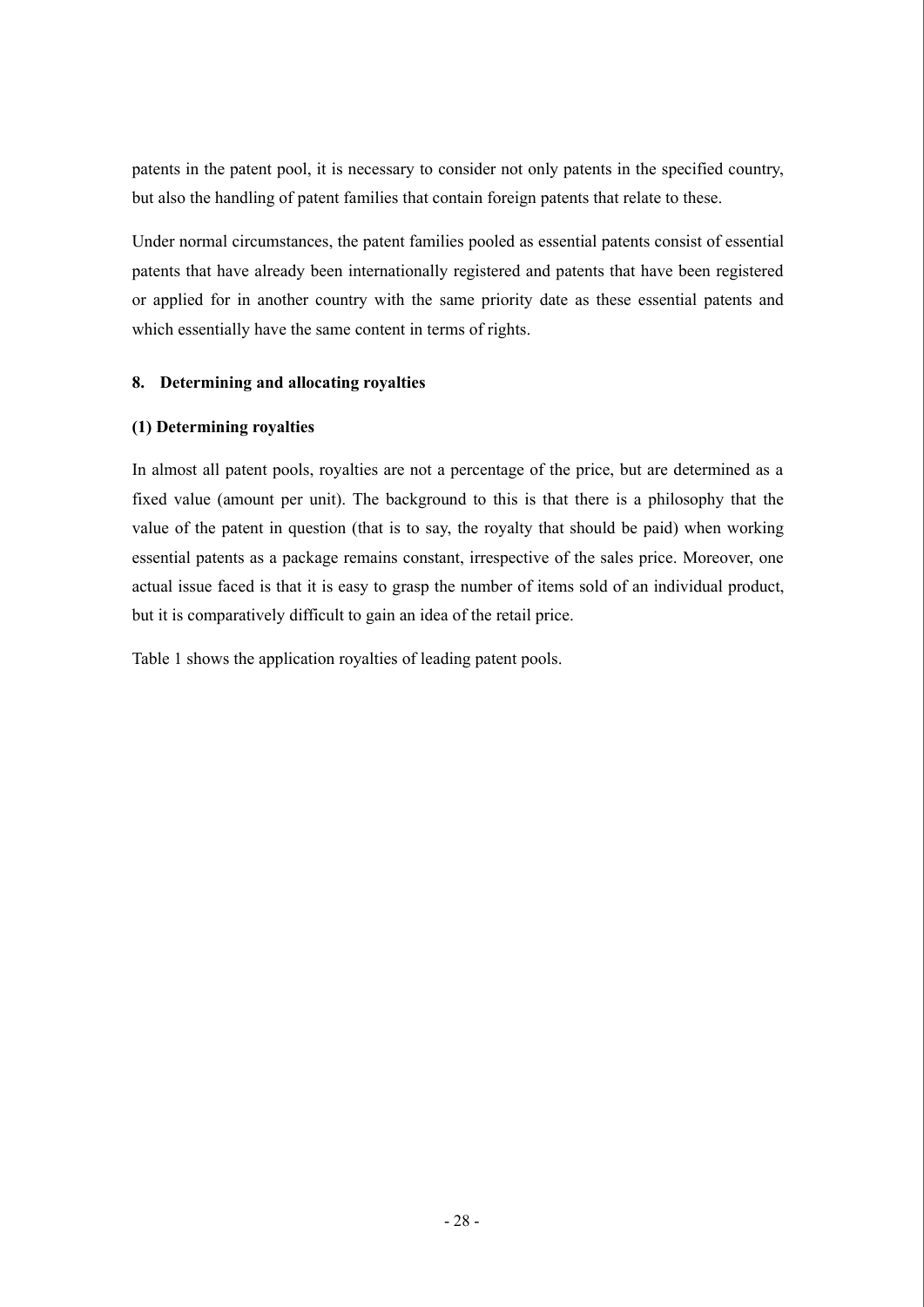patents in the patent pool, it is necessary to consider not only patents in the specified country, but also the handling of patent families that contain foreign patents that relate to these.

Under normal circumstances, the patent families pooled as essential patents consist of essential patents that have already been internationally registered and patents that have been registered or applied for in another country with the same priority date as these essential patents and which essentially have the same content in terms of rights.

## 8. Determining and allocating royalties

### (1) Determining royalties

In almost all patent pools, royalties are not a percentage of the price, but are determined as a fixed value (amount per unit). The background to this is that there is a philosophy that the value of the patent in question (that is to say, the royalty that should be paid) when working essential patents as a package remains constant, irrespective of the sales price. Moreover, one actual issue faced is that it is easy to grasp the number of items sold of an individual product, but it is comparatively difficult to gain an idea of the retail price.

Table 1 shows the application royalties of leading patent pools.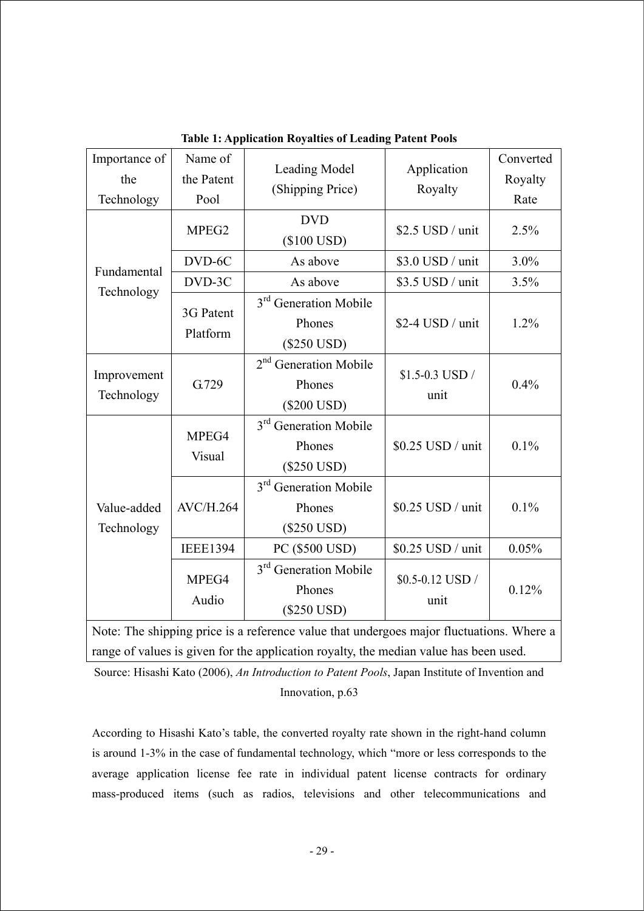**Table 1: Application Royalties of Leading Patent Pools**

| Importance of the Technology | Name of the Patent Pool | Leading Model (Shipping Price) | Application Royalty | Converted Royalty Rate |
|---|---|---|---|---|
| Fundamental Technology | MPEG2 | DVD ($100 USD) | $2.5 USD / unit | 2.5% |
| | DVD-6C | As above | $3.0 USD / unit | 3.0% |
| | DVD-3C | As above | $3.5 USD / unit | 3.5% |
| | 3G Patent Platform | 3rd Generation Mobile Phones ($250 USD) | $2-4 USD / unit | 1.2% |
| Improvement Technology | G.729 | 2nd Generation Mobile Phones ($200 USD) | $1.5-0.3 USD / unit | 0.4% |
| Value-added Technology | MPEG4 Visual | 3rd Generation Mobile Phones ($250 USD) | $0.25 USD / unit | 0.1% |
| | AVC/H.264 | 3rd Generation Mobile Phones ($250 USD) | $0.25 USD / unit | 0.1% |
| | IEEE1394 | PC ($500 USD) | $0.25 USD / unit | 0.05% |
| | MPEG4 Audio | 3rd Generation Mobile Phones ($250 USD) | $0.5-0.12 USD / unit | 0.12% |

Note: The shipping price is a reference value that undergoes major fluctuations. Where a range of values is given for the application royalty, the median value has been used.

Source: Hisashi Kato (2006), *An Introduction to Patent Pools*, Japan Institute of Invention and Innovation, p.63

According to Hisashi Kato's table, the converted royalty rate shown in the right-hand column is around 1-3% in the case of fundamental technology, which "more or less corresponds to the average application license fee rate in individual patent license contracts for ordinary mass-produced items (such as radios, televisions and other telecommunications and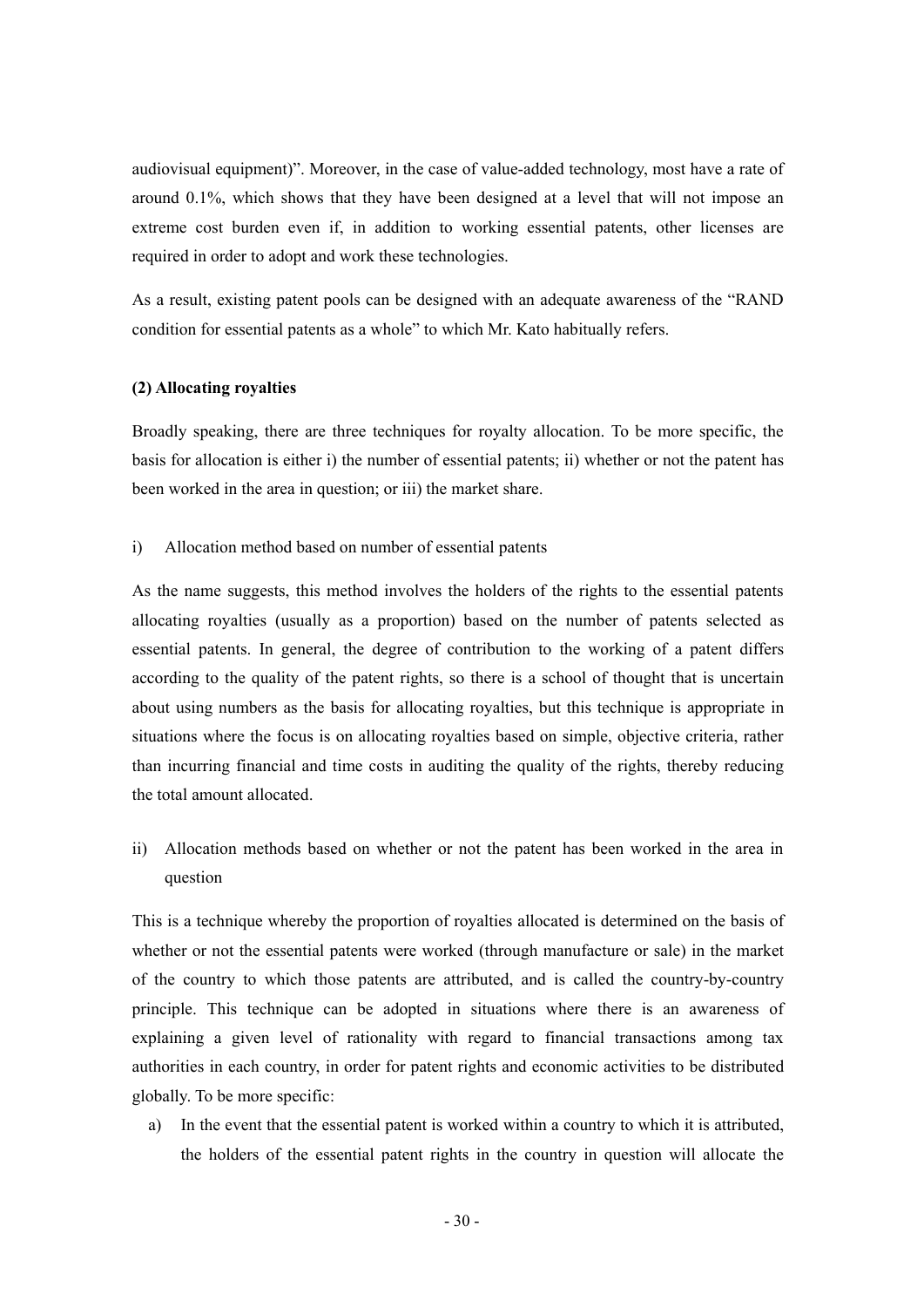audiovisual equipment)". Moreover, in the case of value-added technology, most have a rate of around 0.1%, which shows that they have been designed at a level that will not impose an extreme cost burden even if, in addition to working essential patents, other licenses are required in order to adopt and work these technologies.

As a result, existing patent pools can be designed with an adequate awareness of the "RAND condition for essential patents as a whole" to which Mr. Kato habitually refers.

**(2) Allocating royalties**

Broadly speaking, there are three techniques for royalty allocation. To be more specific, the basis for allocation is either i) the number of essential patents; ii) whether or not the patent has been worked in the area in question; or iii) the market share.

i) Allocation method based on number of essential patents

As the name suggests, this method involves the holders of the rights to the essential patents allocating royalties (usually as a proportion) based on the number of patents selected as essential patents. In general, the degree of contribution to the working of a patent differs according to the quality of the patent rights, so there is a school of thought that is uncertain about using numbers as the basis for allocating royalties, but this technique is appropriate in situations where the focus is on allocating royalties based on simple, objective criteria, rather than incurring financial and time costs in auditing the quality of the rights, thereby reducing the total amount allocated.

ii) Allocation methods based on whether or not the patent has been worked in the area in question

This is a technique whereby the proportion of royalties allocated is determined on the basis of whether or not the essential patents were worked (through manufacture or sale) in the market of the country to which those patents are attributed, and is called the country-by-country principle. This technique can be adopted in situations where there is an awareness of explaining a given level of rationality with regard to financial transactions among tax authorities in each country, in order for patent rights and economic activities to be distributed globally. To be more specific:

a) In the event that the essential patent is worked within a country to which it is attributed, the holders of the essential patent rights in the country in question will allocate the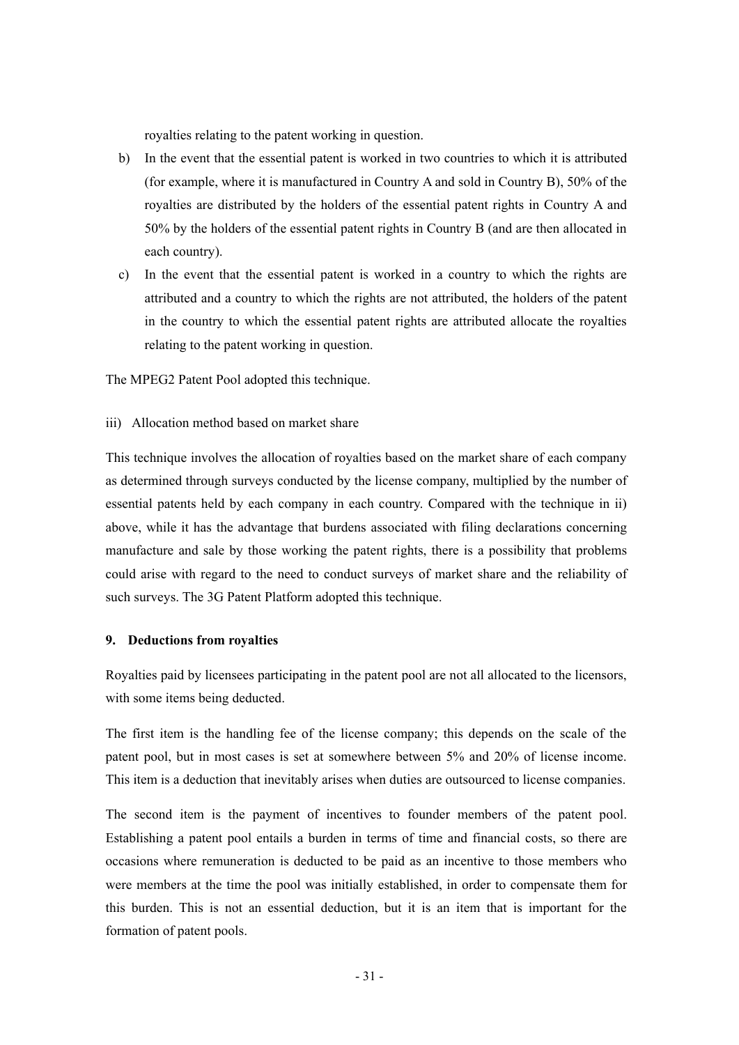royalties relating to the patent working in question.

b) In the event that the essential patent is worked in two countries to which it is attributed (for example, where it is manufactured in Country A and sold in Country B), 50% of the royalties are distributed by the holders of the essential patent rights in Country A and 50% by the holders of the essential patent rights in Country B (and are then allocated in each country).

c) In the event that the essential patent is worked in a country to which the rights are attributed and a country to which the rights are not attributed, the holders of the patent in the country to which the essential patent rights are attributed allocate the royalties relating to the patent working in question.

The MPEG2 Patent Pool adopted this technique.

iii) Allocation method based on market share

This technique involves the allocation of royalties based on the market share of each company as determined through surveys conducted by the license company, multiplied by the number of essential patents held by each company in each country. Compared with the technique in ii) above, while it has the advantage that burdens associated with filing declarations concerning manufacture and sale by those working the patent rights, there is a possibility that problems could arise with regard to the need to conduct surveys of market share and the reliability of such surveys. The 3G Patent Platform adopted this technique.

**9. Deductions from royalties**

Royalties paid by licensees participating in the patent pool are not all allocated to the licensors, with some items being deducted.

The first item is the handling fee of the license company; this depends on the scale of the patent pool, but in most cases is set at somewhere between 5% and 20% of license income. This item is a deduction that inevitably arises when duties are outsourced to license companies.

The second item is the payment of incentives to founder members of the patent pool. Establishing a patent pool entails a burden in terms of time and financial costs, so there are occasions where remuneration is deducted to be paid as an incentive to those members who were members at the time the pool was initially established, in order to compensate them for this burden. This is not an essential deduction, but it is an item that is important for the formation of patent pools.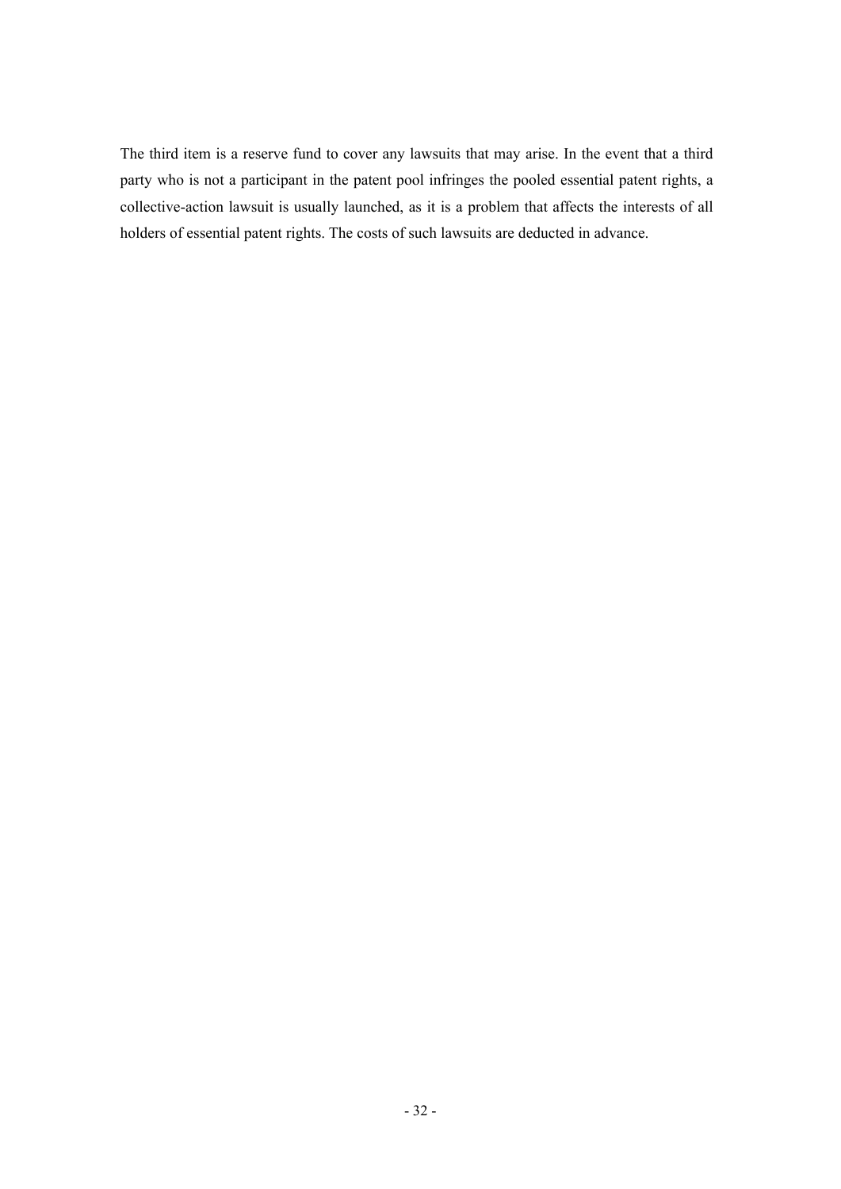The third item is a reserve fund to cover any lawsuits that may arise. In the event that a third party who is not a participant in the patent pool infringes the pooled essential patent rights, a collective-action lawsuit is usually launched, as it is a problem that affects the interests of all holders of essential patent rights. The costs of such lawsuits are deducted in advance.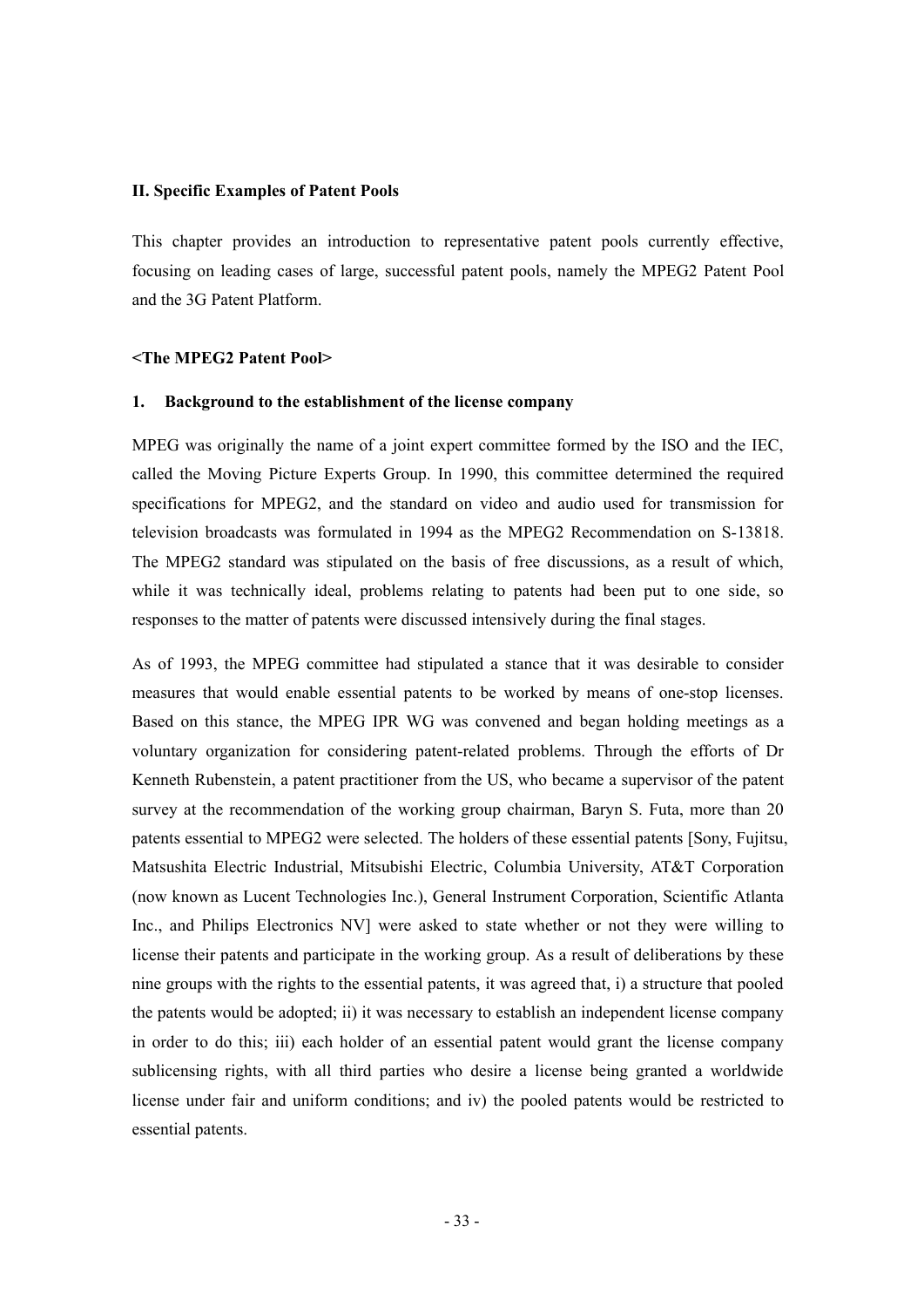## II. Specific Examples of Patent Pools

This chapter provides an introduction to representative patent pools currently effective, focusing on leading cases of large, successful patent pools, namely the MPEG2 Patent Pool and the 3G Patent Platform.

### <The MPEG2 Patent Pool>

#### 1. Background to the establishment of the license company

MPEG was originally the name of a joint expert committee formed by the ISO and the IEC, called the Moving Picture Experts Group. In 1990, this committee determined the required specifications for MPEG2, and the standard on video and audio used for transmission for television broadcasts was formulated in 1994 as the MPEG2 Recommendation on S-13818. The MPEG2 standard was stipulated on the basis of free discussions, as a result of which, while it was technically ideal, problems relating to patents had been put to one side, so responses to the matter of patents were discussed intensively during the final stages.

As of 1993, the MPEG committee had stipulated a stance that it was desirable to consider measures that would enable essential patents to be worked by means of one-stop licenses. Based on this stance, the MPEG IPR WG was convened and began holding meetings as a voluntary organization for considering patent-related problems. Through the efforts of Dr Kenneth Rubenstein, a patent practitioner from the US, who became a supervisor of the patent survey at the recommendation of the working group chairman, Baryn S. Futa, more than 20 patents essential to MPEG2 were selected. The holders of these essential patents [Sony, Fujitsu, Matsushita Electric Industrial, Mitsubishi Electric, Columbia University, AT&T Corporation (now known as Lucent Technologies Inc.), General Instrument Corporation, Scientific Atlanta Inc., and Philips Electronics NV] were asked to state whether or not they were willing to license their patents and participate in the working group. As a result of deliberations by these nine groups with the rights to the essential patents, it was agreed that, i) a structure that pooled the patents would be adopted; ii) it was necessary to establish an independent license company in order to do this; iii) each holder of an essential patent would grant the license company sublicensing rights, with all third parties who desire a license being granted a worldwide license under fair and uniform conditions; and iv) the pooled patents would be restricted to essential patents.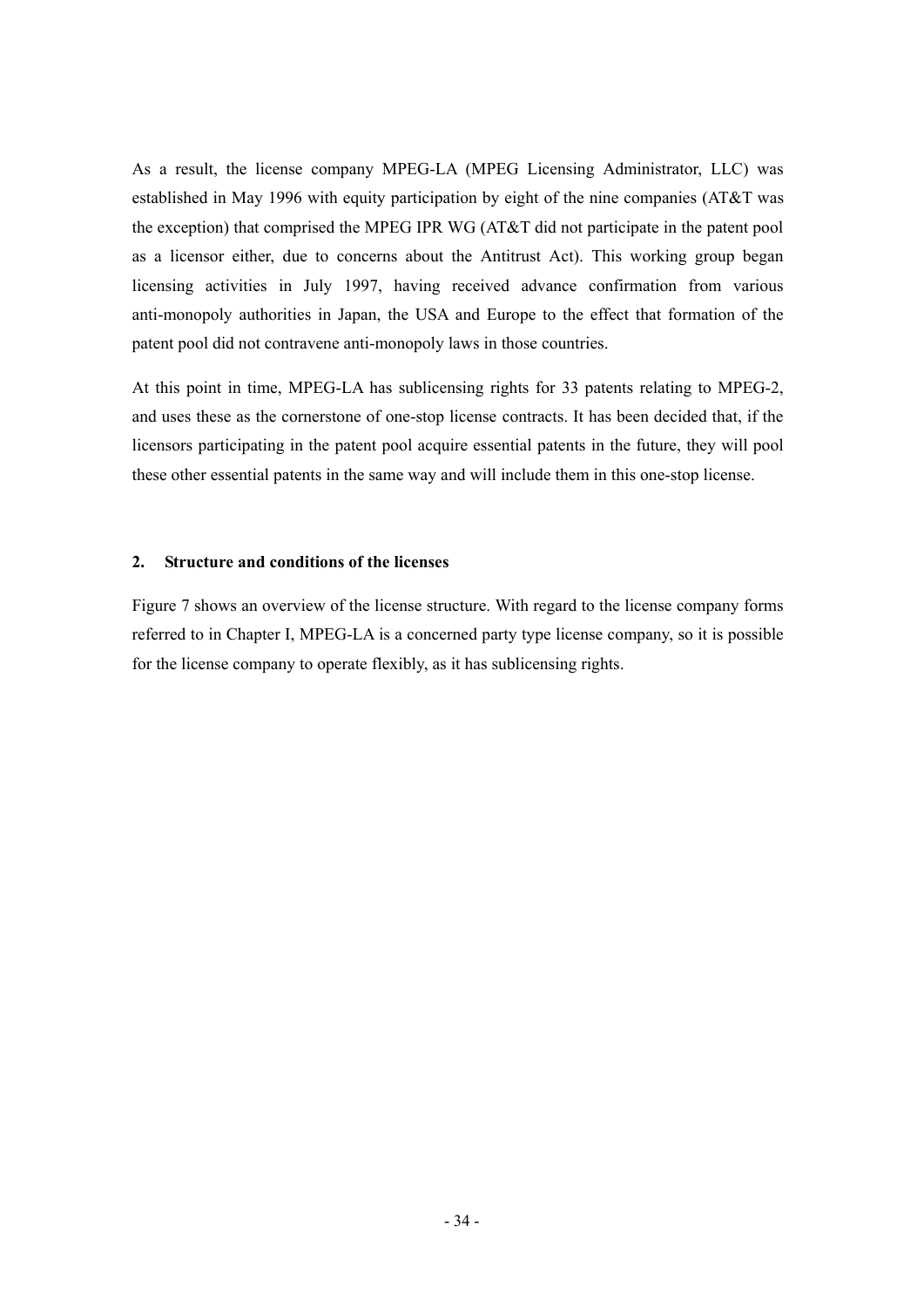As a result, the license company MPEG-LA (MPEG Licensing Administrator, LLC) was established in May 1996 with equity participation by eight of the nine companies (AT&T was the exception) that comprised the MPEG IPR WG (AT&T did not participate in the patent pool as a licensor either, due to concerns about the Antitrust Act). This working group began licensing activities in July 1997, having received advance confirmation from various anti-monopoly authorities in Japan, the USA and Europe to the effect that formation of the patent pool did not contravene anti-monopoly laws in those countries.

At this point in time, MPEG-LA has sublicensing rights for 33 patents relating to MPEG-2, and uses these as the cornerstone of one-stop license contracts. It has been decided that, if the licensors participating in the patent pool acquire essential patents in the future, they will pool these other essential patents in the same way and will include them in this one-stop license.

### 2. Structure and conditions of the licenses

Figure 7 shows an overview of the license structure. With regard to the license company forms referred to in Chapter I, MPEG-LA is a concerned party type license company, so it is possible for the license company to operate flexibly, as it has sublicensing rights.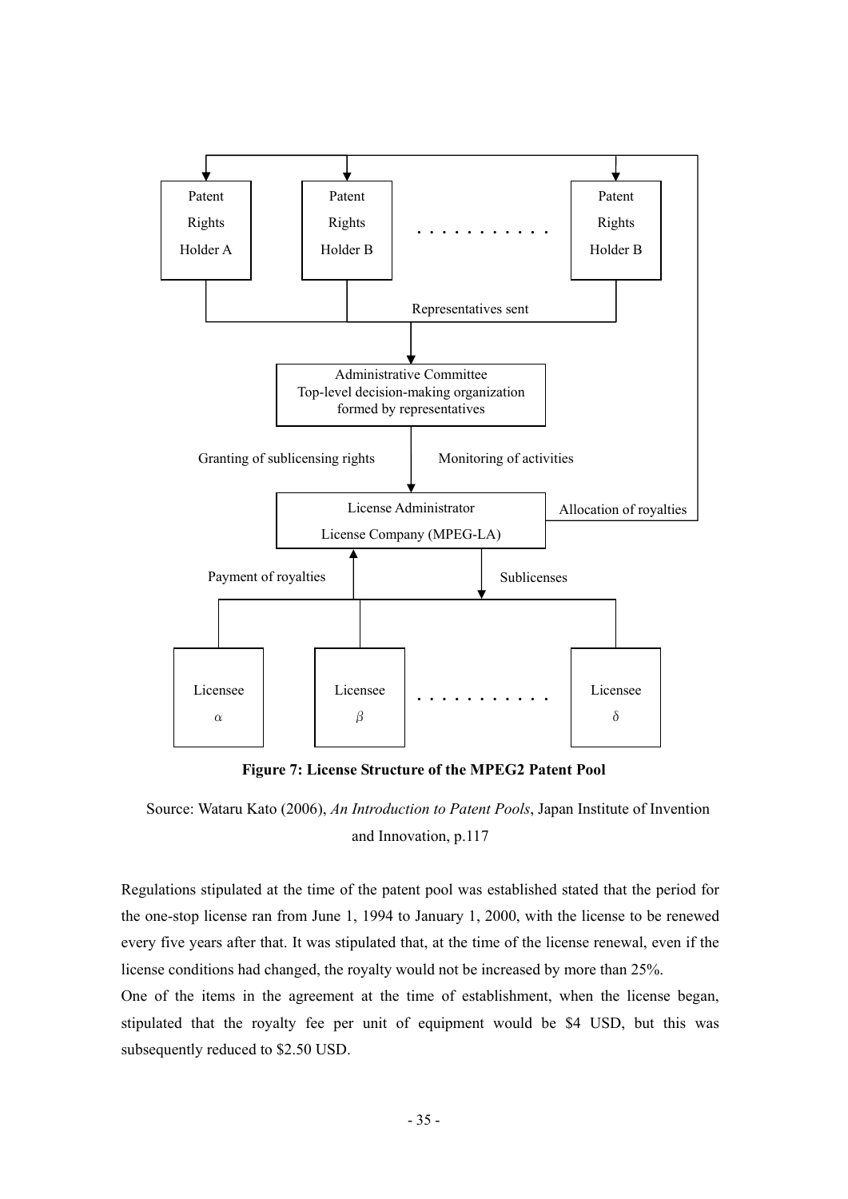Patent Rights Holder A

Patent Rights Holder B

Patent Rights Holder B

Representatives sent

Administrative Committee
Top-level decision-making organization
formed by representatives

Granting of sublicensing rights

Monitoring of activities

License Administrator
License Company (MPEG-LA)

Allocation of royalties

Payment of royalties

Sublicenses

Licensee α

Licensee β

Licensee δ

**Figure 7: License Structure of the MPEG2 Patent Pool**

Source: Wataru Kato (2006), *An Introduction to Patent Pools*, Japan Institute of Invention and Innovation, p.117

Regulations stipulated at the time of the patent pool was established stated that the period for the one-stop license ran from June 1, 1994 to January 1, 2000, with the license to be renewed every five years after that. It was stipulated that, at the time of the license renewal, even if the license conditions had changed, the royalty would not be increased by more than 25%.

One of the items in the agreement at the time of establishment, when the license began, stipulated that the royalty fee per unit of equipment would be $4 USD, but this was subsequently reduced to $2.50 USD.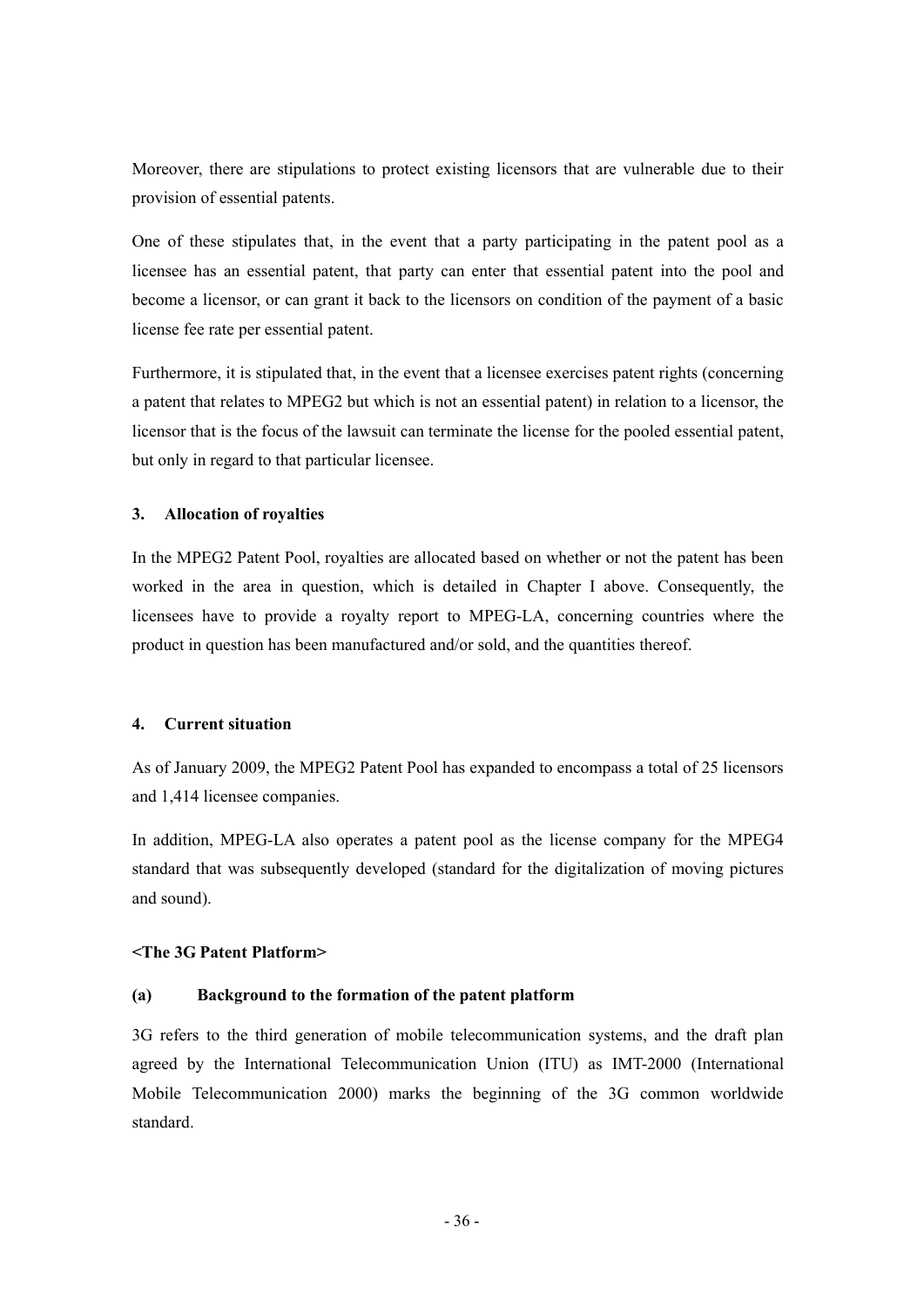Moreover, there are stipulations to protect existing licensors that are vulnerable due to their provision of essential patents.

One of these stipulates that, in the event that a party participating in the patent pool as a licensee has an essential patent, that party can enter that essential patent into the pool and become a licensor, or can grant it back to the licensors on condition of the payment of a basic license fee rate per essential patent.

Furthermore, it is stipulated that, in the event that a licensee exercises patent rights (concerning a patent that relates to MPEG2 but which is not an essential patent) in relation to a licensor, the licensor that is the focus of the lawsuit can terminate the license for the pooled essential patent, but only in regard to that particular licensee.

### 3. Allocation of royalties

In the MPEG2 Patent Pool, royalties are allocated based on whether or not the patent has been worked in the area in question, which is detailed in Chapter I above. Consequently, the licensees have to provide a royalty report to MPEG-LA, concerning countries where the product in question has been manufactured and/or sold, and the quantities thereof.

### 4. Current situation

As of January 2009, the MPEG2 Patent Pool has expanded to encompass a total of 25 licensors and 1,414 licensee companies.

In addition, MPEG-LA also operates a patent pool as the license company for the MPEG4 standard that was subsequently developed (standard for the digitalization of moving pictures and sound).

### <The 3G Patent Platform>

#### (a) Background to the formation of the patent platform

3G refers to the third generation of mobile telecommunication systems, and the draft plan agreed by the International Telecommunication Union (ITU) as IMT-2000 (International Mobile Telecommunication 2000) marks the beginning of the 3G common worldwide standard.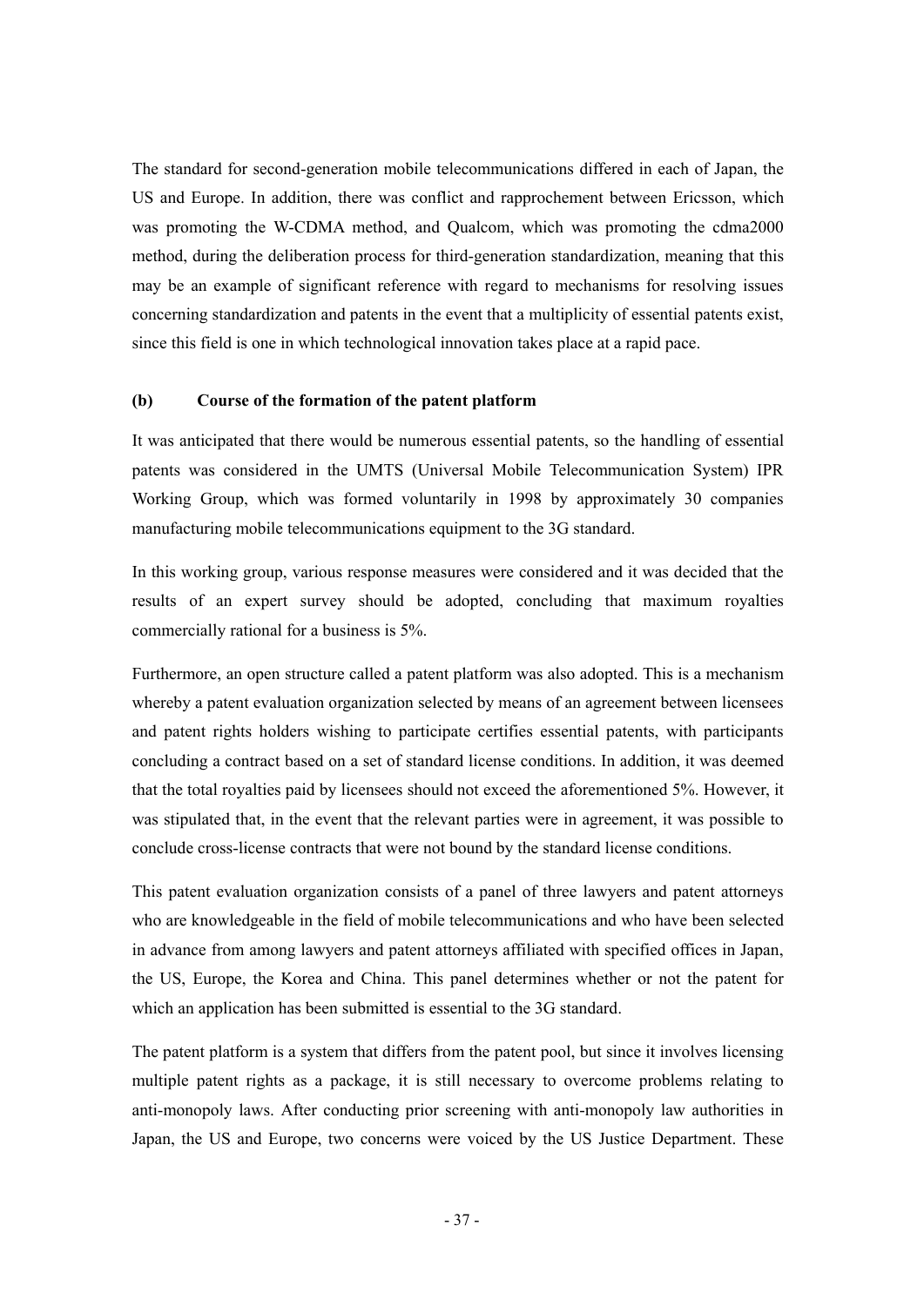The standard for second-generation mobile telecommunications differed in each of Japan, the US and Europe. In addition, there was conflict and rapprochement between Ericsson, which was promoting the W-CDMA method, and Qualcom, which was promoting the cdma2000 method, during the deliberation process for third-generation standardization, meaning that this may be an example of significant reference with regard to mechanisms for resolving issues concerning standardization and patents in the event that a multiplicity of essential patents exist, since this field is one in which technological innovation takes place at a rapid pace.

**(b) Course of the formation of the patent platform**

It was anticipated that there would be numerous essential patents, so the handling of essential patents was considered in the UMTS (Universal Mobile Telecommunication System) IPR Working Group, which was formed voluntarily in 1998 by approximately 30 companies manufacturing mobile telecommunications equipment to the 3G standard.

In this working group, various response measures were considered and it was decided that the results of an expert survey should be adopted, concluding that maximum royalties commercially rational for a business is 5%.

Furthermore, an open structure called a patent platform was also adopted. This is a mechanism whereby a patent evaluation organization selected by means of an agreement between licensees and patent rights holders wishing to participate certifies essential patents, with participants concluding a contract based on a set of standard license conditions. In addition, it was deemed that the total royalties paid by licensees should not exceed the aforementioned 5%. However, it was stipulated that, in the event that the relevant parties were in agreement, it was possible to conclude cross-license contracts that were not bound by the standard license conditions.

This patent evaluation organization consists of a panel of three lawyers and patent attorneys who are knowledgeable in the field of mobile telecommunications and who have been selected in advance from among lawyers and patent attorneys affiliated with specified offices in Japan, the US, Europe, the Korea and China. This panel determines whether or not the patent for which an application has been submitted is essential to the 3G standard.

The patent platform is a system that differs from the patent pool, but since it involves licensing multiple patent rights as a package, it is still necessary to overcome problems relating to anti-monopoly laws. After conducting prior screening with anti-monopoly law authorities in Japan, the US and Europe, two concerns were voiced by the US Justice Department. These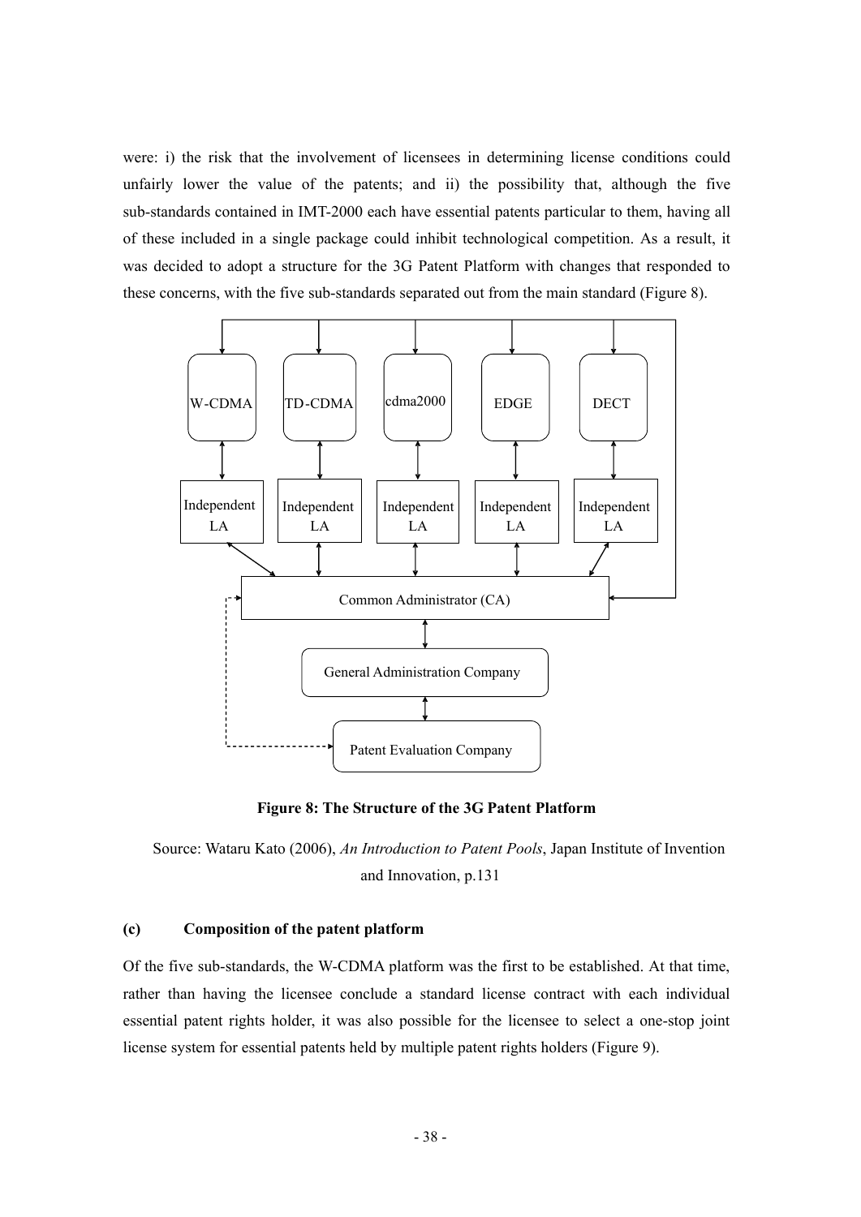were: i) the risk that the involvement of licensees in determining license conditions could unfairly lower the value of the patents; and ii) the possibility that, although the five sub-standards contained in IMT-2000 each have essential patents particular to them, having all of these included in a single package could inhibit technological competition. As a result, it was decided to adopt a structure for the 3G Patent Platform with changes that responded to these concerns, with the five sub-standards separated out from the main standard (Figure 8).

W-CDMA
TD-CDMA
cdma2000
EDGE
DECT

Independent LA
Independent LA
Independent LA
Independent LA
Independent LA

Common Administrator (CA)

General Administration Company

Patent Evaluation Company

**Figure 8: The Structure of the 3G Patent Platform**

Source: Wataru Kato (2006), *An Introduction to Patent Pools*, Japan Institute of Invention and Innovation, p.131

#### (c) Composition of the patent platform

Of the five sub-standards, the W-CDMA platform was the first to be established. At that time, rather than having the licensee conclude a standard license contract with each individual essential patent rights holder, it was also possible for the licensee to select a one-stop joint license system for essential patents held by multiple patent rights holders (Figure 9).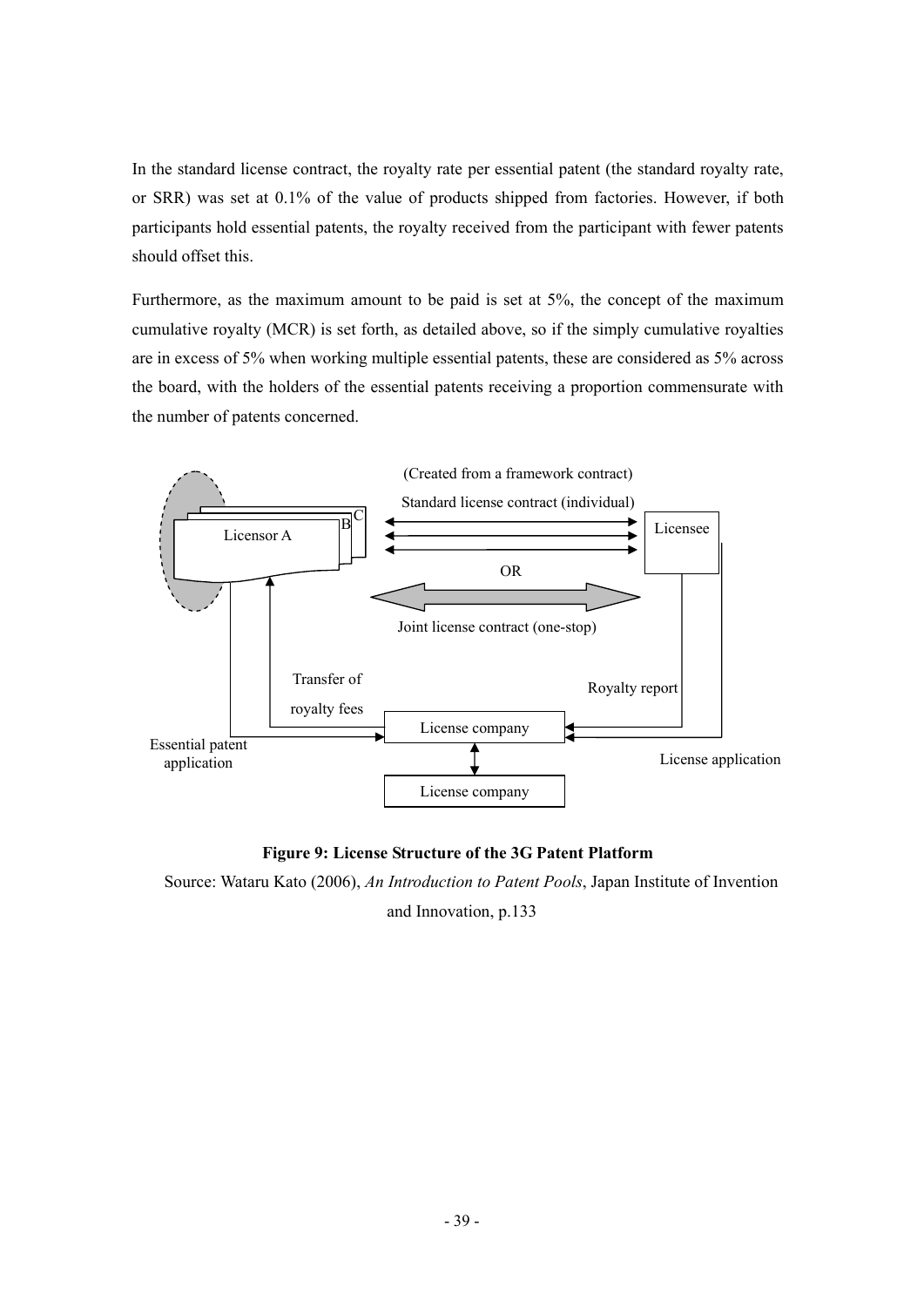In the standard license contract, the royalty rate per essential patent (the standard royalty rate, or SRR) was set at 0.1% of the value of products shipped from factories. However, if both participants hold essential patents, the royalty received from the participant with fewer patents should offset this.

Furthermore, as the maximum amount to be paid is set at 5%, the concept of the maximum cumulative royalty (MCR) is set forth, as detailed above, so if the simply cumulative royalties are in excess of 5% when working multiple essential patents, these are considered as 5% across the board, with the holders of the essential patents receiving a proportion commensurate with the number of patents concerned.

(Created from a framework contract)

Standard license contract (individual)

Licensor A

B

C

Licensee

OR

Joint license contract (one-stop)

Transfer of

royalty fees

Royalty report

License company

Essential patent application

License application

License company

**Figure 9: License Structure of the 3G Patent Platform**

Source: Wataru Kato (2006), *An Introduction to Patent Pools*, Japan Institute of Invention and Innovation, p.133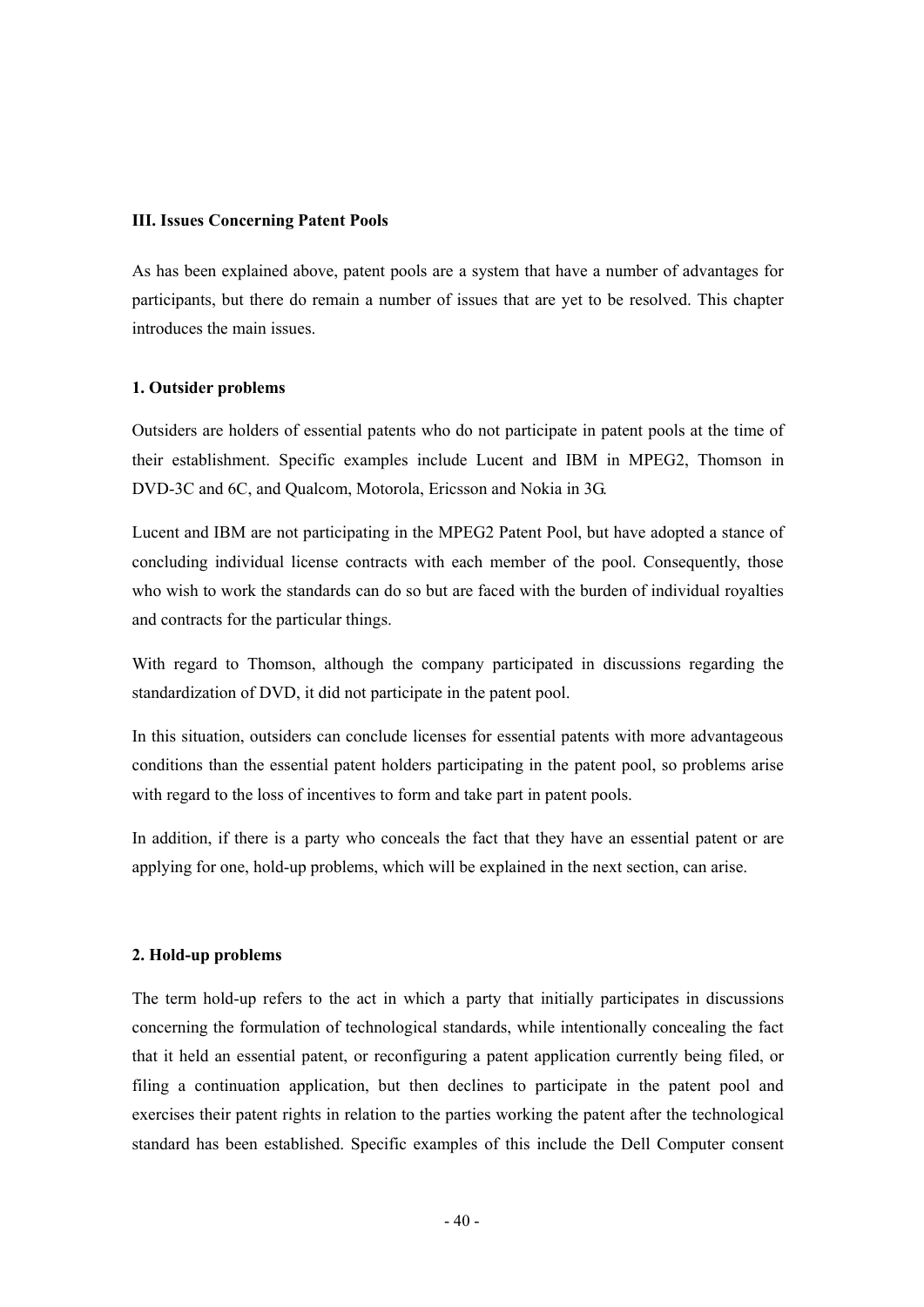## III. Issues Concerning Patent Pools

As has been explained above, patent pools are a system that have a number of advantages for participants, but there do remain a number of issues that are yet to be resolved. This chapter introduces the main issues.

### 1. Outsider problems

Outsiders are holders of essential patents who do not participate in patent pools at the time of their establishment. Specific examples include Lucent and IBM in MPEG2, Thomson in DVD-3C and 6C, and Qualcom, Motorola, Ericsson and Nokia in 3G.

Lucent and IBM are not participating in the MPEG2 Patent Pool, but have adopted a stance of concluding individual license contracts with each member of the pool. Consequently, those who wish to work the standards can do so but are faced with the burden of individual royalties and contracts for the particular things.

With regard to Thomson, although the company participated in discussions regarding the standardization of DVD, it did not participate in the patent pool.

In this situation, outsiders can conclude licenses for essential patents with more advantageous conditions than the essential patent holders participating in the patent pool, so problems arise with regard to the loss of incentives to form and take part in patent pools.

In addition, if there is a party who conceals the fact that they have an essential patent or are applying for one, hold-up problems, which will be explained in the next section, can arise.

### 2. Hold-up problems

The term hold-up refers to the act in which a party that initially participates in discussions concerning the formulation of technological standards, while intentionally concealing the fact that it held an essential patent, or reconfiguring a patent application currently being filed, or filing a continuation application, but then declines to participate in the patent pool and exercises their patent rights in relation to the parties working the patent after the technological standard has been established. Specific examples of this include the Dell Computer consent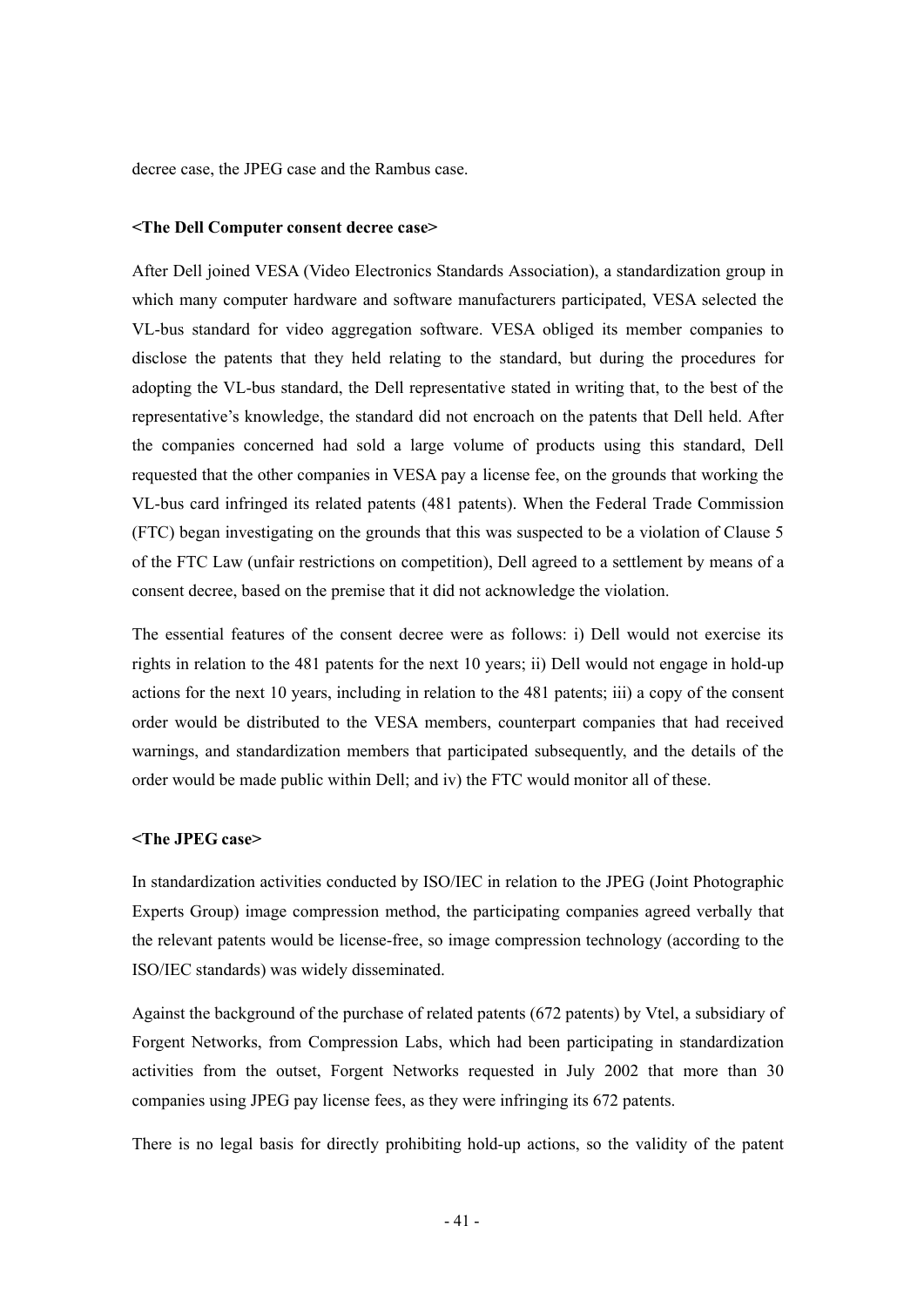decree case, the JPEG case and the Rambus case.

**<The Dell Computer consent decree case>**

After Dell joined VESA (Video Electronics Standards Association), a standardization group in which many computer hardware and software manufacturers participated, VESA selected the VL-bus standard for video aggregation software. VESA obliged its member companies to disclose the patents that they held relating to the standard, but during the procedures for adopting the VL-bus standard, the Dell representative stated in writing that, to the best of the representative's knowledge, the standard did not encroach on the patents that Dell held. After the companies concerned had sold a large volume of products using this standard, Dell requested that the other companies in VESA pay a license fee, on the grounds that working the VL-bus card infringed its related patents (481 patents). When the Federal Trade Commission (FTC) began investigating on the grounds that this was suspected to be a violation of Clause 5 of the FTC Law (unfair restrictions on competition), Dell agreed to a settlement by means of a consent decree, based on the premise that it did not acknowledge the violation.

The essential features of the consent decree were as follows: i) Dell would not exercise its rights in relation to the 481 patents for the next 10 years; ii) Dell would not engage in hold-up actions for the next 10 years, including in relation to the 481 patents; iii) a copy of the consent order would be distributed to the VESA members, counterpart companies that had received warnings, and standardization members that participated subsequently, and the details of the order would be made public within Dell; and iv) the FTC would monitor all of these.

**<The JPEG case>**

In standardization activities conducted by ISO/IEC in relation to the JPEG (Joint Photographic Experts Group) image compression method, the participating companies agreed verbally that the relevant patents would be license-free, so image compression technology (according to the ISO/IEC standards) was widely disseminated.

Against the background of the purchase of related patents (672 patents) by Vtel, a subsidiary of Forgent Networks, from Compression Labs, which had been participating in standardization activities from the outset, Forgent Networks requested in July 2002 that more than 30 companies using JPEG pay license fees, as they were infringing its 672 patents.

There is no legal basis for directly prohibiting hold-up actions, so the validity of the patent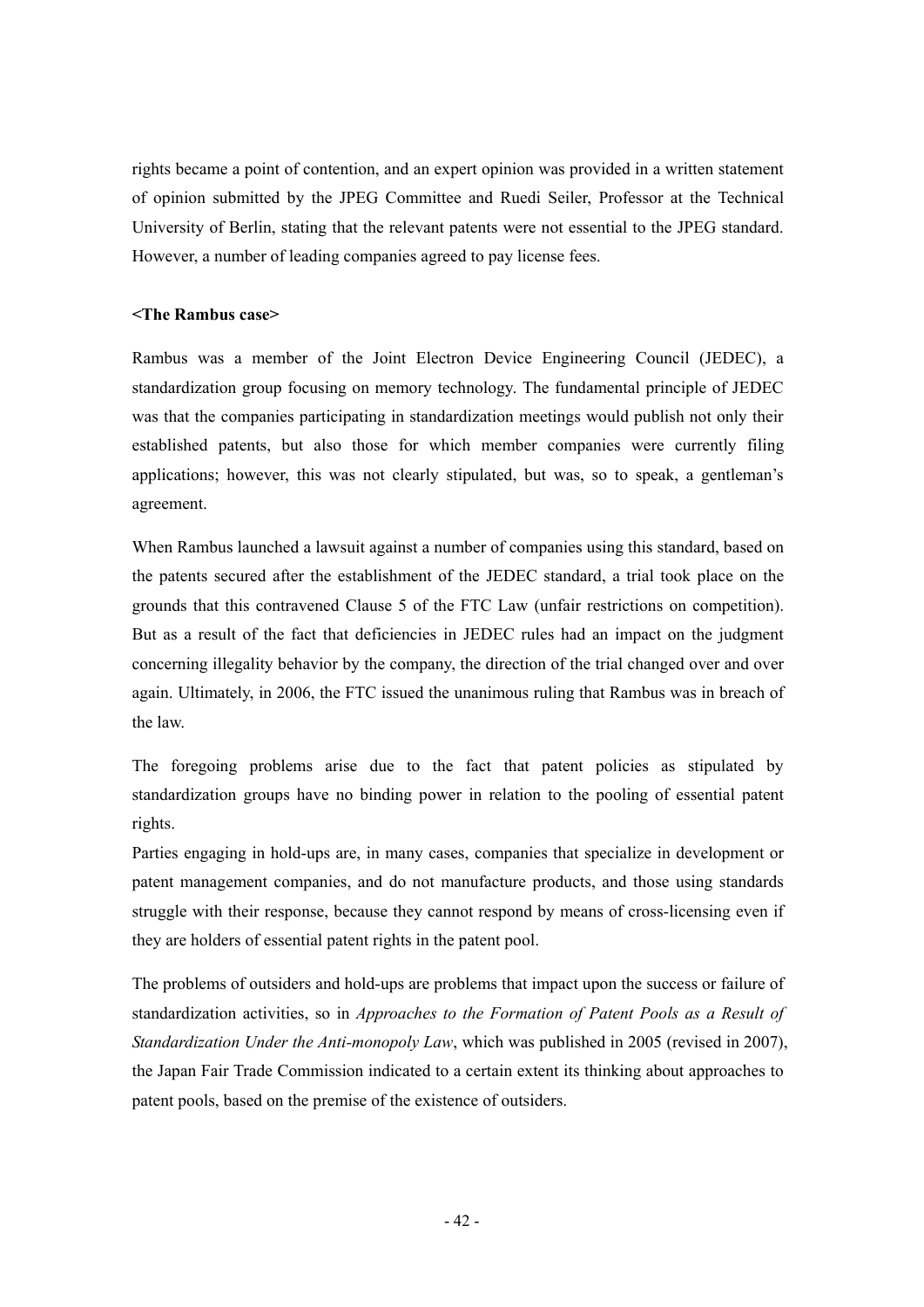rights became a point of contention, and an expert opinion was provided in a written statement of opinion submitted by the JPEG Committee and Ruedi Seiler, Professor at the Technical University of Berlin, stating that the relevant patents were not essential to the JPEG standard. However, a number of leading companies agreed to pay license fees.

**<The Rambus case>**

Rambus was a member of the Joint Electron Device Engineering Council (JEDEC), a standardization group focusing on memory technology. The fundamental principle of JEDEC was that the companies participating in standardization meetings would publish not only their established patents, but also those for which member companies were currently filing applications; however, this was not clearly stipulated, but was, so to speak, a gentleman's agreement.

When Rambus launched a lawsuit against a number of companies using this standard, based on the patents secured after the establishment of the JEDEC standard, a trial took place on the grounds that this contravened Clause 5 of the FTC Law (unfair restrictions on competition). But as a result of the fact that deficiencies in JEDEC rules had an impact on the judgment concerning illegality behavior by the company, the direction of the trial changed over and over again. Ultimately, in 2006, the FTC issued the unanimous ruling that Rambus was in breach of the law.

The foregoing problems arise due to the fact that patent policies as stipulated by standardization groups have no binding power in relation to the pooling of essential patent rights.

Parties engaging in hold-ups are, in many cases, companies that specialize in development or patent management companies, and do not manufacture products, and those using standards struggle with their response, because they cannot respond by means of cross-licensing even if they are holders of essential patent rights in the patent pool.

The problems of outsiders and hold-ups are problems that impact upon the success or failure of standardization activities, so in *Approaches to the Formation of Patent Pools as a Result of Standardization Under the Anti-monopoly Law*, which was published in 2005 (revised in 2007), the Japan Fair Trade Commission indicated to a certain extent its thinking about approaches to patent pools, based on the premise of the existence of outsiders.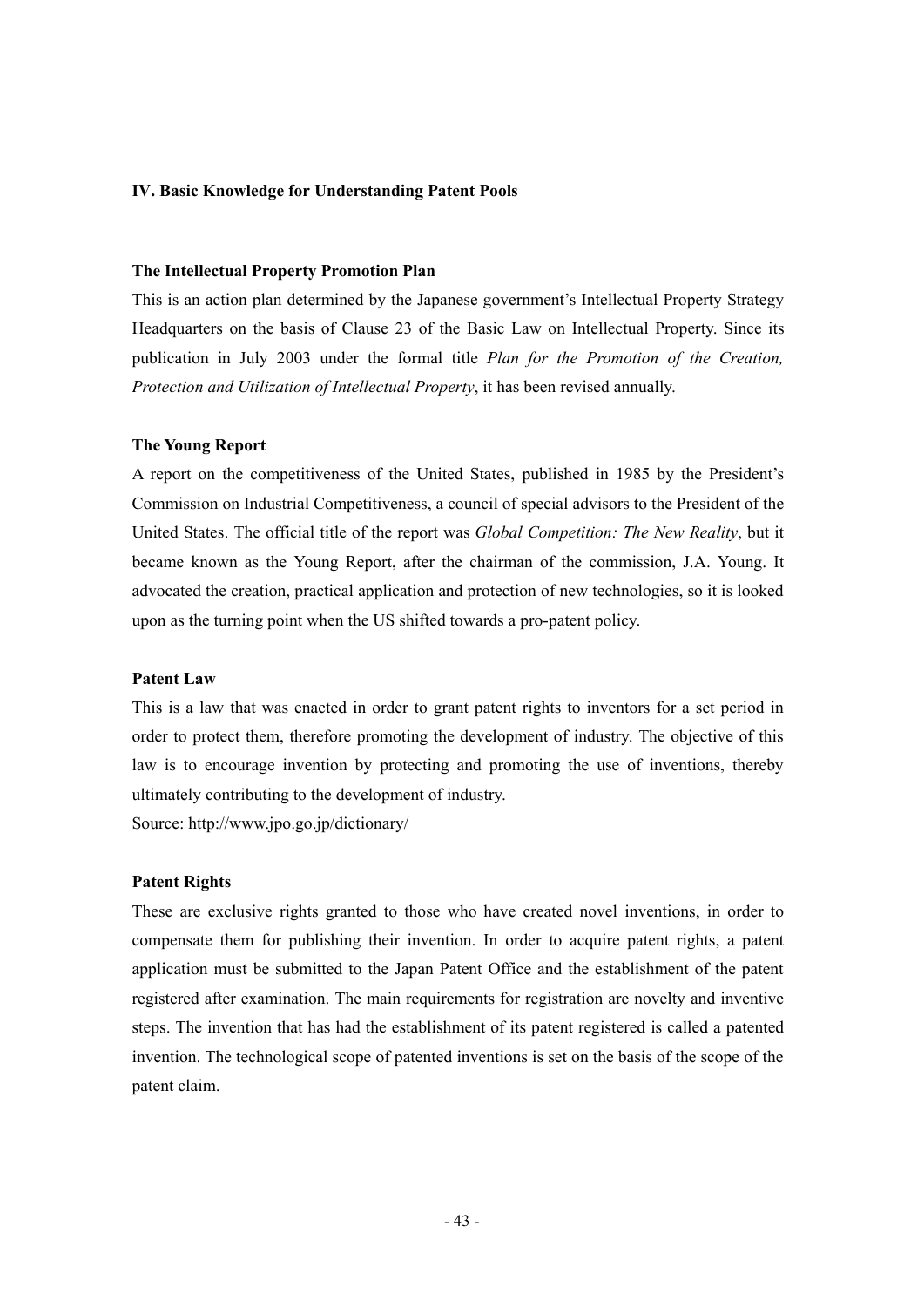## IV. Basic Knowledge for Understanding Patent Pools

### The Intellectual Property Promotion Plan

This is an action plan determined by the Japanese government's Intellectual Property Strategy Headquarters on the basis of Clause 23 of the Basic Law on Intellectual Property. Since its publication in July 2003 under the formal title *Plan for the Promotion of the Creation, Protection and Utilization of Intellectual Property*, it has been revised annually.

### The Young Report

A report on the competitiveness of the United States, published in 1985 by the President's Commission on Industrial Competitiveness, a council of special advisors to the President of the United States. The official title of the report was *Global Competition: The New Reality*, but it became known as the Young Report, after the chairman of the commission, J.A. Young. It advocated the creation, practical application and protection of new technologies, so it is looked upon as the turning point when the US shifted towards a pro-patent policy.

### Patent Law

This is a law that was enacted in order to grant patent rights to inventors for a set period in order to protect them, therefore promoting the development of industry. The objective of this law is to encourage invention by protecting and promoting the use of inventions, thereby ultimately contributing to the development of industry.

Source: http://www.jpo.go.jp/dictionary/

### Patent Rights

These are exclusive rights granted to those who have created novel inventions, in order to compensate them for publishing their invention. In order to acquire patent rights, a patent application must be submitted to the Japan Patent Office and the establishment of the patent registered after examination. The main requirements for registration are novelty and inventive steps. The invention that has had the establishment of its patent registered is called a patented invention. The technological scope of patented inventions is set on the basis of the scope of the patent claim.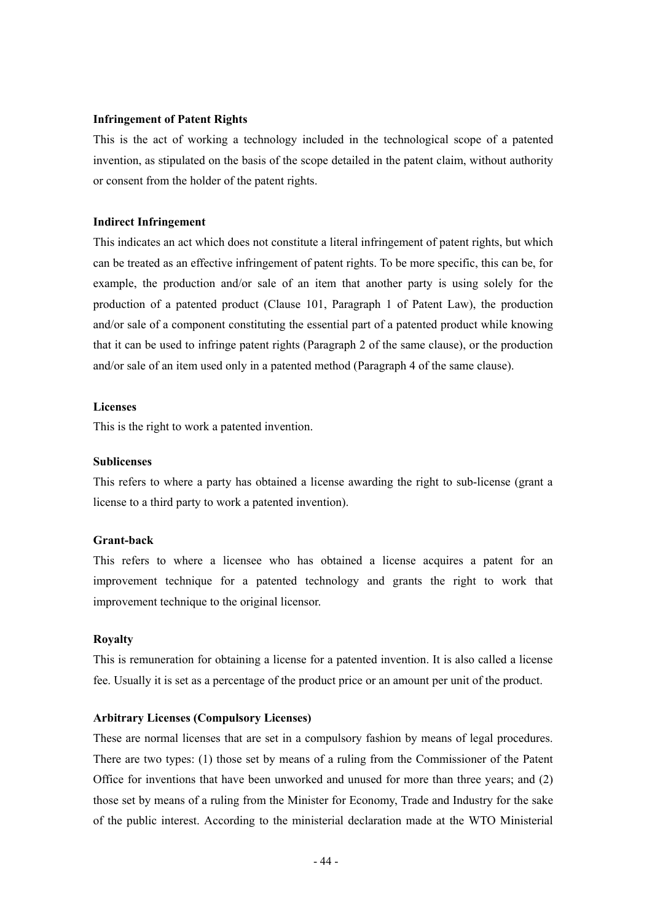**Infringement of Patent Rights**

This is the act of working a technology included in the technological scope of a patented invention, as stipulated on the basis of the scope detailed in the patent claim, without authority or consent from the holder of the patent rights.

**Indirect Infringement**

This indicates an act which does not constitute a literal infringement of patent rights, but which can be treated as an effective infringement of patent rights. To be more specific, this can be, for example, the production and/or sale of an item that another party is using solely for the production of a patented product (Clause 101, Paragraph 1 of Patent Law), the production and/or sale of a component constituting the essential part of a patented product while knowing that it can be used to infringe patent rights (Paragraph 2 of the same clause), or the production and/or sale of an item used only in a patented method (Paragraph 4 of the same clause).

**Licenses**

This is the right to work a patented invention.

**Sublicenses**

This refers to where a party has obtained a license awarding the right to sub-license (grant a license to a third party to work a patented invention).

**Grant-back**

This refers to where a licensee who has obtained a license acquires a patent for an improvement technique for a patented technology and grants the right to work that improvement technique to the original licensor.

**Royalty**

This is remuneration for obtaining a license for a patented invention. It is also called a license fee. Usually it is set as a percentage of the product price or an amount per unit of the product.

**Arbitrary Licenses (Compulsory Licenses)**

These are normal licenses that are set in a compulsory fashion by means of legal procedures. There are two types: (1) those set by means of a ruling from the Commissioner of the Patent Office for inventions that have been unworked and unused for more than three years; and (2) those set by means of a ruling from the Minister for Economy, Trade and Industry for the sake of the public interest. According to the ministerial declaration made at the WTO Ministerial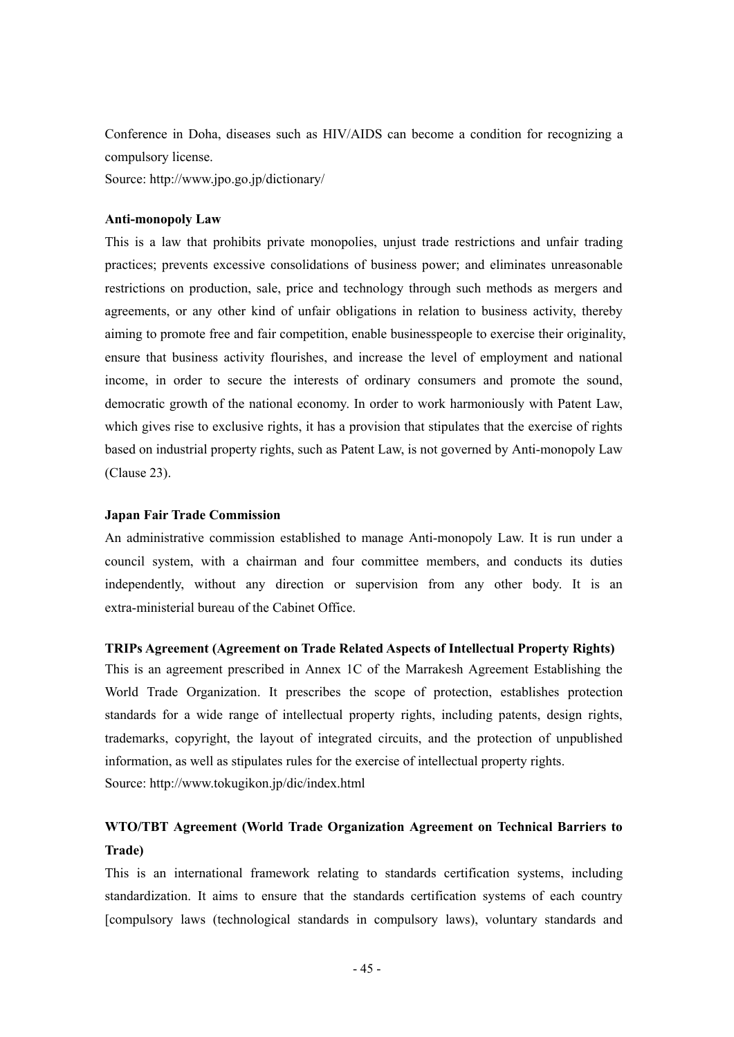Conference in Doha, diseases such as HIV/AIDS can become a condition for recognizing a compulsory license.

Source: http://www.jpo.go.jp/dictionary/

**Anti-monopoly Law**

This is a law that prohibits private monopolies, unjust trade restrictions and unfair trading practices; prevents excessive consolidations of business power; and eliminates unreasonable restrictions on production, sale, price and technology through such methods as mergers and agreements, or any other kind of unfair obligations in relation to business activity, thereby aiming to promote free and fair competition, enable businesspeople to exercise their originality, ensure that business activity flourishes, and increase the level of employment and national income, in order to secure the interests of ordinary consumers and promote the sound, democratic growth of the national economy. In order to work harmoniously with Patent Law, which gives rise to exclusive rights, it has a provision that stipulates that the exercise of rights based on industrial property rights, such as Patent Law, is not governed by Anti-monopoly Law (Clause 23).

**Japan Fair Trade Commission**

An administrative commission established to manage Anti-monopoly Law. It is run under a council system, with a chairman and four committee members, and conducts its duties independently, without any direction or supervision from any other body. It is an extra-ministerial bureau of the Cabinet Office.

**TRIPs Agreement (Agreement on Trade Related Aspects of Intellectual Property Rights)**

This is an agreement prescribed in Annex 1C of the Marrakesh Agreement Establishing the World Trade Organization. It prescribes the scope of protection, establishes protection standards for a wide range of intellectual property rights, including patents, design rights, trademarks, copyright, the layout of integrated circuits, and the protection of unpublished information, as well as stipulates rules for the exercise of intellectual property rights.

Source: http://www.tokugikon.jp/dic/index.html

**WTO/TBT Agreement (World Trade Organization Agreement on Technical Barriers to Trade)**

This is an international framework relating to standards certification systems, including standardization. It aims to ensure that the standards certification systems of each country [compulsory laws (technological standards in compulsory laws), voluntary standards and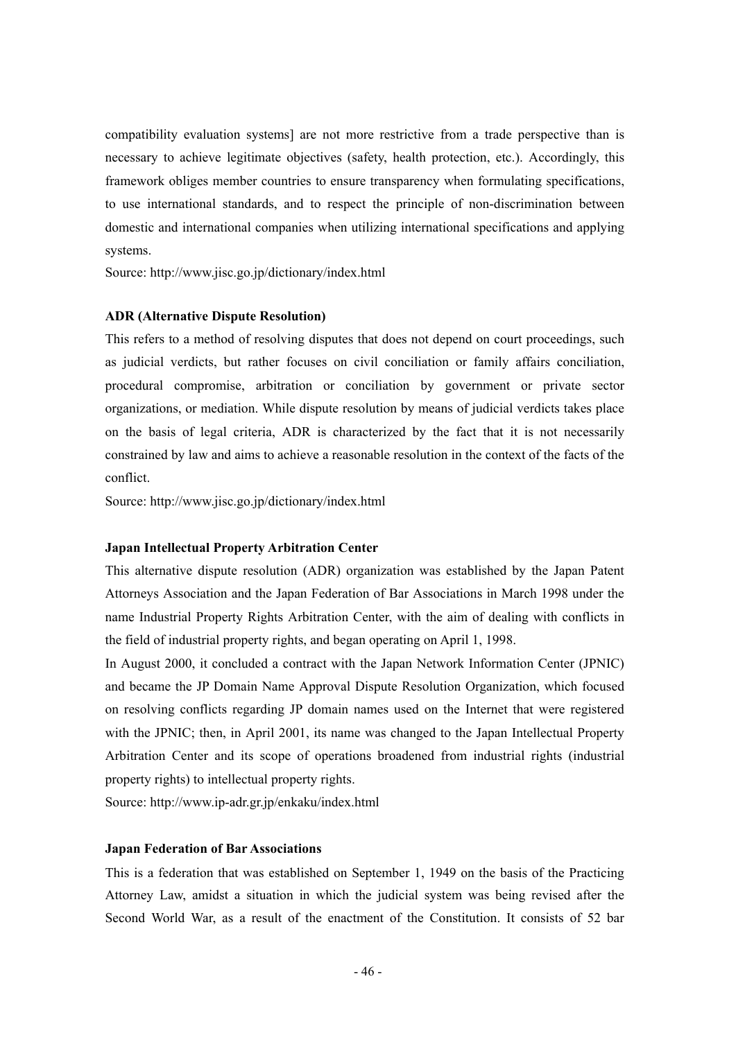compatibility evaluation systems] are not more restrictive from a trade perspective than is necessary to achieve legitimate objectives (safety, health protection, etc.). Accordingly, this framework obliges member countries to ensure transparency when formulating specifications, to use international standards, and to respect the principle of non-discrimination between domestic and international companies when utilizing international specifications and applying systems.

Source: http://www.jisc.go.jp/dictionary/index.html

**ADR (Alternative Dispute Resolution)**

This refers to a method of resolving disputes that does not depend on court proceedings, such as judicial verdicts, but rather focuses on civil conciliation or family affairs conciliation, procedural compromise, arbitration or conciliation by government or private sector organizations, or mediation. While dispute resolution by means of judicial verdicts takes place on the basis of legal criteria, ADR is characterized by the fact that it is not necessarily constrained by law and aims to achieve a reasonable resolution in the context of the facts of the conflict.

Source: http://www.jisc.go.jp/dictionary/index.html

**Japan Intellectual Property Arbitration Center**

This alternative dispute resolution (ADR) organization was established by the Japan Patent Attorneys Association and the Japan Federation of Bar Associations in March 1998 under the name Industrial Property Rights Arbitration Center, with the aim of dealing with conflicts in the field of industrial property rights, and began operating on April 1, 1998.

In August 2000, it concluded a contract with the Japan Network Information Center (JPNIC) and became the JP Domain Name Approval Dispute Resolution Organization, which focused on resolving conflicts regarding JP domain names used on the Internet that were registered with the JPNIC; then, in April 2001, its name was changed to the Japan Intellectual Property Arbitration Center and its scope of operations broadened from industrial rights (industrial property rights) to intellectual property rights.

Source: http://www.ip-adr.gr.jp/enkaku/index.html

**Japan Federation of Bar Associations**

This is a federation that was established on September 1, 1949 on the basis of the Practicing Attorney Law, amidst a situation in which the judicial system was being revised after the Second World War, as a result of the enactment of the Constitution. It consists of 52 bar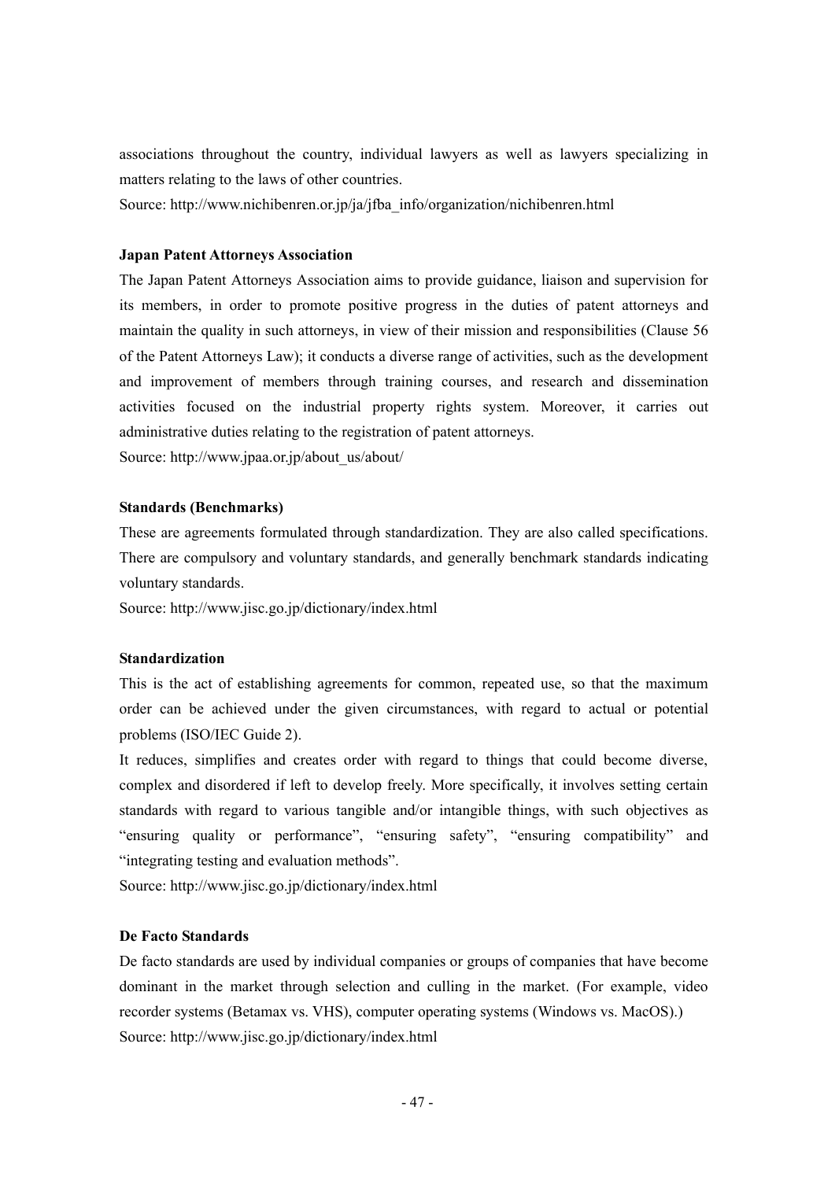associations throughout the country, individual lawyers as well as lawyers specializing in matters relating to the laws of other countries.

Source: http://www.nichibenren.or.jp/ja/jfba_info/organization/nichibenren.html

**Japan Patent Attorneys Association**

The Japan Patent Attorneys Association aims to provide guidance, liaison and supervision for its members, in order to promote positive progress in the duties of patent attorneys and maintain the quality in such attorneys, in view of their mission and responsibilities (Clause 56 of the Patent Attorneys Law); it conducts a diverse range of activities, such as the development and improvement of members through training courses, and research and dissemination activities focused on the industrial property rights system. Moreover, it carries out administrative duties relating to the registration of patent attorneys.

Source: http://www.jpaa.or.jp/about_us/about/

**Standards (Benchmarks)**

These are agreements formulated through standardization. They are also called specifications. There are compulsory and voluntary standards, and generally benchmark standards indicating voluntary standards.

Source: http://www.jisc.go.jp/dictionary/index.html

**Standardization**

This is the act of establishing agreements for common, repeated use, so that the maximum order can be achieved under the given circumstances, with regard to actual or potential problems (ISO/IEC Guide 2).

It reduces, simplifies and creates order with regard to things that could become diverse, complex and disordered if left to develop freely. More specifically, it involves setting certain standards with regard to various tangible and/or intangible things, with such objectives as "ensuring quality or performance", "ensuring safety", "ensuring compatibility" and "integrating testing and evaluation methods".

Source: http://www.jisc.go.jp/dictionary/index.html

**De Facto Standards**

De facto standards are used by individual companies or groups of companies that have become dominant in the market through selection and culling in the market. (For example, video recorder systems (Betamax vs. VHS), computer operating systems (Windows vs. MacOS).)

Source: http://www.jisc.go.jp/dictionary/index.html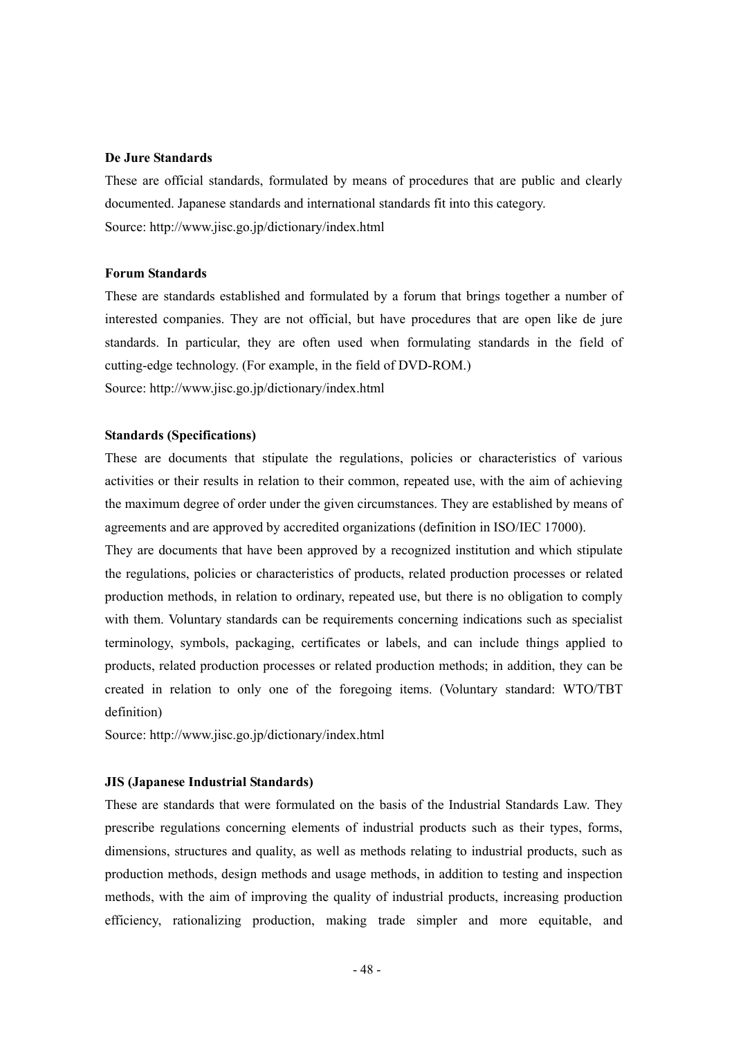**De Jure Standards**

These are official standards, formulated by means of procedures that are public and clearly documented. Japanese standards and international standards fit into this category.
Source: http://www.jisc.go.jp/dictionary/index.html

**Forum Standards**

These are standards established and formulated by a forum that brings together a number of interested companies. They are not official, but have procedures that are open like de jure standards. In particular, they are often used when formulating standards in the field of cutting-edge technology. (For example, in the field of DVD-ROM.)
Source: http://www.jisc.go.jp/dictionary/index.html

**Standards (Specifications)**

These are documents that stipulate the regulations, policies or characteristics of various activities or their results in relation to their common, repeated use, with the aim of achieving the maximum degree of order under the given circumstances. They are established by means of agreements and are approved by accredited organizations (definition in ISO/IEC 17000).
They are documents that have been approved by a recognized institution and which stipulate the regulations, policies or characteristics of products, related production processes or related production methods, in relation to ordinary, repeated use, but there is no obligation to comply with them. Voluntary standards can be requirements concerning indications such as specialist terminology, symbols, packaging, certificates or labels, and can include things applied to products, related production processes or related production methods; in addition, they can be created in relation to only one of the foregoing items. (Voluntary standard: WTO/TBT definition)
Source: http://www.jisc.go.jp/dictionary/index.html

**JIS (Japanese Industrial Standards)**

These are standards that were formulated on the basis of the Industrial Standards Law. They prescribe regulations concerning elements of industrial products such as their types, forms, dimensions, structures and quality, as well as methods relating to industrial products, such as production methods, design methods and usage methods, in addition to testing and inspection methods, with the aim of improving the quality of industrial products, increasing production efficiency, rationalizing production, making trade simpler and more equitable, and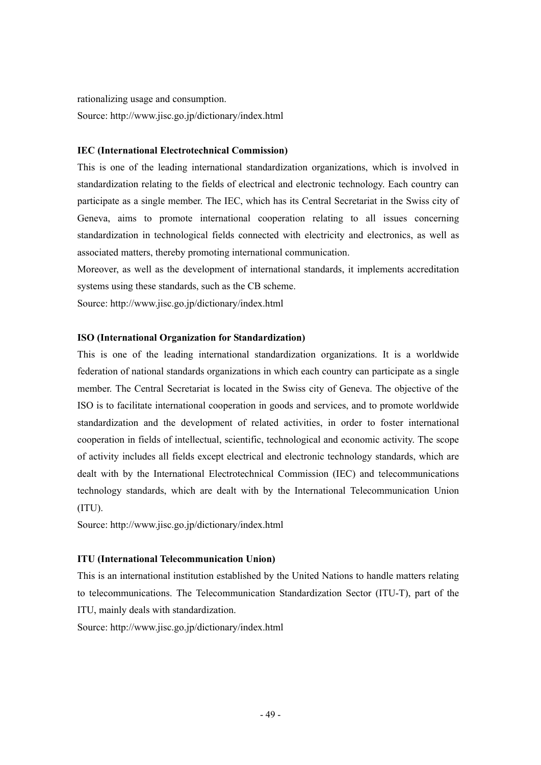rationalizing usage and consumption.

Source: http://www.jisc.go.jp/dictionary/index.html

**IEC (International Electrotechnical Commission)**

This is one of the leading international standardization organizations, which is involved in standardization relating to the fields of electrical and electronic technology. Each country can participate as a single member. The IEC, which has its Central Secretariat in the Swiss city of Geneva, aims to promote international cooperation relating to all issues concerning standardization in technological fields connected with electricity and electronics, as well as associated matters, thereby promoting international communication.

Moreover, as well as the development of international standards, it implements accreditation systems using these standards, such as the CB scheme.

Source: http://www.jisc.go.jp/dictionary/index.html

**ISO (International Organization for Standardization)**

This is one of the leading international standardization organizations. It is a worldwide federation of national standards organizations in which each country can participate as a single member. The Central Secretariat is located in the Swiss city of Geneva. The objective of the ISO is to facilitate international cooperation in goods and services, and to promote worldwide standardization and the development of related activities, in order to foster international cooperation in fields of intellectual, scientific, technological and economic activity. The scope of activity includes all fields except electrical and electronic technology standards, which are dealt with by the International Electrotechnical Commission (IEC) and telecommunications technology standards, which are dealt with by the International Telecommunication Union (ITU).

Source: http://www.jisc.go.jp/dictionary/index.html

**ITU (International Telecommunication Union)**

This is an international institution established by the United Nations to handle matters relating to telecommunications. The Telecommunication Standardization Sector (ITU-T), part of the ITU, mainly deals with standardization.

Source: http://www.jisc.go.jp/dictionary/index.html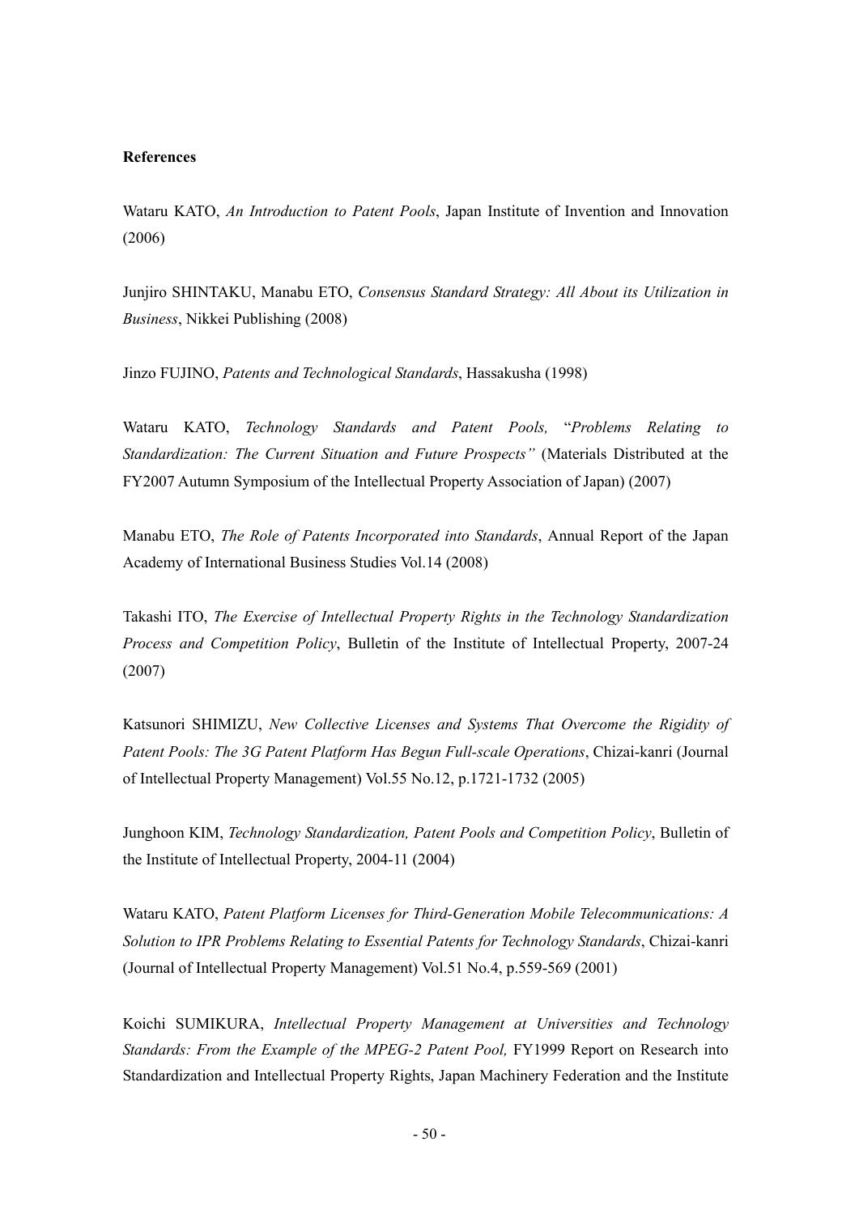**References**

Wataru KATO, *An Introduction to Patent Pools*, Japan Institute of Invention and Innovation (2006)

Junjiro SHINTAKU, Manabu ETO, *Consensus Standard Strategy: All About its Utilization in Business*, Nikkei Publishing (2008)

Jinzo FUJINO, *Patents and Technological Standards*, Hassakusha (1998)

Wataru KATO, *Technology Standards and Patent Pools,* "*Problems Relating to Standardization: The Current Situation and Future Prospects"* (Materials Distributed at the FY2007 Autumn Symposium of the Intellectual Property Association of Japan) (2007)

Manabu ETO, *The Role of Patents Incorporated into Standards*, Annual Report of the Japan Academy of International Business Studies Vol.14 (2008)

Takashi ITO, *The Exercise of Intellectual Property Rights in the Technology Standardization Process and Competition Policy*, Bulletin of the Institute of Intellectual Property, 2007-24 (2007)

Katsunori SHIMIZU, *New Collective Licenses and Systems That Overcome the Rigidity of Patent Pools: The 3G Patent Platform Has Begun Full-scale Operations*, Chizai-kanri (Journal of Intellectual Property Management) Vol.55 No.12, p.1721-1732 (2005)

Junghoon KIM, *Technology Standardization, Patent Pools and Competition Policy*, Bulletin of the Institute of Intellectual Property, 2004-11 (2004)

Wataru KATO, *Patent Platform Licenses for Third-Generation Mobile Telecommunications: A Solution to IPR Problems Relating to Essential Patents for Technology Standards*, Chizai-kanri (Journal of Intellectual Property Management) Vol.51 No.4, p.559-569 (2001)

Koichi SUMIKURA, *Intellectual Property Management at Universities and Technology Standards: From the Example of the MPEG-2 Patent Pool,* FY1999 Report on Research into Standardization and Intellectual Property Rights, Japan Machinery Federation and the Institute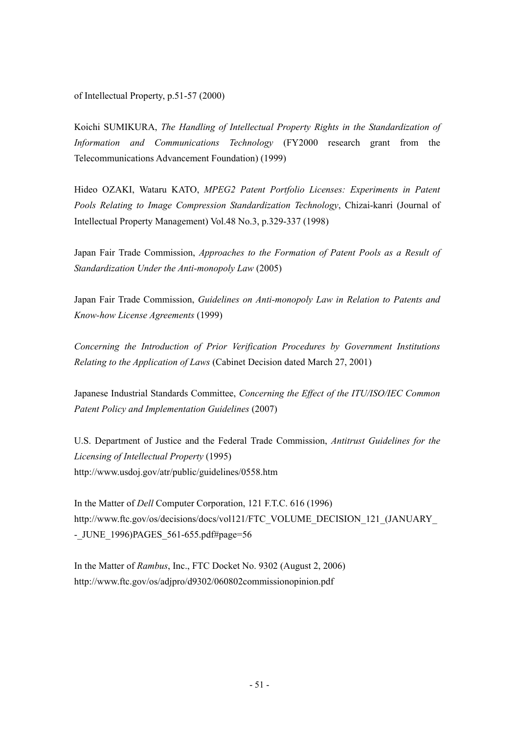of Intellectual Property, p.51-57 (2000)

Koichi SUMIKURA, *The Handling of Intellectual Property Rights in the Standardization of Information and Communications Technology* (FY2000 research grant from the Telecommunications Advancement Foundation) (1999)

Hideo OZAKI, Wataru KATO, *MPEG2 Patent Portfolio Licenses: Experiments in Patent Pools Relating to Image Compression Standardization Technology*, Chizai-kanri (Journal of Intellectual Property Management) Vol.48 No.3, p.329-337 (1998)

Japan Fair Trade Commission, *Approaches to the Formation of Patent Pools as a Result of Standardization Under the Anti-monopoly Law* (2005)

Japan Fair Trade Commission, *Guidelines on Anti-monopoly Law in Relation to Patents and Know-how License Agreements* (1999)

*Concerning the Introduction of Prior Verification Procedures by Government Institutions Relating to the Application of Laws* (Cabinet Decision dated March 27, 2001)

Japanese Industrial Standards Committee, *Concerning the Effect of the ITU/ISO/IEC Common Patent Policy and Implementation Guidelines* (2007)

U.S. Department of Justice and the Federal Trade Commission, *Antitrust Guidelines for the Licensing of Intellectual Property* (1995)
http://www.usdoj.gov/atr/public/guidelines/0558.htm

In the Matter of *Dell* Computer Corporation, 121 F.T.C. 616 (1996)
http://www.ftc.gov/os/decisions/docs/vol121/FTC_VOLUME_DECISION_121_(JANUARY_-_JUNE_1996)PAGES_561-655.pdf#page=56

In the Matter of *Rambus*, Inc., FTC Docket No. 9302 (August 2, 2006)
http://www.ftc.gov/os/adjpro/d9302/060802commissionopinion.pdf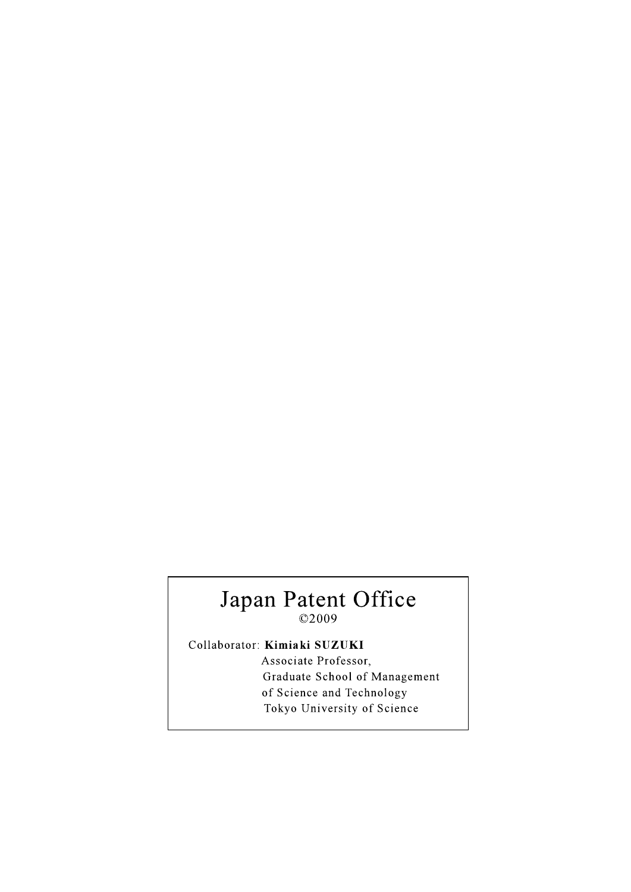# Japan Patent Office

©2009

Collaborator: **Kimiaki SUZUKI**
Associate Professor,
Graduate School of Management
of Science and Technology
Tokyo University of Science